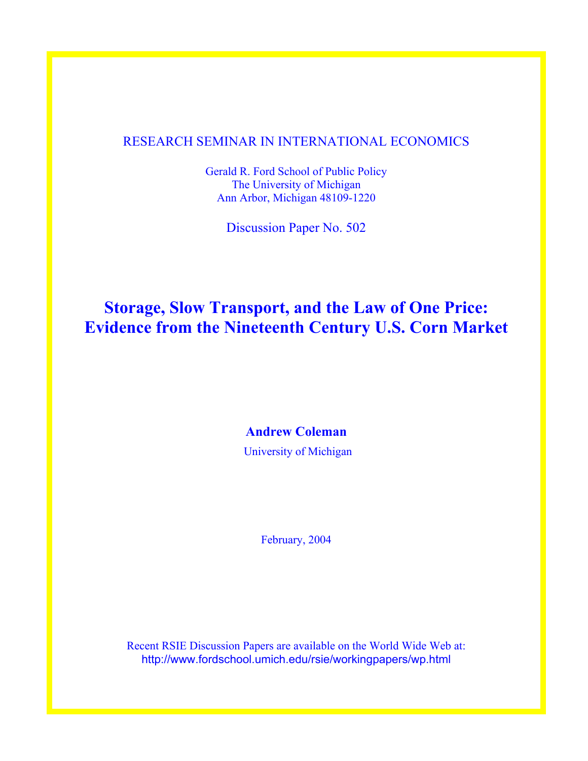RESEARCH SEMINAR IN INTERNATIONAL ECONOMICS

Gerald R. Ford School of Public Policy
The University of Michigan
Ann Arbor, Michigan 48109-1220

Discussion Paper No. 502

# Storage, Slow Transport, and the Law of One Price: Evidence from the Nineteenth Century U.S. Corn Market

**Andrew Coleman**

University of Michigan

February, 2004

Recent RSIE Discussion Papers are available on the World Wide Web at:
http://www.fordschool.umich.edu/rsie/workingpapers/wp.html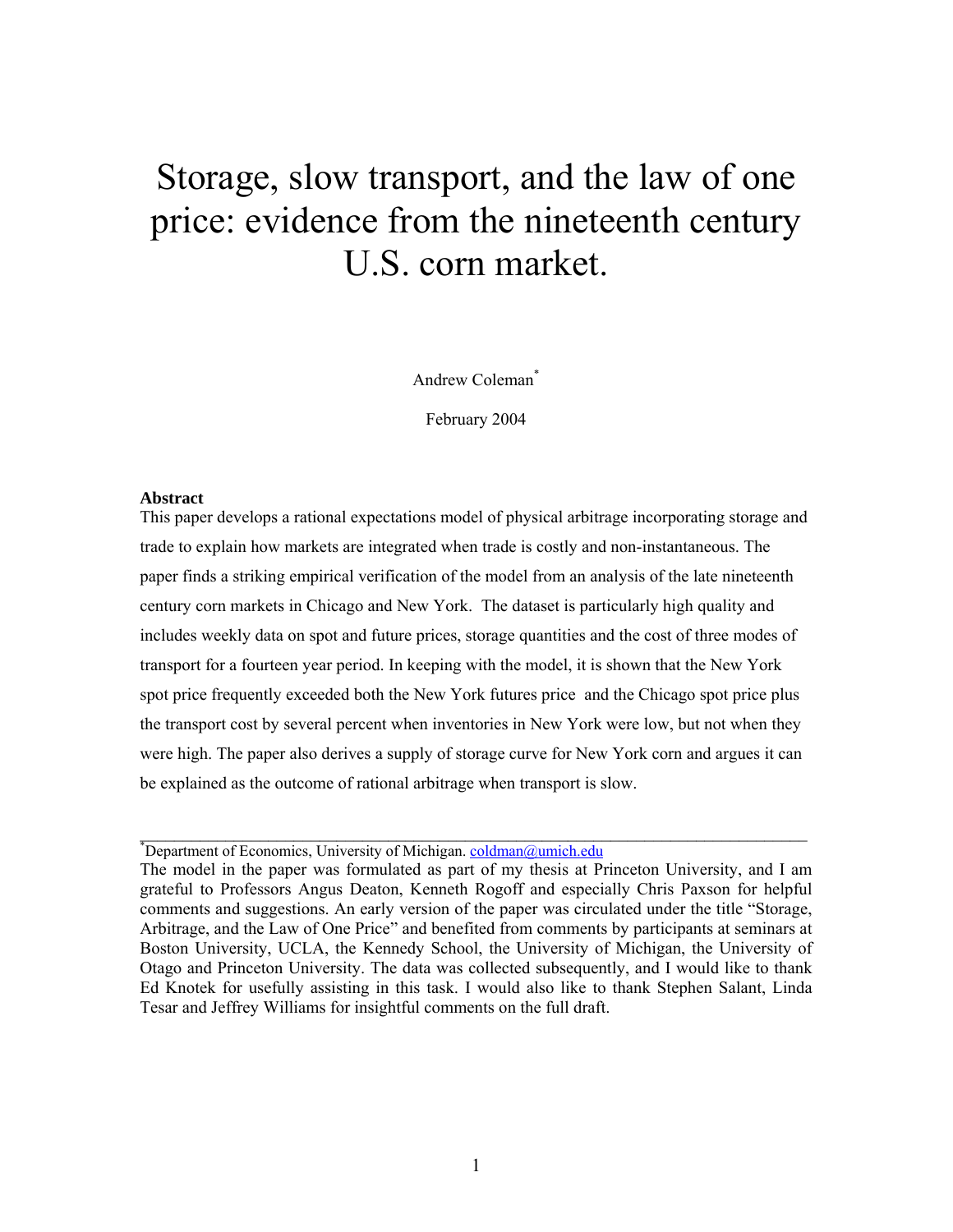# Storage, slow transport, and the law of one price: evidence from the nineteenth century U.S. corn market.

Andrew Coleman*

February 2004

### Abstract

This paper develops a rational expectations model of physical arbitrage incorporating storage and trade to explain how markets are integrated when trade is costly and non-instantaneous. The paper finds a striking empirical verification of the model from an analysis of the late nineteenth century corn markets in Chicago and New York. The dataset is particularly high quality and includes weekly data on spot and future prices, storage quantities and the cost of three modes of transport for a fourteen year period. In keeping with the model, it is shown that the New York spot price frequently exceeded both the New York futures price and the Chicago spot price plus the transport cost by several percent when inventories in New York were low, but not when they were high. The paper also derives a supply of storage curve for New York corn and argues it can be explained as the outcome of rational arbitrage when transport is slow.

---

*Department of Economics, University of Michigan. coldman@umich.edu

The model in the paper was formulated as part of my thesis at Princeton University, and I am grateful to Professors Angus Deaton, Kenneth Rogoff and especially Chris Paxson for helpful comments and suggestions. An early version of the paper was circulated under the title "Storage, Arbitrage, and the Law of One Price" and benefited from comments by participants at seminars at Boston University, UCLA, the Kennedy School, the University of Michigan, the University of Otago and Princeton University. The data was collected subsequently, and I would like to thank Ed Knotek for usefully assisting in this task. I would also like to thank Stephen Salant, Linda Tesar and Jeffrey Williams for insightful comments on the full draft.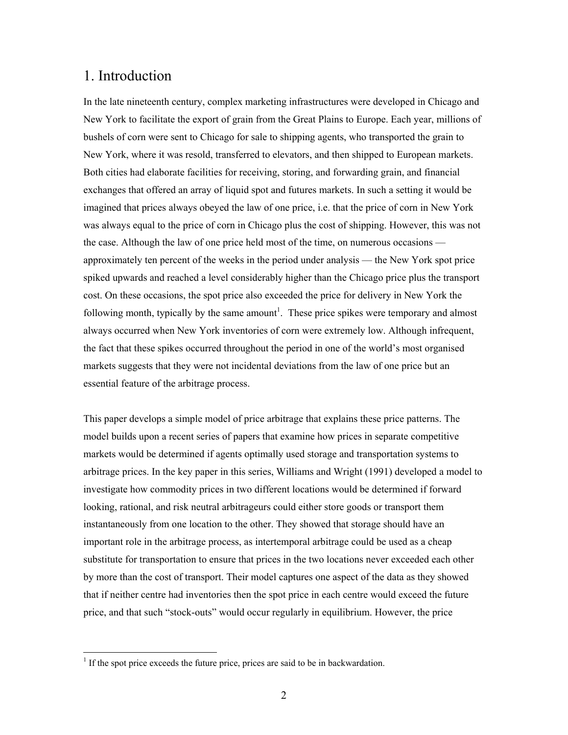# 1. Introduction

In the late nineteenth century, complex marketing infrastructures were developed in Chicago and New York to facilitate the export of grain from the Great Plains to Europe. Each year, millions of bushels of corn were sent to Chicago for sale to shipping agents, who transported the grain to New York, where it was resold, transferred to elevators, and then shipped to European markets. Both cities had elaborate facilities for receiving, storing, and forwarding grain, and financial exchanges that offered an array of liquid spot and futures markets. In such a setting it would be imagined that prices always obeyed the law of one price, i.e. that the price of corn in New York was always equal to the price of corn in Chicago plus the cost of shipping. However, this was not the case. Although the law of one price held most of the time, on numerous occasions — approximately ten percent of the weeks in the period under analysis — the New York spot price spiked upwards and reached a level considerably higher than the Chicago price plus the transport cost. On these occasions, the spot price also exceeded the price for delivery in New York the following month, typically by the same amount[1]. These price spikes were temporary and almost always occurred when New York inventories of corn were extremely low. Although infrequent, the fact that these spikes occurred throughout the period in one of the world's most organised markets suggests that they were not incidental deviations from the law of one price but an essential feature of the arbitrage process.

This paper develops a simple model of price arbitrage that explains these price patterns. The model builds upon a recent series of papers that examine how prices in separate competitive markets would be determined if agents optimally used storage and transportation systems to arbitrage prices. In the key paper in this series, Williams and Wright (1991) developed a model to investigate how commodity prices in two different locations would be determined if forward looking, rational, and risk neutral arbitrageurs could either store goods or transport them instantaneously from one location to the other. They showed that storage should have an important role in the arbitrage process, as intertemporal arbitrage could be used as a cheap substitute for transportation to ensure that prices in the two locations never exceeded each other by more than the cost of transport. Their model captures one aspect of the data as they showed that if neither centre had inventories then the spot price in each centre would exceed the future price, and that such "stock-outs" would occur regularly in equilibrium. However, the price

[1] If the spot price exceeds the future price, prices are said to be in backwardation.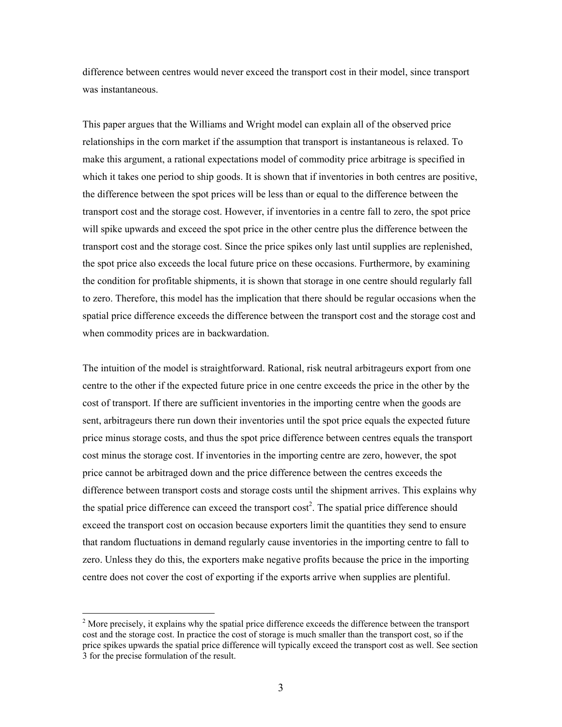difference between centres would never exceed the transport cost in their model, since transport was instantaneous.

This paper argues that the Williams and Wright model can explain all of the observed price relationships in the corn market if the assumption that transport is instantaneous is relaxed. To make this argument, a rational expectations model of commodity price arbitrage is specified in which it takes one period to ship goods. It is shown that if inventories in both centres are positive, the difference between the spot prices will be less than or equal to the difference between the transport cost and the storage cost. However, if inventories in a centre fall to zero, the spot price will spike upwards and exceed the spot price in the other centre plus the difference between the transport cost and the storage cost. Since the price spikes only last until supplies are replenished, the spot price also exceeds the local future price on these occasions. Furthermore, by examining the condition for profitable shipments, it is shown that storage in one centre should regularly fall to zero. Therefore, this model has the implication that there should be regular occasions when the spatial price difference exceeds the difference between the transport cost and the storage cost and when commodity prices are in backwardation.

The intuition of the model is straightforward. Rational, risk neutral arbitrageurs export from one centre to the other if the expected future price in one centre exceeds the price in the other by the cost of transport. If there are sufficient inventories in the importing centre when the goods are sent, arbitrageurs there run down their inventories until the spot price equals the expected future price minus storage costs, and thus the spot price difference between centres equals the transport cost minus the storage cost. If inventories in the importing centre are zero, however, the spot price cannot be arbitraged down and the price difference between the centres exceeds the difference between transport costs and storage costs until the shipment arrives. This explains why the spatial price difference can exceed the transport cost[2]. The spatial price difference should exceed the transport cost on occasion because exporters limit the quantities they send to ensure that random fluctuations in demand regularly cause inventories in the importing centre to fall to zero. Unless they do this, the exporters make negative profits because the price in the importing centre does not cover the cost of exporting if the exports arrive when supplies are plentiful.

[2] More precisely, it explains why the spatial price difference exceeds the difference between the transport cost and the storage cost. In practice the cost of storage is much smaller than the transport cost, so if the price spikes upwards the spatial price difference will typically exceed the transport cost as well. See section 3 for the precise formulation of the result.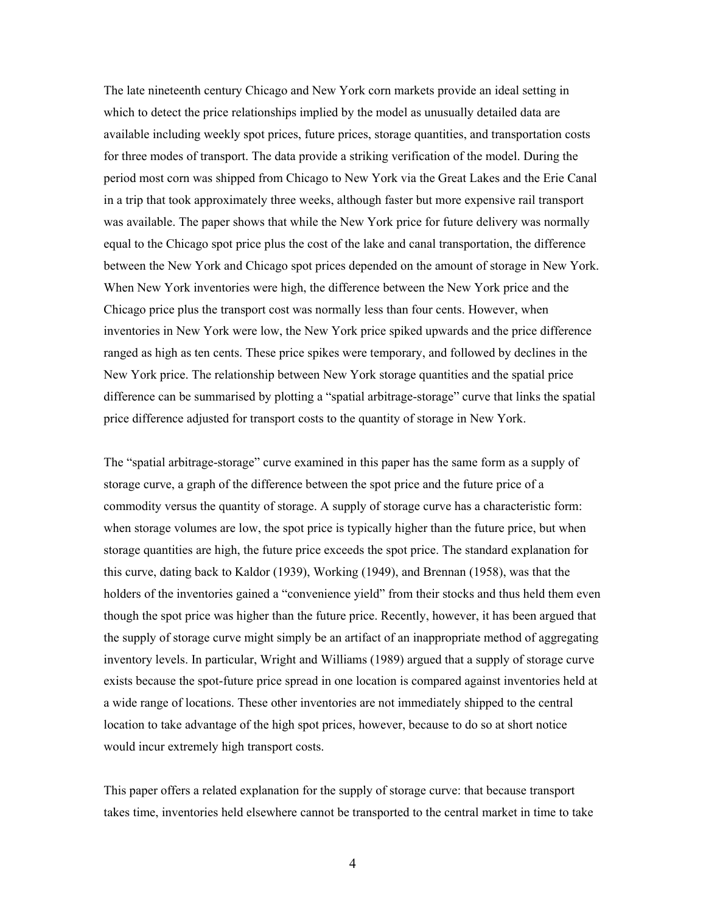The late nineteenth century Chicago and New York corn markets provide an ideal setting in which to detect the price relationships implied by the model as unusually detailed data are available including weekly spot prices, future prices, storage quantities, and transportation costs for three modes of transport. The data provide a striking verification of the model. During the period most corn was shipped from Chicago to New York via the Great Lakes and the Erie Canal in a trip that took approximately three weeks, although faster but more expensive rail transport was available. The paper shows that while the New York price for future delivery was normally equal to the Chicago spot price plus the cost of the lake and canal transportation, the difference between the New York and Chicago spot prices depended on the amount of storage in New York. When New York inventories were high, the difference between the New York price and the Chicago price plus the transport cost was normally less than four cents. However, when inventories in New York were low, the New York price spiked upwards and the price difference ranged as high as ten cents. These price spikes were temporary, and followed by declines in the New York price. The relationship between New York storage quantities and the spatial price difference can be summarised by plotting a "spatial arbitrage-storage" curve that links the spatial price difference adjusted for transport costs to the quantity of storage in New York.

The "spatial arbitrage-storage" curve examined in this paper has the same form as a supply of storage curve, a graph of the difference between the spot price and the future price of a commodity versus the quantity of storage. A supply of storage curve has a characteristic form: when storage volumes are low, the spot price is typically higher than the future price, but when storage quantities are high, the future price exceeds the spot price. The standard explanation for this curve, dating back to Kaldor (1939), Working (1949), and Brennan (1958), was that the holders of the inventories gained a "convenience yield" from their stocks and thus held them even though the spot price was higher than the future price. Recently, however, it has been argued that the supply of storage curve might simply be an artifact of an inappropriate method of aggregating inventory levels. In particular, Wright and Williams (1989) argued that a supply of storage curve exists because the spot-future price spread in one location is compared against inventories held at a wide range of locations. These other inventories are not immediately shipped to the central location to take advantage of the high spot prices, however, because to do so at short notice would incur extremely high transport costs.

This paper offers a related explanation for the supply of storage curve: that because transport takes time, inventories held elsewhere cannot be transported to the central market in time to take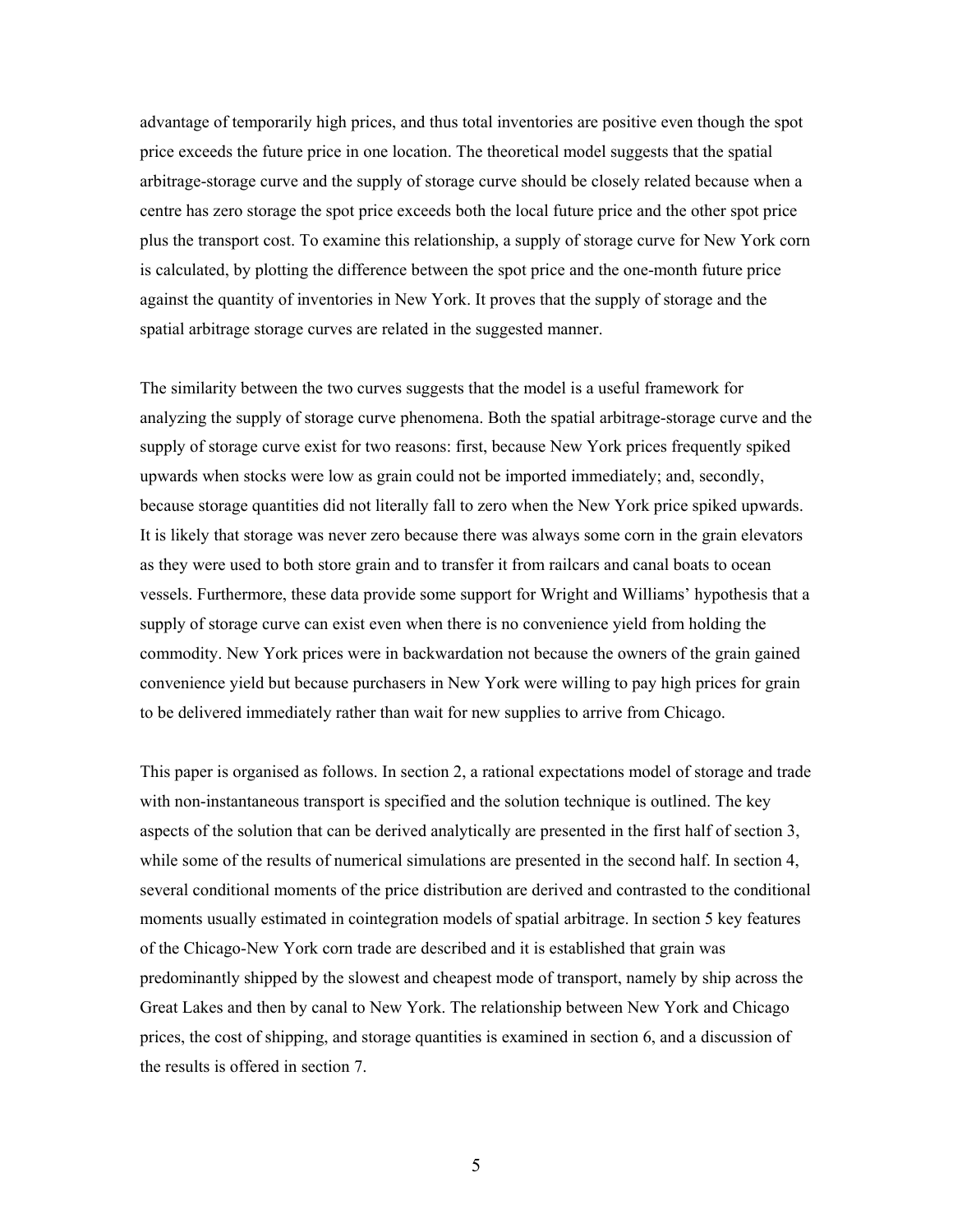advantage of temporarily high prices, and thus total inventories are positive even though the spot price exceeds the future price in one location. The theoretical model suggests that the spatial arbitrage-storage curve and the supply of storage curve should be closely related because when a centre has zero storage the spot price exceeds both the local future price and the other spot price plus the transport cost. To examine this relationship, a supply of storage curve for New York corn is calculated, by plotting the difference between the spot price and the one-month future price against the quantity of inventories in New York. It proves that the supply of storage and the spatial arbitrage storage curves are related in the suggested manner.

The similarity between the two curves suggests that the model is a useful framework for analyzing the supply of storage curve phenomena. Both the spatial arbitrage-storage curve and the supply of storage curve exist for two reasons: first, because New York prices frequently spiked upwards when stocks were low as grain could not be imported immediately; and, secondly, because storage quantities did not literally fall to zero when the New York price spiked upwards. It is likely that storage was never zero because there was always some corn in the grain elevators as they were used to both store grain and to transfer it from railcars and canal boats to ocean vessels. Furthermore, these data provide some support for Wright and Williams' hypothesis that a supply of storage curve can exist even when there is no convenience yield from holding the commodity. New York prices were in backwardation not because the owners of the grain gained convenience yield but because purchasers in New York were willing to pay high prices for grain to be delivered immediately rather than wait for new supplies to arrive from Chicago.

This paper is organised as follows. In section 2, a rational expectations model of storage and trade with non-instantaneous transport is specified and the solution technique is outlined. The key aspects of the solution that can be derived analytically are presented in the first half of section 3, while some of the results of numerical simulations are presented in the second half. In section 4, several conditional moments of the price distribution are derived and contrasted to the conditional moments usually estimated in cointegration models of spatial arbitrage. In section 5 key features of the Chicago-New York corn trade are described and it is established that grain was predominantly shipped by the slowest and cheapest mode of transport, namely by ship across the Great Lakes and then by canal to New York. The relationship between New York and Chicago prices, the cost of shipping, and storage quantities is examined in section 6, and a discussion of the results is offered in section 7.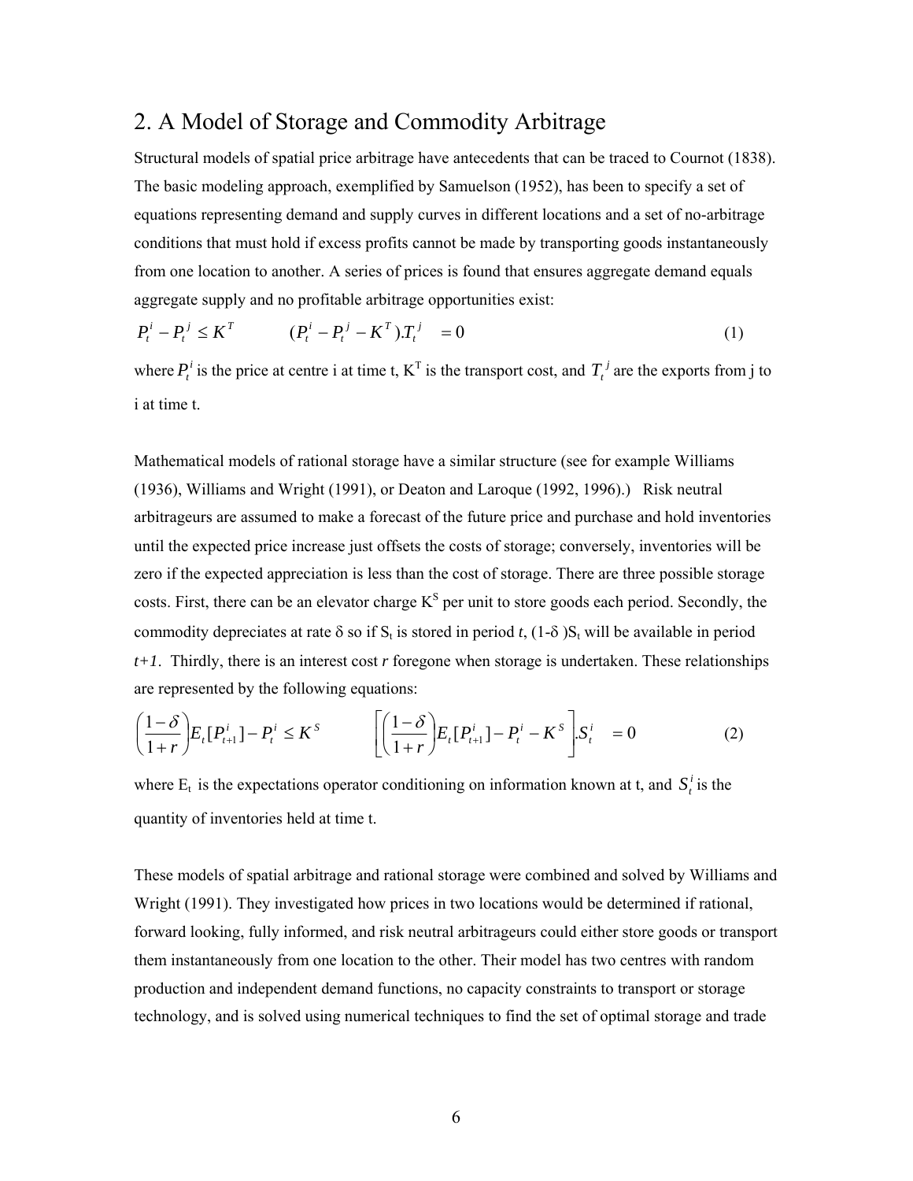## 2. A Model of Storage and Commodity Arbitrage

Structural models of spatial price arbitrage have antecedents that can be traced to Cournot (1838). The basic modeling approach, exemplified by Samuelson (1952), has been to specify a set of equations representing demand and supply curves in different locations and a set of no-arbitrage conditions that must hold if excess profits cannot be made by transporting goods instantaneously from one location to another. A series of prices is found that ensures aggregate demand equals aggregate supply and no profitable arbitrage opportunities exist:

$$P_t^i - P_t^j \leq K^T \qquad (P_t^i - P_t^j - K^T).T_t^j \quad = 0 \tag{1}$$

where $P_t^i$ is the price at centre i at time t, $K^T$ is the transport cost, and $T_t^j$ are the exports from j to i at time t.

Mathematical models of rational storage have a similar structure (see for example Williams (1936), Williams and Wright (1991), or Deaton and Laroque (1992, 1996).) Risk neutral arbitrageurs are assumed to make a forecast of the future price and purchase and hold inventories until the expected price increase just offsets the costs of storage; conversely, inventories will be zero if the expected appreciation is less than the cost of storage. There are three possible storage costs. First, there can be an elevator charge $K^S$ per unit to store goods each period. Secondly, the commodity depreciates at rate $\delta$ so if $S_t$ is stored in period *t*, $(1-\delta)S_t$ will be available in period *t+1*. Thirdly, there is an interest cost *r* foregone when storage is undertaken. These relationships are represented by the following equations:

$$\left(\frac{1-\delta}{1+r}\right)E_t[P_{t+1}^i] - P_t^i \leq K^S \qquad \left[\left(\frac{1-\delta}{1+r}\right)E_t[P_{t+1}^i] - P_t^i - K^S\right].S_t^i \quad = 0 \tag{2}$$

where $E_t$ is the expectations operator conditioning on information known at t, and $S_t^i$ is the quantity of inventories held at time t.

These models of spatial arbitrage and rational storage were combined and solved by Williams and Wright (1991). They investigated how prices in two locations would be determined if rational, forward looking, fully informed, and risk neutral arbitrageurs could either store goods or transport them instantaneously from one location to the other. Their model has two centres with random production and independent demand functions, no capacity constraints to transport or storage technology, and is solved using numerical techniques to find the set of optimal storage and trade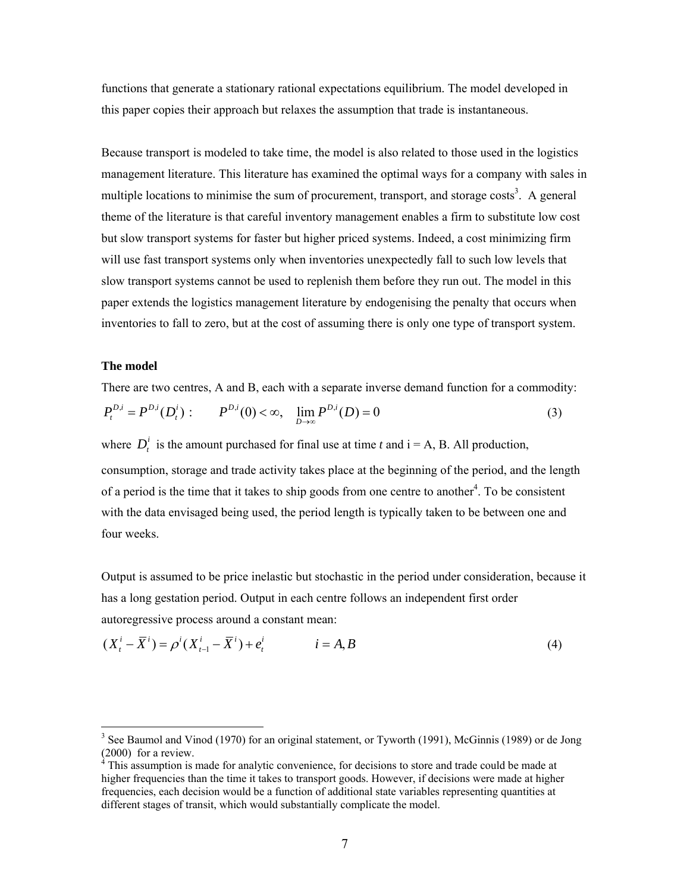functions that generate a stationary rational expectations equilibrium. The model developed in this paper copies their approach but relaxes the assumption that trade is instantaneous.

Because transport is modeled to take time, the model is also related to those used in the logistics management literature. This literature has examined the optimal ways for a company with sales in multiple locations to minimise the sum of procurement, transport, and storage costs[3]. A general theme of the literature is that careful inventory management enables a firm to substitute low cost but slow transport systems for faster but higher priced systems. Indeed, a cost minimizing firm will use fast transport systems only when inventories unexpectedly fall to such low levels that slow transport systems cannot be used to replenish them before they run out. The model in this paper extends the logistics management literature by endogenising the penalty that occurs when inventories to fall to zero, but at the cost of assuming there is only one type of transport system.

**The model**

There are two centres, A and B, each with a separate inverse demand function for a commodity:

$$P_t^{D,i} = P^{D,i}(D_t^i) : \qquad P^{D,i}(0) < \infty, \quad \lim_{D \to \infty} P^{D,i}(D) = 0 \tag{3}$$

where $D_t^i$ is the amount purchased for final use at time *t* and i = A, B. All production, consumption, storage and trade activity takes place at the beginning of the period, and the length of a period is the time that it takes to ship goods from one centre to another[4]. To be consistent with the data envisaged being used, the period length is typically taken to be between one and four weeks.

Output is assumed to be price inelastic but stochastic in the period under consideration, because it has a long gestation period. Output in each centre follows an independent first order autoregressive process around a constant mean:

$$(X_t^i - \overline{X}^i) = \rho^i (X_{t-1}^i - \overline{X}^i) + e_t^i \qquad i = A, B \tag{4}$$

---

[3] See Baumol and Vinod (1970) for an original statement, or Tyworth (1991), McGinnis (1989) or de Jong (2000) for a review.

[4] This assumption is made for analytic convenience, for decisions to store and trade could be made at higher frequencies than the time it takes to transport goods. However, if decisions were made at higher frequencies, each decision would be a function of additional state variables representing quantities at different stages of transit, which would substantially complicate the model.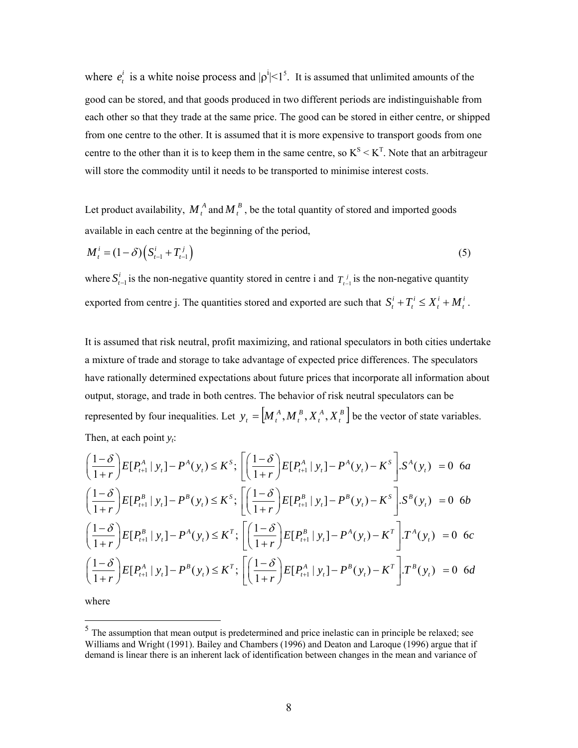where $e_t^i$ is a white noise process and $|\rho^i|<1$[5]. It is assumed that unlimited amounts of the good can be stored, and that goods produced in two different periods are indistinguishable from each other so that they trade at the same price. The good can be stored in either centre, or shipped from one centre to the other. It is assumed that it is more expensive to transport goods from one centre to the other than it is to keep them in the same centre, so $K^S < K^T$. Note that an arbitrageur will store the commodity until it needs to be transported to minimise interest costs.

Let product availability, $M_t^A$ and $M_t^B$, be the total quantity of stored and imported goods available in each centre at the beginning of the period,

$$M_t^i = (1-\delta)\left(S_{t-1}^i + T_{t-1}^j\right) \tag{5}$$

where $S_{t-1}^i$ is the non-negative quantity stored in centre i and $T_{t-1}^j$ is the non-negative quantity exported from centre j. The quantities stored and exported are such that $S_t^i + T_t^i \leq X_t^i + M_t^i$.

It is assumed that risk neutral, profit maximizing, and rational speculators in both cities undertake a mixture of trade and storage to take advantage of expected price differences. The speculators have rationally determined expectations about future prices that incorporate all information about output, storage, and trade in both centres. The behavior of risk neutral speculators can be represented by four inequalities. Let $y_t = \left[M_t^A, M_t^B, X_t^A, X_t^B\right]$ be the vector of state variables. Then, at each point $y_t$:

$$\left(\frac{1-\delta}{1+r}\right)E[P_{t+1}^A \mid y_t] - P^A(y_t) \leq K^S; \; \left[\left(\frac{1-\delta}{1+r}\right)E[P_{t+1}^A \mid y_t] - P^A(y_t) - K^S\right].S^A(y_t) = 0 \quad 6a$$

$$\left(\frac{1-\delta}{1+r}\right)E[P_{t+1}^B \mid y_t] - P^B(y_t) \leq K^S; \; \left[\left(\frac{1-\delta}{1+r}\right)E[P_{t+1}^B \mid y_t] - P^B(y_t) - K^S\right].S^B(y_t) = 0 \quad 6b$$

$$\left(\frac{1-\delta}{1+r}\right)E[P_{t+1}^B \mid y_t] - P^A(y_t) \leq K^T; \; \left[\left(\frac{1-\delta}{1+r}\right)E[P_{t+1}^B \mid y_t] - P^A(y_t) - K^T\right].T^A(y_t) = 0 \quad 6c$$

$$\left(\frac{1-\delta}{1+r}\right)E[P_{t+1}^A \mid y_t] - P^B(y_t) \leq K^T; \; \left[\left(\frac{1-\delta}{1+r}\right)E[P_{t+1}^A \mid y_t] - P^B(y_t) - K^T\right].T^B(y_t) = 0 \quad 6d$$

where

[5] The assumption that mean output is predetermined and price inelastic can in principle be relaxed; see Williams and Wright (1991). Bailey and Chambers (1996) and Deaton and Laroque (1996) argue that if demand is linear there is an inherent lack of identification between changes in the mean and variance of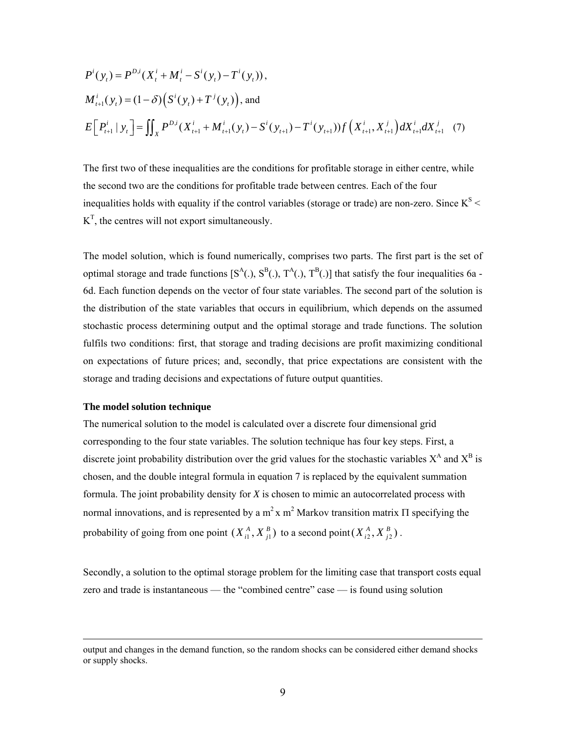$$P^i(y_t) = P^{D,i}(X_t^i + M_t^i - S^i(y_t) - T^i(y_t)),$$

$$M_{t+1}^i(y_t) = (1-\delta)\left(S^i(y_t) + T^j(y_t)\right), \text{ and}$$

$$E\left[P_{t+1}^i \mid y_t\right] = \iint_X P^{D,i}(X_{t+1}^i + M_{t+1}^i(y_t) - S^i(y_{t+1}) - T^i(y_{t+1})) f\left(X_{t+1}^i, X_{t+1}^j\right) dX_{t+1}^i dX_{t+1}^j \quad (7)$$

The first two of these inequalities are the conditions for profitable storage in either centre, while the second two are the conditions for profitable trade between centres. Each of the four inequalities holds with equality if the control variables (storage or trade) are non-zero. Since $K^S < K^T$, the centres will not export simultaneously.

The model solution, which is found numerically, comprises two parts. The first part is the set of optimal storage and trade functions [$S^A(.)$, $S^B(.)$, $T^A(.)$, $T^B(.)$] that satisfy the four inequalities 6a - 6d. Each function depends on the vector of four state variables. The second part of the solution is the distribution of the state variables that occurs in equilibrium, which depends on the assumed stochastic process determining output and the optimal storage and trade functions. The solution fulfils two conditions: first, that storage and trading decisions are profit maximizing conditional on expectations of future prices; and, secondly, that price expectations are consistent with the storage and trading decisions and expectations of future output quantities.

**The model solution technique**

The numerical solution to the model is calculated over a discrete four dimensional grid corresponding to the four state variables. The solution technique has four key steps. First, a discrete joint probability distribution over the grid values for the stochastic variables $X^A$ and $X^B$ is chosen, and the double integral formula in equation 7 is replaced by the equivalent summation formula. The joint probability density for *X* is chosen to mimic an autocorrelated process with normal innovations, and is represented by a $m^2 \times m^2$ Markov transition matrix $\Pi$ specifying the probability of going from one point $(X_{i1}^A, X_{j1}^B)$ to a second point $(X_{i2}^A, X_{j2}^B)$.

Secondly, a solution to the optimal storage problem for the limiting case that transport costs equal zero and trade is instantaneous — the "combined centre" case — is found using solution

output and changes in the demand function, so the random shocks can be considered either demand shocks or supply shocks.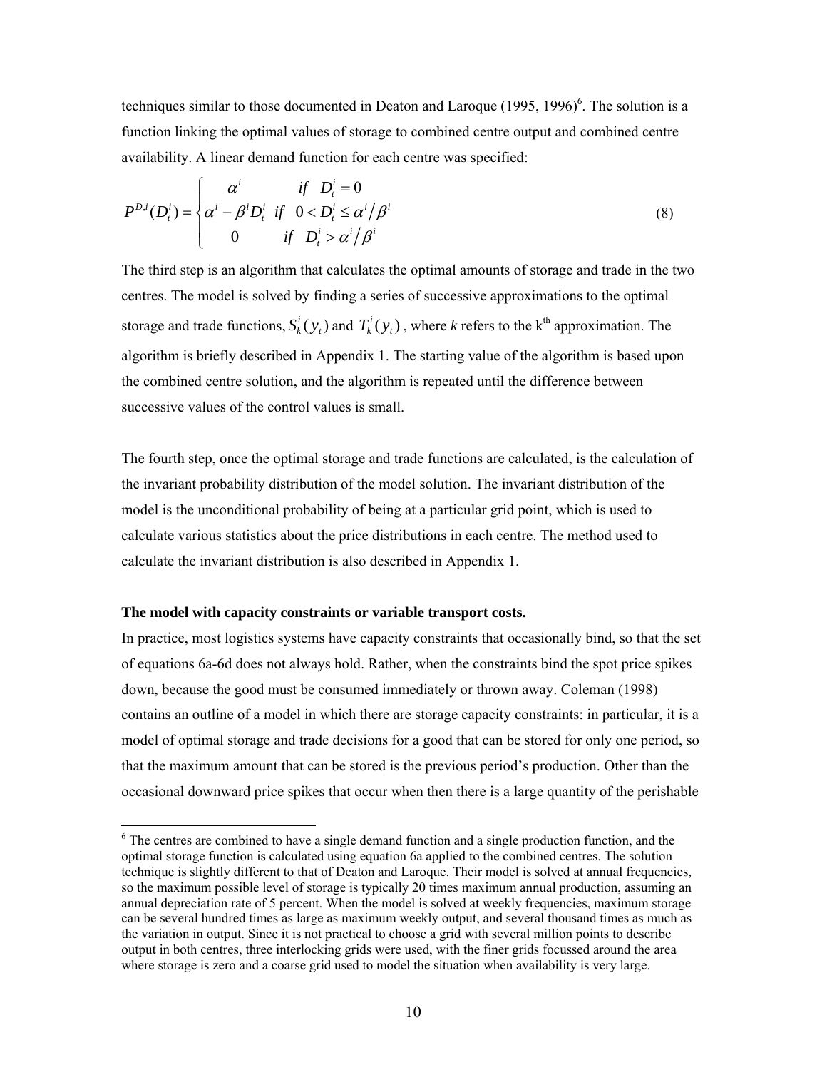techniques similar to those documented in Deaton and Laroque (1995, 1996)[6]. The solution is a function linking the optimal values of storage to combined centre output and combined centre availability. A linear demand function for each centre was specified:

$$P^{D,i}(D_t^i) = \begin{cases} \alpha^i & if \quad D_t^i = 0 \\ \alpha^i - \beta^i D_t^i & if \quad 0 < D_t^i \leq \alpha^i / \beta^i \\ 0 & if \quad D_t^i > \alpha^i / \beta^i \end{cases} \tag{8}$$

The third step is an algorithm that calculates the optimal amounts of storage and trade in the two centres. The model is solved by finding a series of successive approximations to the optimal storage and trade functions, $S_k^i(y_t)$ and $T_k^i(y_t)$, where *k* refers to the k[th] approximation. The algorithm is briefly described in Appendix 1. The starting value of the algorithm is based upon the combined centre solution, and the algorithm is repeated until the difference between successive values of the control values is small.

The fourth step, once the optimal storage and trade functions are calculated, is the calculation of the invariant probability distribution of the model solution. The invariant distribution of the model is the unconditional probability of being at a particular grid point, which is used to calculate various statistics about the price distributions in each centre. The method used to calculate the invariant distribution is also described in Appendix 1.

**The model with capacity constraints or variable transport costs.**

In practice, most logistics systems have capacity constraints that occasionally bind, so that the set of equations 6a-6d does not always hold. Rather, when the constraints bind the spot price spikes down, because the good must be consumed immediately or thrown away. Coleman (1998) contains an outline of a model in which there are storage capacity constraints: in particular, it is a model of optimal storage and trade decisions for a good that can be stored for only one period, so that the maximum amount that can be stored is the previous period's production. Other than the occasional downward price spikes that occur when then there is a large quantity of the perishable

---

[6] The centres are combined to have a single demand function and a single production function, and the optimal storage function is calculated using equation 6a applied to the combined centres. The solution technique is slightly different to that of Deaton and Laroque. Their model is solved at annual frequencies, so the maximum possible level of storage is typically 20 times maximum annual production, assuming an annual depreciation rate of 5 percent. When the model is solved at weekly frequencies, maximum storage can be several hundred times as large as maximum weekly output, and several thousand times as much as the variation in output. Since it is not practical to choose a grid with several million points to describe output in both centres, three interlocking grids were used, with the finer grids focussed around the area where storage is zero and a coarse grid used to model the situation when availability is very large.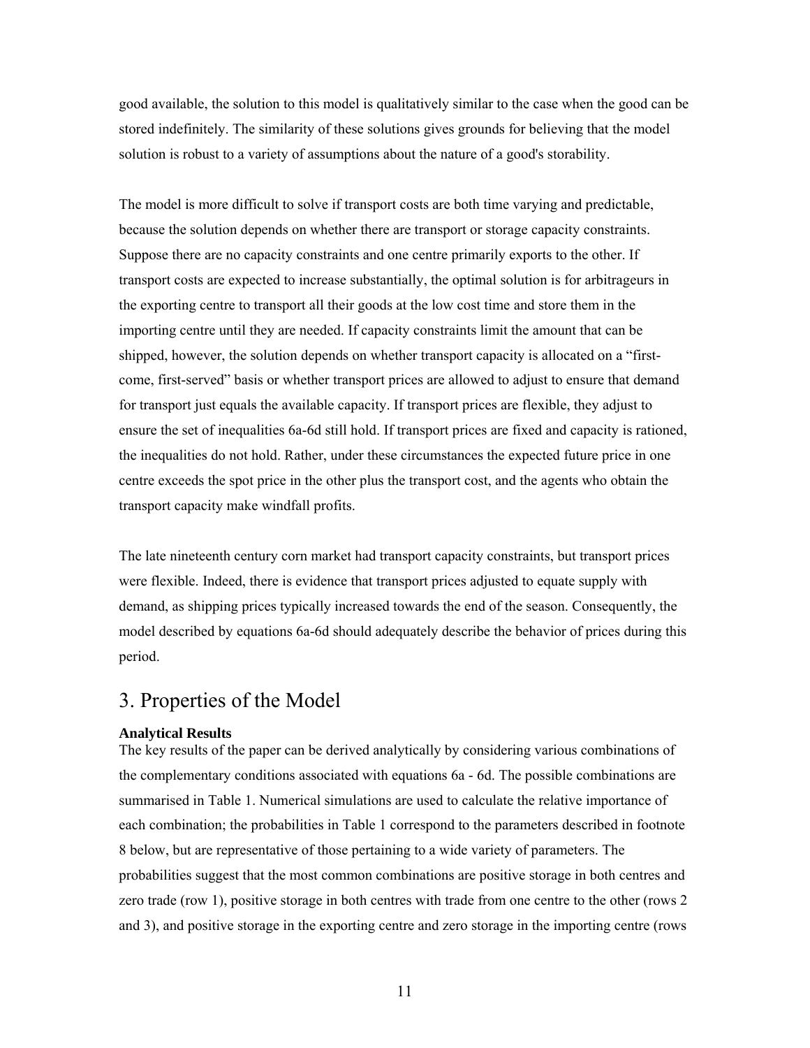good available, the solution to this model is qualitatively similar to the case when the good can be stored indefinitely. The similarity of these solutions gives grounds for believing that the model solution is robust to a variety of assumptions about the nature of a good's storability.

The model is more difficult to solve if transport costs are both time varying and predictable, because the solution depends on whether there are transport or storage capacity constraints. Suppose there are no capacity constraints and one centre primarily exports to the other. If transport costs are expected to increase substantially, the optimal solution is for arbitrageurs in the exporting centre to transport all their goods at the low cost time and store them in the importing centre until they are needed. If capacity constraints limit the amount that can be shipped, however, the solution depends on whether transport capacity is allocated on a "first-come, first-served" basis or whether transport prices are allowed to adjust to ensure that demand for transport just equals the available capacity. If transport prices are flexible, they adjust to ensure the set of inequalities 6a-6d still hold. If transport prices are fixed and capacity is rationed, the inequalities do not hold. Rather, under these circumstances the expected future price in one centre exceeds the spot price in the other plus the transport cost, and the agents who obtain the transport capacity make windfall profits.

The late nineteenth century corn market had transport capacity constraints, but transport prices were flexible. Indeed, there is evidence that transport prices adjusted to equate supply with demand, as shipping prices typically increased towards the end of the season. Consequently, the model described by equations 6a-6d should adequately describe the behavior of prices during this period.

## 3. Properties of the Model

**Analytical Results**

The key results of the paper can be derived analytically by considering various combinations of the complementary conditions associated with equations 6a - 6d. The possible combinations are summarised in Table 1. Numerical simulations are used to calculate the relative importance of each combination; the probabilities in Table 1 correspond to the parameters described in footnote 8 below, but are representative of those pertaining to a wide variety of parameters. The probabilities suggest that the most common combinations are positive storage in both centres and zero trade (row 1), positive storage in both centres with trade from one centre to the other (rows 2 and 3), and positive storage in the exporting centre and zero storage in the importing centre (rows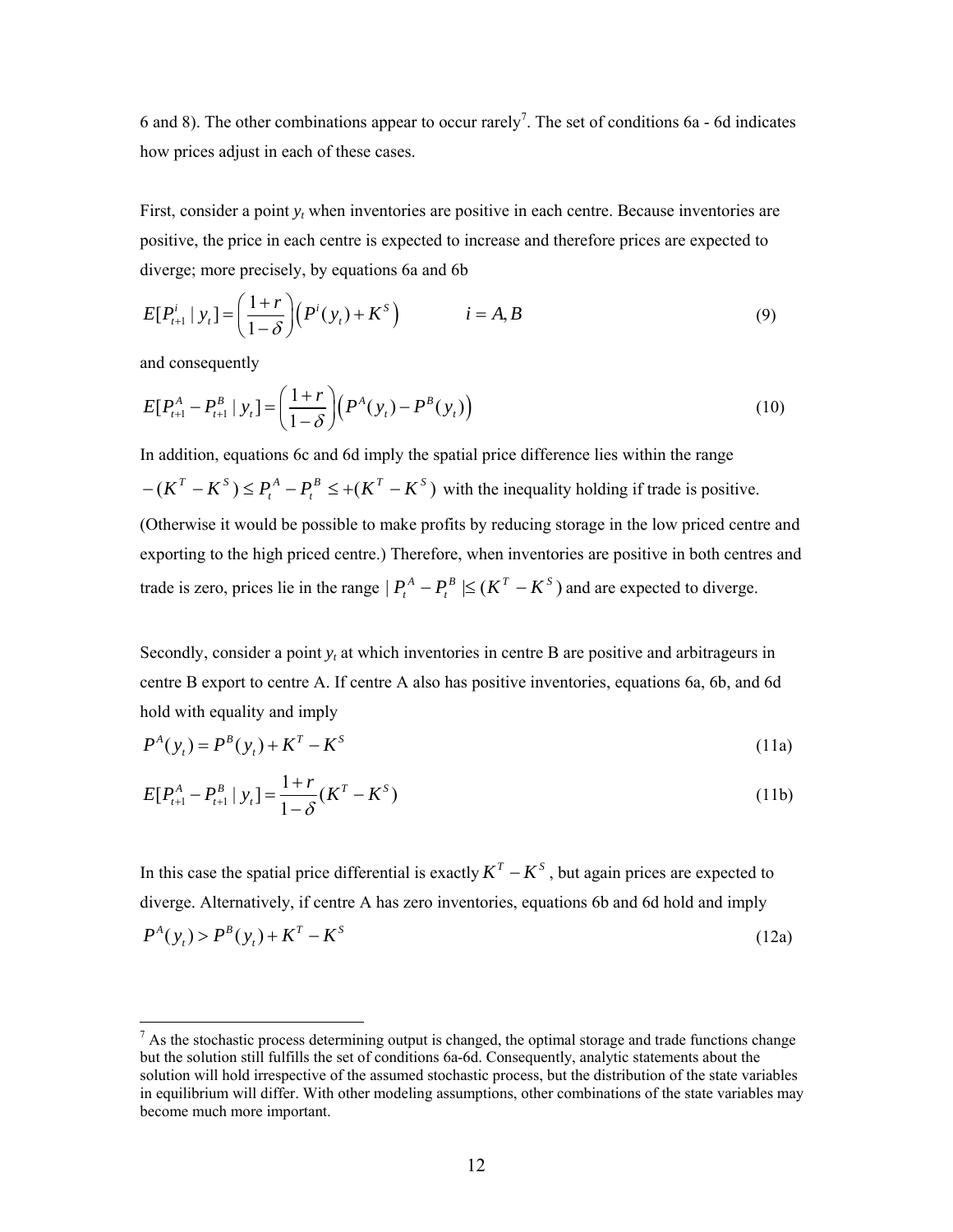6 and 8). The other combinations appear to occur rarely[7]. The set of conditions 6a - 6d indicates how prices adjust in each of these cases.

First, consider a point $y_t$ when inventories are positive in each centre. Because inventories are positive, the price in each centre is expected to increase and therefore prices are expected to diverge; more precisely, by equations 6a and 6b

$$E[P_{t+1}^i \mid y_t] = \left(\frac{1+r}{1-\delta}\right)\left(P^i(y_t) + K^S\right) \qquad i = A, B \tag{9}$$

and consequently

$$E[P_{t+1}^A - P_{t+1}^B \mid y_t] = \left(\frac{1+r}{1-\delta}\right)\left(P^A(y_t) - P^B(y_t)\right) \tag{10}$$

In addition, equations 6c and 6d imply the spatial price difference lies within the range $-(K^T - K^S) \le P_t^A - P_t^B \le +(K^T - K^S)$ with the inequality holding if trade is positive. (Otherwise it would be possible to make profits by reducing storage in the low priced centre and exporting to the high priced centre.) Therefore, when inventories are positive in both centres and trade is zero, prices lie in the range $|P_t^A - P_t^B| \le (K^T - K^S)$ and are expected to diverge.

Secondly, consider a point $y_t$ at which inventories in centre B are positive and arbitrageurs in centre B export to centre A. If centre A also has positive inventories, equations 6a, 6b, and 6d hold with equality and imply

$$P^A(y_t) = P^B(y_t) + K^T - K^S \tag{11a}$$

$$E[P_{t+1}^A - P_{t+1}^B \mid y_t] = \frac{1+r}{1-\delta}(K^T - K^S) \tag{11b}$$

In this case the spatial price differential is exactly $K^T - K^S$, but again prices are expected to diverge. Alternatively, if centre A has zero inventories, equations 6b and 6d hold and imply

$$P^A(y_t) > P^B(y_t) + K^T - K^S \tag{12a}$$

[7] As the stochastic process determining output is changed, the optimal storage and trade functions change but the solution still fulfills the set of conditions 6a-6d. Consequently, analytic statements about the solution will hold irrespective of the assumed stochastic process, but the distribution of the state variables in equilibrium will differ. With other modeling assumptions, other combinations of the state variables may become much more important.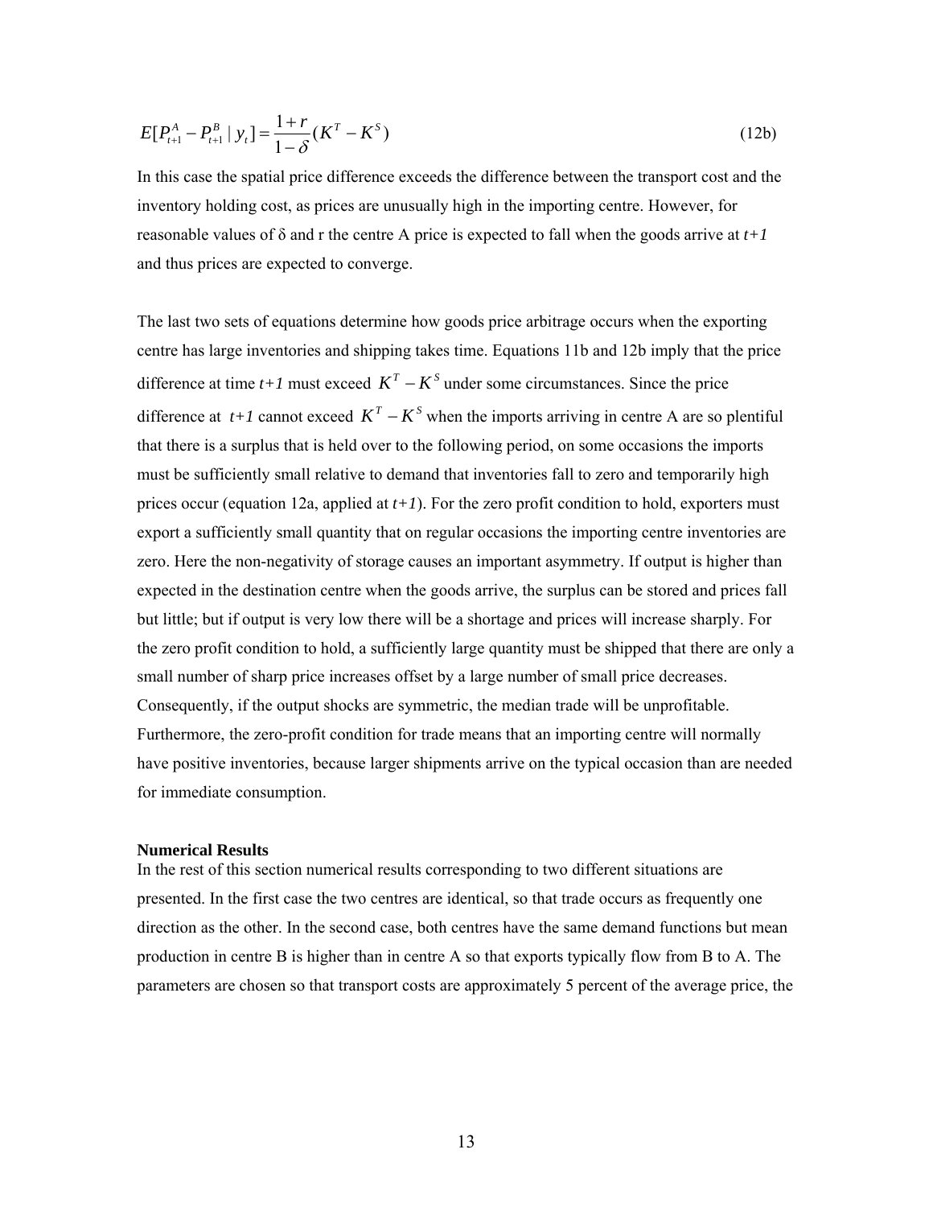$$E[P_{t+1}^{A} - P_{t+1}^{B} \mid y_t] = \frac{1+r}{1-\delta}(K^T - K^S) \tag{12b}$$

In this case the spatial price difference exceeds the difference between the transport cost and the inventory holding cost, as prices are unusually high in the importing centre. However, for reasonable values of δ and r the centre A price is expected to fall when the goods arrive at *t+1* and thus prices are expected to converge.

The last two sets of equations determine how goods price arbitrage occurs when the exporting centre has large inventories and shipping takes time. Equations 11b and 12b imply that the price difference at time *t+1* must exceed $K^T - K^S$ under some circumstances. Since the price difference at *t+1* cannot exceed $K^T - K^S$ when the imports arriving in centre A are so plentiful that there is a surplus that is held over to the following period, on some occasions the imports must be sufficiently small relative to demand that inventories fall to zero and temporarily high prices occur (equation 12a, applied at *t+1*). For the zero profit condition to hold, exporters must export a sufficiently small quantity that on regular occasions the importing centre inventories are zero. Here the non-negativity of storage causes an important asymmetry. If output is higher than expected in the destination centre when the goods arrive, the surplus can be stored and prices fall but little; but if output is very low there will be a shortage and prices will increase sharply. For the zero profit condition to hold, a sufficiently large quantity must be shipped that there are only a small number of sharp price increases offset by a large number of small price decreases. Consequently, if the output shocks are symmetric, the median trade will be unprofitable. Furthermore, the zero-profit condition for trade means that an importing centre will normally have positive inventories, because larger shipments arrive on the typical occasion than are needed for immediate consumption.

**Numerical Results**

In the rest of this section numerical results corresponding to two different situations are presented. In the first case the two centres are identical, so that trade occurs as frequently one direction as the other. In the second case, both centres have the same demand functions but mean production in centre B is higher than in centre A so that exports typically flow from B to A. The parameters are chosen so that transport costs are approximately 5 percent of the average price, the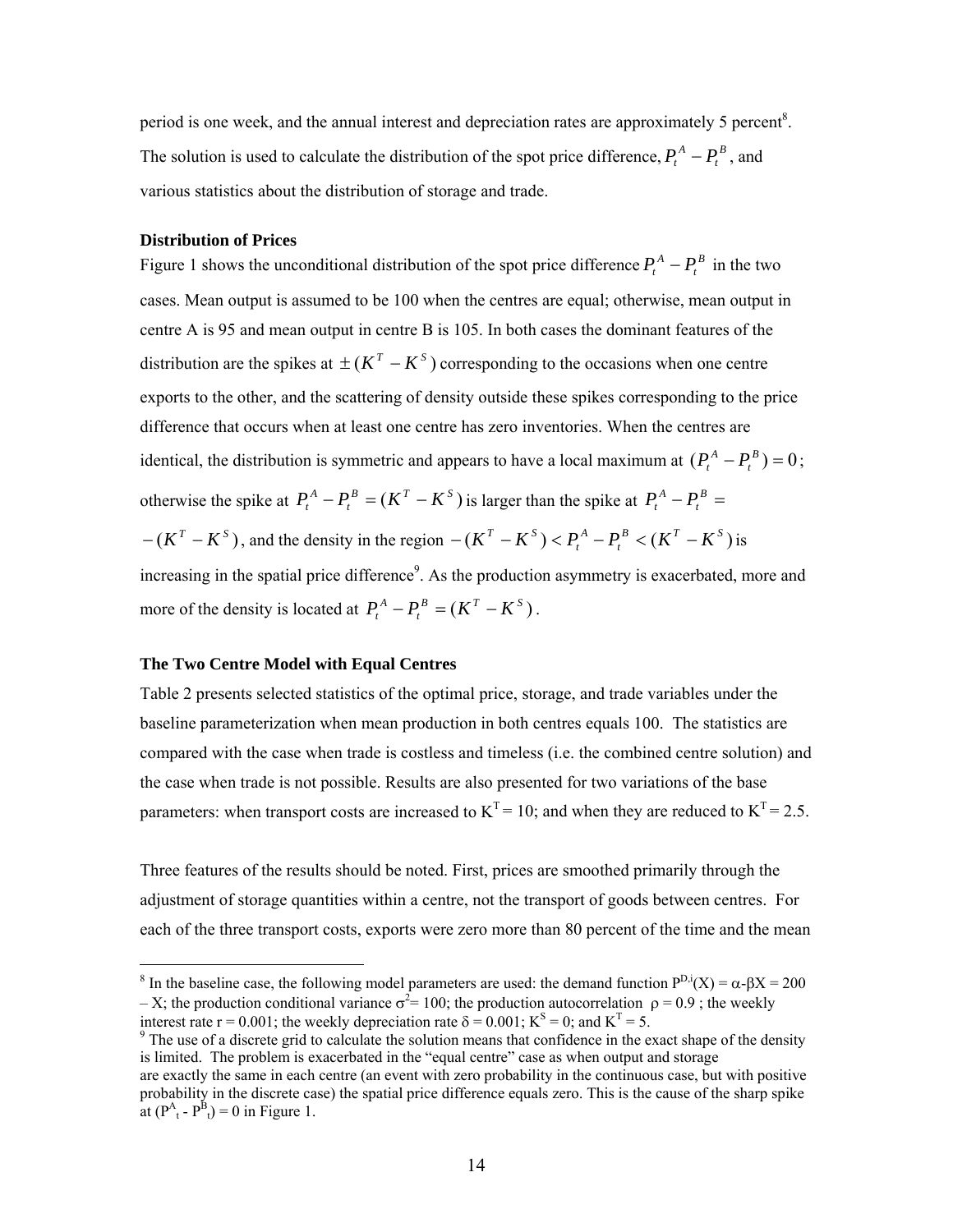period is one week, and the annual interest and depreciation rates are approximately 5 percent[8]. The solution is used to calculate the distribution of the spot price difference, $P_t^A - P_t^B$, and various statistics about the distribution of storage and trade.

**Distribution of Prices**

Figure 1 shows the unconditional distribution of the spot price difference $P_t^A - P_t^B$ in the two cases. Mean output is assumed to be 100 when the centres are equal; otherwise, mean output in centre A is 95 and mean output in centre B is 105. In both cases the dominant features of the distribution are the spikes at $\pm(K^T - K^S)$ corresponding to the occasions when one centre exports to the other, and the scattering of density outside these spikes corresponding to the price difference that occurs when at least one centre has zero inventories. When the centres are identical, the distribution is symmetric and appears to have a local maximum at $(P_t^A - P_t^B) = 0$; otherwise the spike at $P_t^A - P_t^B = (K^T - K^S)$ is larger than the spike at $P_t^A - P_t^B = -(K^T - K^S)$, and the density in the region $-(K^T - K^S) < P_t^A - P_t^B < (K^T - K^S)$ is increasing in the spatial price difference[9]. As the production asymmetry is exacerbated, more and more of the density is located at $P_t^A - P_t^B = (K^T - K^S)$.

**The Two Centre Model with Equal Centres**

Table 2 presents selected statistics of the optimal price, storage, and trade variables under the baseline parameterization when mean production in both centres equals 100. The statistics are compared with the case when trade is costless and timeless (i.e. the combined centre solution) and the case when trade is not possible. Results are also presented for two variations of the base parameters: when transport costs are increased to $K^T = 10$; and when they are reduced to $K^T = 2.5$.

Three features of the results should be noted. First, prices are smoothed primarily through the adjustment of storage quantities within a centre, not the transport of goods between centres. For each of the three transport costs, exports were zero more than 80 percent of the time and the mean

---

[8] In the baseline case, the following model parameters are used: the demand function $P^{D,i}(X) = \alpha - \beta X = 200 - X$; the production conditional variance $\sigma^2 = 100$; the production autocorrelation $\rho = 0.9$; the weekly interest rate $r = 0.001$; the weekly depreciation rate $\delta = 0.001$; $K^S = 0$; and $K^T = 5$.

[9] The use of a discrete grid to calculate the solution means that confidence in the exact shape of the density is limited. The problem is exacerbated in the "equal centre" case as when output and storage are exactly the same in each centre (an event with zero probability in the continuous case, but with positive probability in the discrete case) the spatial price difference equals zero. This is the cause of the sharp spike at $(P_t^A - P_t^B) = 0$ in Figure 1.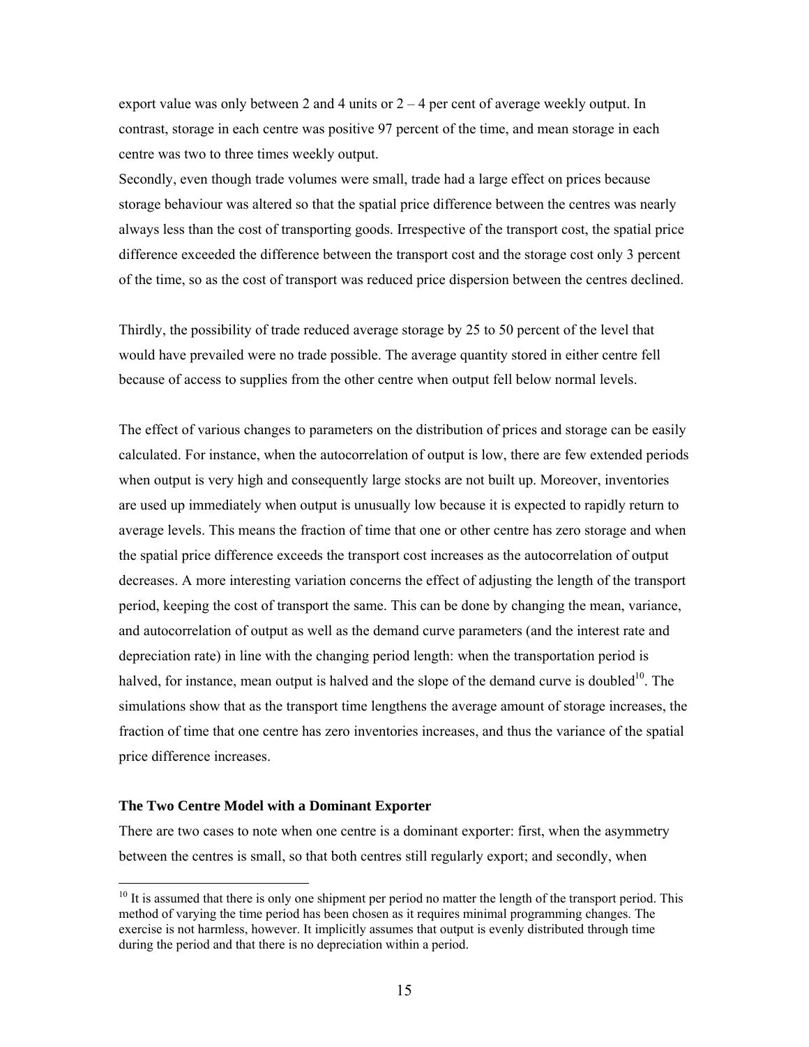export value was only between 2 and 4 units or 2 – 4 per cent of average weekly output. In contrast, storage in each centre was positive 97 percent of the time, and mean storage in each centre was two to three times weekly output.

Secondly, even though trade volumes were small, trade had a large effect on prices because storage behaviour was altered so that the spatial price difference between the centres was nearly always less than the cost of transporting goods. Irrespective of the transport cost, the spatial price difference exceeded the difference between the transport cost and the storage cost only 3 percent of the time, so as the cost of transport was reduced price dispersion between the centres declined.

Thirdly, the possibility of trade reduced average storage by 25 to 50 percent of the level that would have prevailed were no trade possible. The average quantity stored in either centre fell because of access to supplies from the other centre when output fell below normal levels.

The effect of various changes to parameters on the distribution of prices and storage can be easily calculated. For instance, when the autocorrelation of output is low, there are few extended periods when output is very high and consequently large stocks are not built up. Moreover, inventories are used up immediately when output is unusually low because it is expected to rapidly return to average levels. This means the fraction of time that one or other centre has zero storage and when the spatial price difference exceeds the transport cost increases as the autocorrelation of output decreases. A more interesting variation concerns the effect of adjusting the length of the transport period, keeping the cost of transport the same. This can be done by changing the mean, variance, and autocorrelation of output as well as the demand curve parameters (and the interest rate and depreciation rate) in line with the changing period length: when the transportation period is halved, for instance, mean output is halved and the slope of the demand curve is doubled[10]. The simulations show that as the transport time lengthens the average amount of storage increases, the fraction of time that one centre has zero inventories increases, and thus the variance of the spatial price difference increases.

### The Two Centre Model with a Dominant Exporter

There are two cases to note when one centre is a dominant exporter: first, when the asymmetry between the centres is small, so that both centres still regularly export; and secondly, when

[10] It is assumed that there is only one shipment per period no matter the length of the transport period. This method of varying the time period has been chosen as it requires minimal programming changes. The exercise is not harmless, however. It implicitly assumes that output is evenly distributed through time during the period and that there is no depreciation within a period.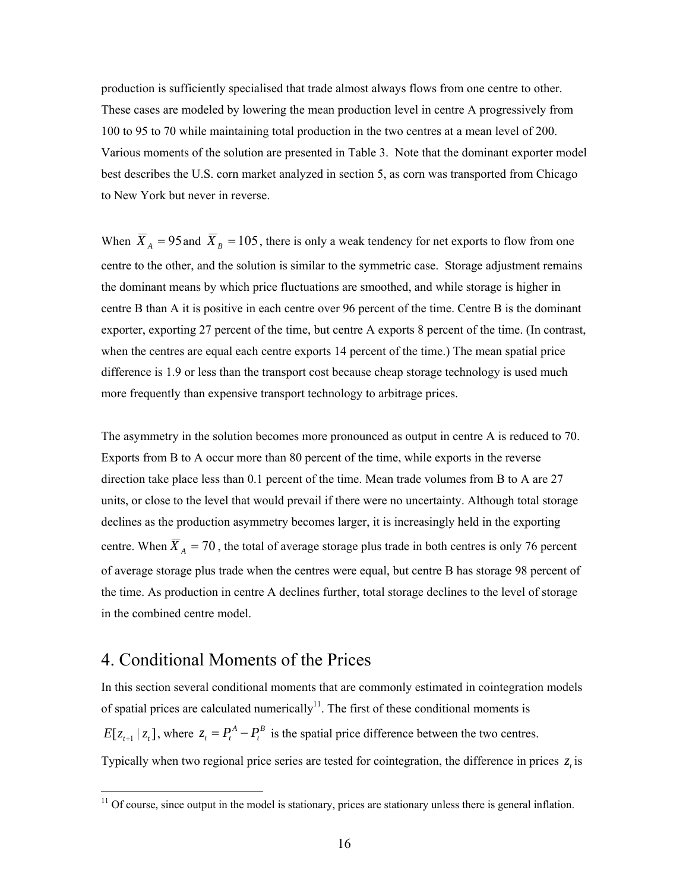production is sufficiently specialised that trade almost always flows from one centre to other. These cases are modeled by lowering the mean production level in centre A progressively from 100 to 95 to 70 while maintaining total production in the two centres at a mean level of 200. Various moments of the solution are presented in Table 3. Note that the dominant exporter model best describes the U.S. corn market analyzed in section 5, as corn was transported from Chicago to New York but never in reverse.

When $\overline{X}_A = 95$ and $\overline{X}_B = 105$, there is only a weak tendency for net exports to flow from one centre to the other, and the solution is similar to the symmetric case. Storage adjustment remains the dominant means by which price fluctuations are smoothed, and while storage is higher in centre B than A it is positive in each centre over 96 percent of the time. Centre B is the dominant exporter, exporting 27 percent of the time, but centre A exports 8 percent of the time. (In contrast, when the centres are equal each centre exports 14 percent of the time.) The mean spatial price difference is 1.9 or less than the transport cost because cheap storage technology is used much more frequently than expensive transport technology to arbitrage prices.

The asymmetry in the solution becomes more pronounced as output in centre A is reduced to 70. Exports from B to A occur more than 80 percent of the time, while exports in the reverse direction take place less than 0.1 percent of the time. Mean trade volumes from B to A are 27 units, or close to the level that would prevail if there were no uncertainty. Although total storage declines as the production asymmetry becomes larger, it is increasingly held in the exporting centre. When $\overline{X}_A = 70$, the total of average storage plus trade in both centres is only 76 percent of average storage plus trade when the centres were equal, but centre B has storage 98 percent of the time. As production in centre A declines further, total storage declines to the level of storage in the combined centre model.

# 4. Conditional Moments of the Prices

In this section several conditional moments that are commonly estimated in cointegration models of spatial prices are calculated numerically[11]. The first of these conditional moments is $E[z_{t+1} \mid z_t]$, where $z_t = P_t^A - P_t^B$ is the spatial price difference between the two centres. Typically when two regional price series are tested for cointegration, the difference in prices $z_t$ is

[11] Of course, since output in the model is stationary, prices are stationary unless there is general inflation.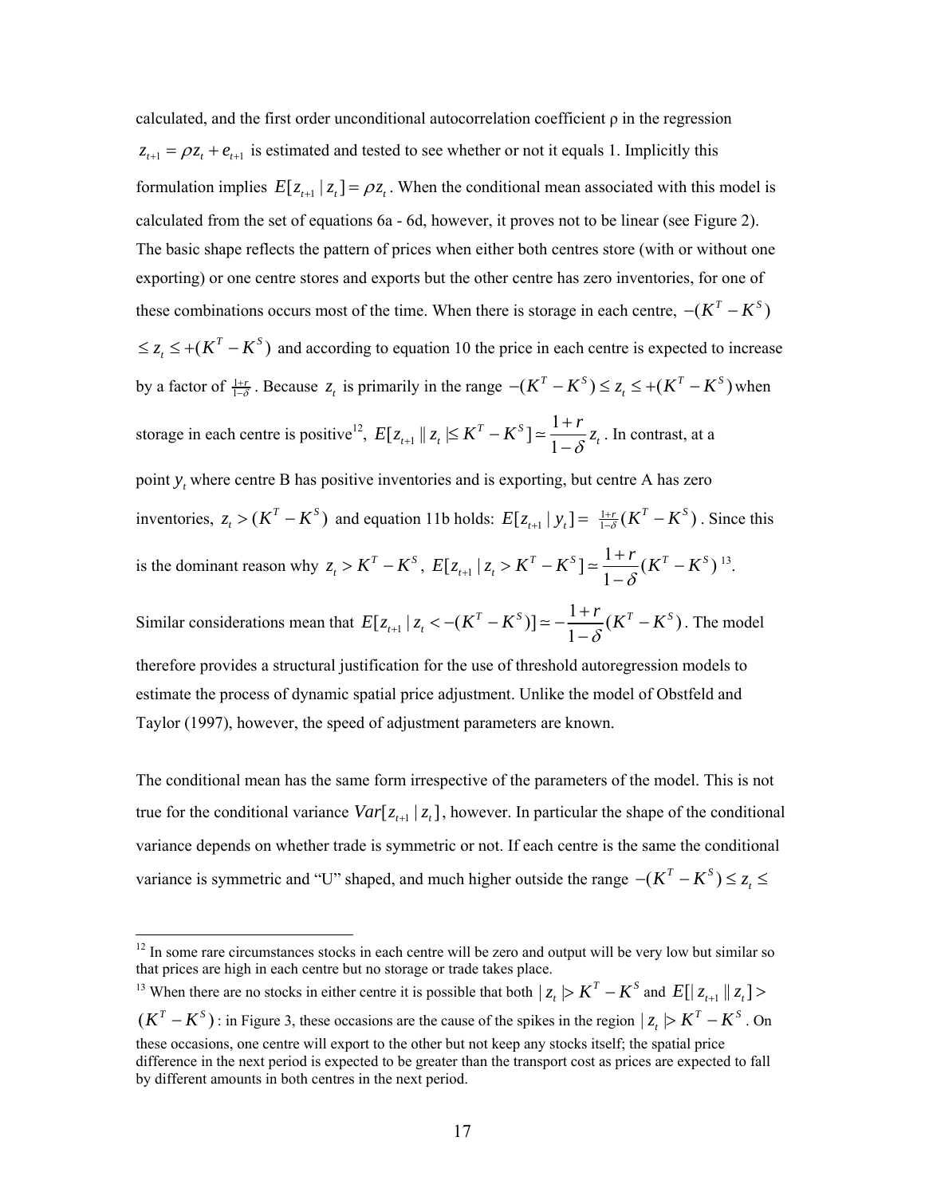calculated, and the first order unconditional autocorrelation coefficient ρ in the regression $z_{t+1} = \rho z_t + e_{t+1}$ is estimated and tested to see whether or not it equals 1. Implicitly this formulation implies $E[z_{t+1} \mid z_t] = \rho z_t$. When the conditional mean associated with this model is calculated from the set of equations 6a - 6d, however, it proves not to be linear (see Figure 2). The basic shape reflects the pattern of prices when either both centres store (with or without one exporting) or one centre stores and exports but the other centre has zero inventories, for one of these combinations occurs most of the time. When there is storage in each centre, $-(K^T - K^S) \leq z_t \leq +(K^T - K^S)$ and according to equation 10 the price in each centre is expected to increase by a factor of $\frac{1+r}{1-\delta}$. Because $z_t$ is primarily in the range $-(K^T - K^S) \leq z_t \leq +(K^T - K^S)$ when storage in each centre is positive[12], $E[z_{t+1} \| z_t |\leq K^T - K^S] \simeq \frac{1+r}{1-\delta} z_t$. In contrast, at a point $y_t$ where centre B has positive inventories and is exporting, but centre A has zero inventories, $z_t > (K^T - K^S)$ and equation 11b holds: $E[z_{t+1} \mid y_t] = \frac{1+r}{1-\delta}(K^T - K^S)$. Since this is the dominant reason why $z_t > K^T - K^S$, $E[z_{t+1} \mid z_t > K^T - K^S] \simeq \frac{1+r}{1-\delta}(K^T - K^S)$[13]. Similar considerations mean that $E[z_{t+1} \mid z_t < -(K^T - K^S)] \simeq -\frac{1+r}{1-\delta}(K^T - K^S)$. The model therefore provides a structural justification for the use of threshold autoregression models to estimate the process of dynamic spatial price adjustment. Unlike the model of Obstfeld and Taylor (1997), however, the speed of adjustment parameters are known.

The conditional mean has the same form irrespective of the parameters of the model. This is not true for the conditional variance $Var[z_{t+1} \mid z_t]$, however. In particular the shape of the conditional variance depends on whether trade is symmetric or not. If each centre is the same the conditional variance is symmetric and "U" shaped, and much higher outside the range $-(K^T - K^S) \leq z_t \leq$

[12] In some rare circumstances stocks in each centre will be zero and output will be very low but similar so that prices are high in each centre but no storage or trade takes place.

[13] When there are no stocks in either centre it is possible that both $| z_t |> K^T - K^S$ and $E[| z_{t+1} \| z_t] > (K^T - K^S)$ : in Figure 3, these occasions are the cause of the spikes in the region $| z_t |> K^T - K^S$. On these occasions, one centre will export to the other but not keep any stocks itself; the spatial price difference in the next period is expected to be greater than the transport cost as prices are expected to fall by different amounts in both centres in the next period.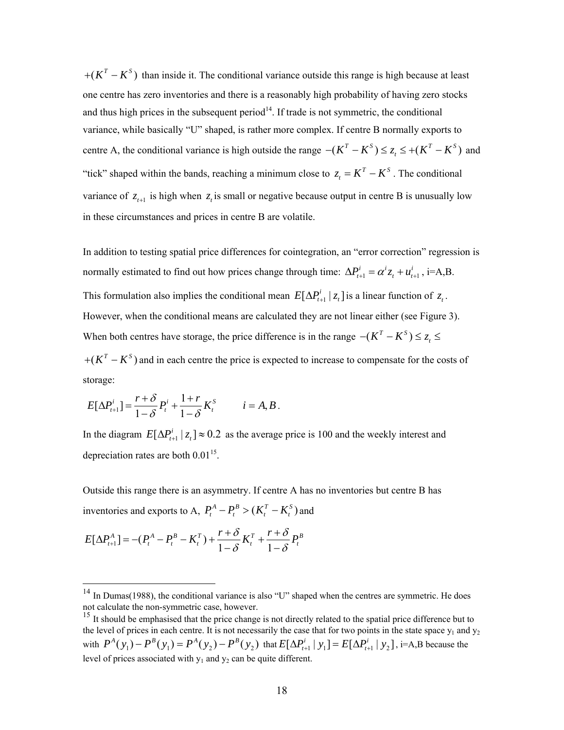$+(K^T - K^S)$ than inside it. The conditional variance outside this range is high because at least one centre has zero inventories and there is a reasonably high probability of having zero stocks and thus high prices in the subsequent period[14]. If trade is not symmetric, the conditional variance, while basically "U" shaped, is rather more complex. If centre B normally exports to centre A, the conditional variance is high outside the range $-(K^T - K^S) \leq z_t \leq +(K^T - K^S)$ and "tick" shaped within the bands, reaching a minimum close to $z_t = K^T - K^S$. The conditional variance of $z_{t+1}$ is high when $z_t$ is small or negative because output in centre B is unusually low in these circumstances and prices in centre B are volatile.

In addition to testing spatial price differences for cointegration, an "error correction" regression is normally estimated to find out how prices change through time: $\Delta P^i_{t+1} = \alpha^i z_t + u^i_{t+1}$, i=A,B. This formulation also implies the conditional mean $E[\Delta P^i_{t+1} \mid z_t]$ is a linear function of $z_t$. However, when the conditional means are calculated they are not linear either (see Figure 3). When both centres have storage, the price difference is in the range $-(K^T - K^S) \leq z_t \leq +(K^T - K^S)$ and in each centre the price is expected to increase to compensate for the costs of storage:

$$E[\Delta P^i_{t+1}] = \frac{r+\delta}{1-\delta} P^i_t + \frac{1+r}{1-\delta} K^S_t \qquad i = A, B.$$

In the diagram $E[\Delta P^i_{t+1} \mid z_t] \approx 0.2$ as the average price is 100 and the weekly interest and depreciation rates are both 0.01[15].

Outside this range there is an asymmetry. If centre A has no inventories but centre B has inventories and exports to A, $P^A_t - P^B_t > (K^T_t - K^S_t)$ and

$$E[\Delta P^A_{t+1}] = -(P^A_t - P^B_t - K^T_t) + \frac{r+\delta}{1-\delta} K^T_t + \frac{r+\delta}{1-\delta} P^B_t$$

---

[14] In Dumas(1988), the conditional variance is also "U" shaped when the centres are symmetric. He does not calculate the non-symmetric case, however.

[15] It should be emphasised that the price change is not directly related to the spatial price difference but to the level of prices in each centre. It is not necessarily the case that for two points in the state space $y_1$ and $y_2$ with $P^A(y_1) - P^B(y_1) = P^A(y_2) - P^B(y_2)$ that $E[\Delta P^i_{t+1} \mid y_1] = E[\Delta P^i_{t+1} \mid y_2]$, i=A,B because the level of prices associated with $y_1$ and $y_2$ can be quite different.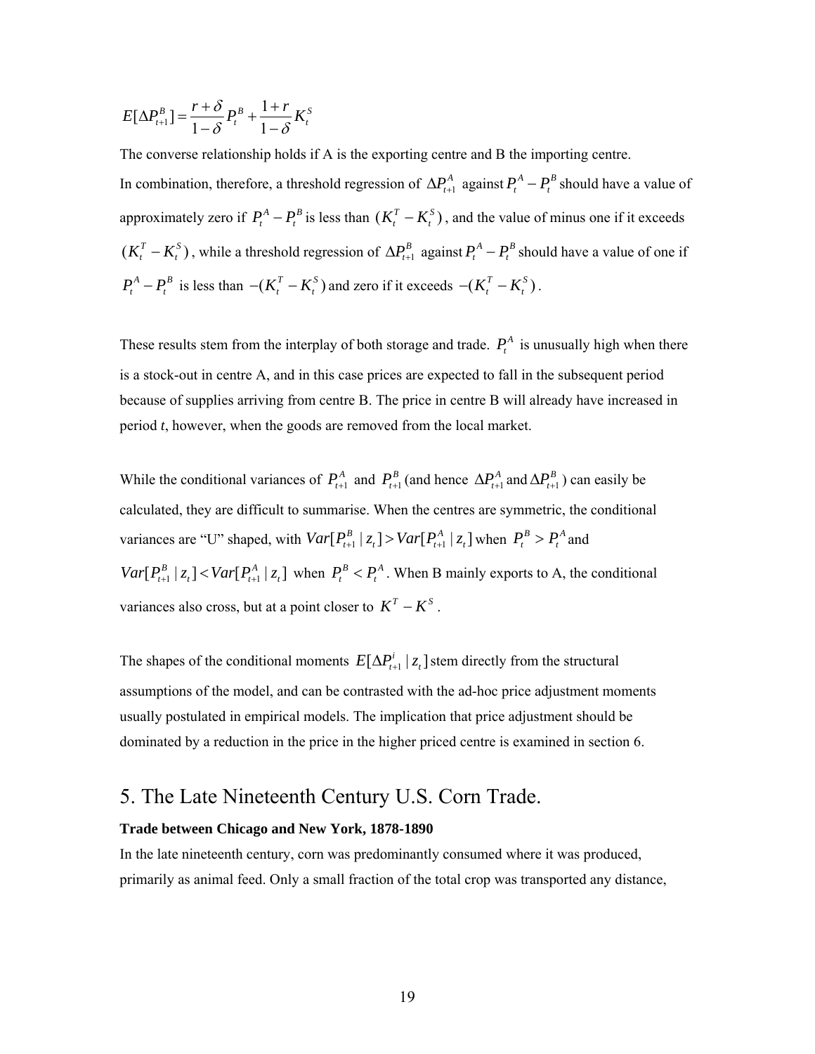$$E[\Delta P_{t+1}^{B}] = \frac{r+\delta}{1-\delta} P_t^B + \frac{1+r}{1-\delta} K_t^S$$

The converse relationship holds if A is the exporting centre and B the importing centre.

In combination, therefore, a threshold regression of $\Delta P_{t+1}^{A}$ against $P_t^A - P_t^B$ should have a value of approximately zero if $P_t^A - P_t^B$ is less than $(K_t^T - K_t^S)$, and the value of minus one if it exceeds $(K_t^T - K_t^S)$, while a threshold regression of $\Delta P_{t+1}^{B}$ against $P_t^A - P_t^B$ should have a value of one if $P_t^A - P_t^B$ is less than $-(K_t^T - K_t^S)$ and zero if it exceeds $-(K_t^T - K_t^S)$.

These results stem from the interplay of both storage and trade. $P_t^A$ is unusually high when there is a stock-out in centre A, and in this case prices are expected to fall in the subsequent period because of supplies arriving from centre B. The price in centre B will already have increased in period *t*, however, when the goods are removed from the local market.

While the conditional variances of $P_{t+1}^{A}$ and $P_{t+1}^{B}$ (and hence $\Delta P_{t+1}^{A}$ and $\Delta P_{t+1}^{B}$) can easily be calculated, they are difficult to summarise. When the centres are symmetric, the conditional variances are "U" shaped, with $Var[P_{t+1}^{B} \mid z_t] > Var[P_{t+1}^{A} \mid z_t]$ when $P_t^B > P_t^A$ and $Var[P_{t+1}^{B} \mid z_t] < Var[P_{t+1}^{A} \mid z_t]$ when $P_t^B < P_t^A$. When B mainly exports to A, the conditional variances also cross, but at a point closer to $K^T - K^S$.

The shapes of the conditional moments $E[\Delta P_{t+1}^{i} \mid z_t]$ stem directly from the structural assumptions of the model, and can be contrasted with the ad-hoc price adjustment moments usually postulated in empirical models. The implication that price adjustment should be dominated by a reduction in the price in the higher priced centre is examined in section 6.

## 5. The Late Nineteenth Century U.S. Corn Trade.

**Trade between Chicago and New York, 1878-1890**

In the late nineteenth century, corn was predominantly consumed where it was produced, primarily as animal feed. Only a small fraction of the total crop was transported any distance,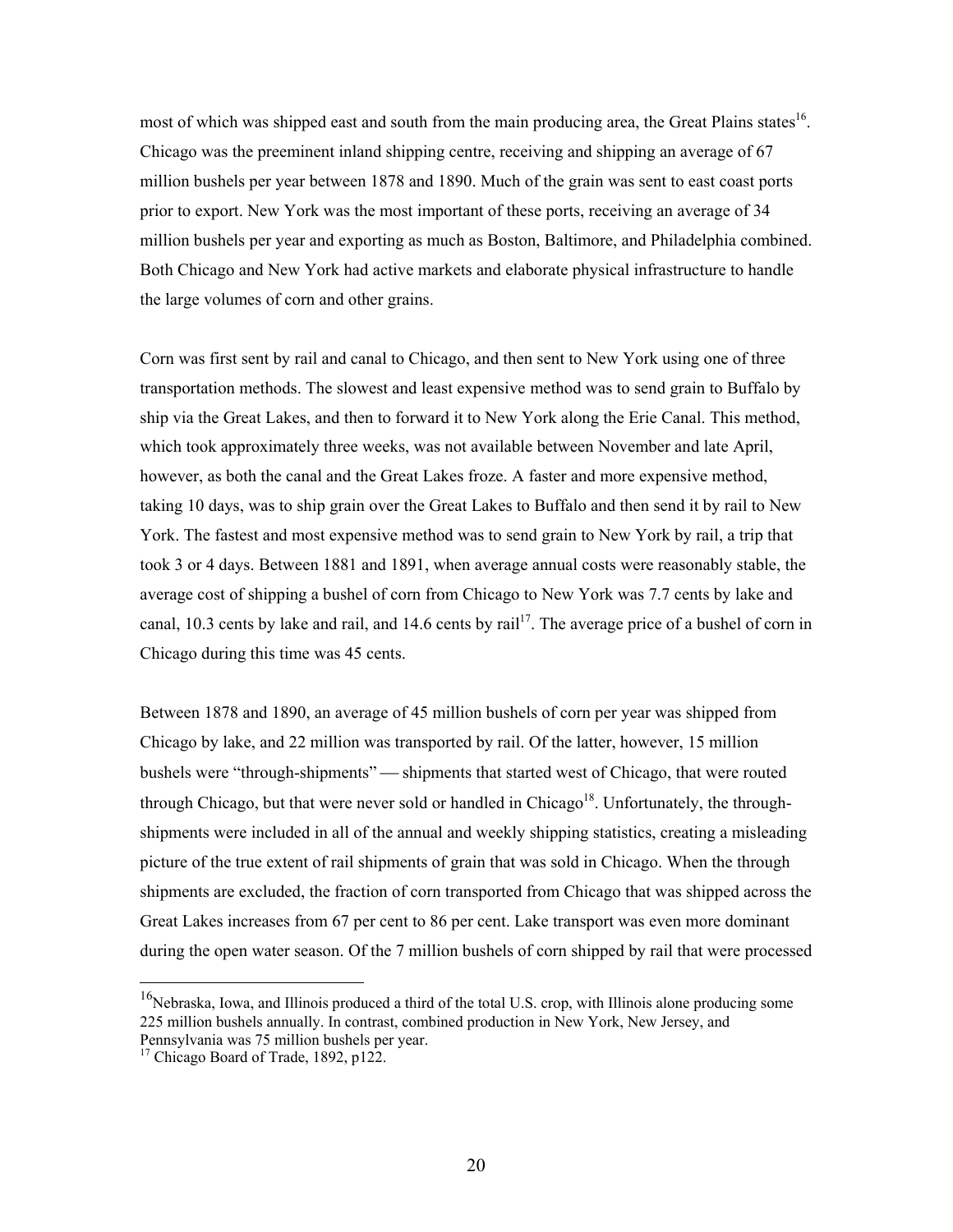most of which was shipped east and south from the main producing area, the Great Plains states[16]. Chicago was the preeminent inland shipping centre, receiving and shipping an average of 67 million bushels per year between 1878 and 1890. Much of the grain was sent to east coast ports prior to export. New York was the most important of these ports, receiving an average of 34 million bushels per year and exporting as much as Boston, Baltimore, and Philadelphia combined. Both Chicago and New York had active markets and elaborate physical infrastructure to handle the large volumes of corn and other grains.

Corn was first sent by rail and canal to Chicago, and then sent to New York using one of three transportation methods. The slowest and least expensive method was to send grain to Buffalo by ship via the Great Lakes, and then to forward it to New York along the Erie Canal. This method, which took approximately three weeks, was not available between November and late April, however, as both the canal and the Great Lakes froze. A faster and more expensive method, taking 10 days, was to ship grain over the Great Lakes to Buffalo and then send it by rail to New York. The fastest and most expensive method was to send grain to New York by rail, a trip that took 3 or 4 days. Between 1881 and 1891, when average annual costs were reasonably stable, the average cost of shipping a bushel of corn from Chicago to New York was 7.7 cents by lake and canal, 10.3 cents by lake and rail, and 14.6 cents by rail[17]. The average price of a bushel of corn in Chicago during this time was 45 cents.

Between 1878 and 1890, an average of 45 million bushels of corn per year was shipped from Chicago by lake, and 22 million was transported by rail. Of the latter, however, 15 million bushels were "through-shipments" — shipments that started west of Chicago, that were routed through Chicago, but that were never sold or handled in Chicago[18]. Unfortunately, the through-shipments were included in all of the annual and weekly shipping statistics, creating a misleading picture of the true extent of rail shipments of grain that was sold in Chicago. When the through shipments are excluded, the fraction of corn transported from Chicago that was shipped across the Great Lakes increases from 67 per cent to 86 per cent. Lake transport was even more dominant during the open water season. Of the 7 million bushels of corn shipped by rail that were processed

[16] Nebraska, Iowa, and Illinois produced a third of the total U.S. crop, with Illinois alone producing some 225 million bushels annually. In contrast, combined production in New York, New Jersey, and Pennsylvania was 75 million bushels per year.

[17] Chicago Board of Trade, 1892, p122.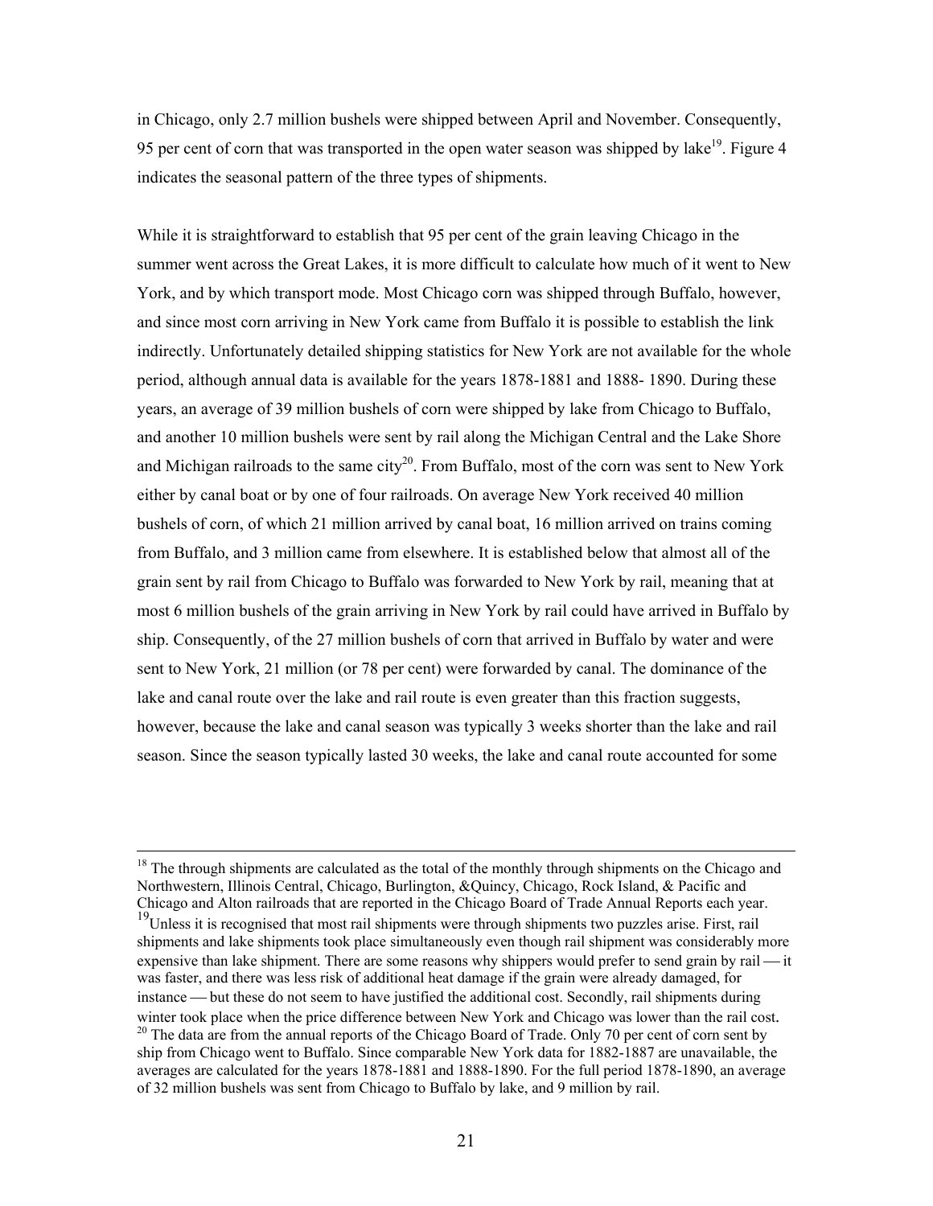in Chicago, only 2.7 million bushels were shipped between April and November. Consequently, 95 per cent of corn that was transported in the open water season was shipped by lake[19]. Figure 4 indicates the seasonal pattern of the three types of shipments.

While it is straightforward to establish that 95 per cent of the grain leaving Chicago in the summer went across the Great Lakes, it is more difficult to calculate how much of it went to New York, and by which transport mode. Most Chicago corn was shipped through Buffalo, however, and since most corn arriving in New York came from Buffalo it is possible to establish the link indirectly. Unfortunately detailed shipping statistics for New York are not available for the whole period, although annual data is available for the years 1878-1881 and 1888- 1890. During these years, an average of 39 million bushels of corn were shipped by lake from Chicago to Buffalo, and another 10 million bushels were sent by rail along the Michigan Central and the Lake Shore and Michigan railroads to the same city[20]. From Buffalo, most of the corn was sent to New York either by canal boat or by one of four railroads. On average New York received 40 million bushels of corn, of which 21 million arrived by canal boat, 16 million arrived on trains coming from Buffalo, and 3 million came from elsewhere. It is established below that almost all of the grain sent by rail from Chicago to Buffalo was forwarded to New York by rail, meaning that at most 6 million bushels of the grain arriving in New York by rail could have arrived in Buffalo by ship. Consequently, of the 27 million bushels of corn that arrived in Buffalo by water and were sent to New York, 21 million (or 78 per cent) were forwarded by canal. The dominance of the lake and canal route over the lake and rail route is even greater than this fraction suggests, however, because the lake and canal season was typically 3 weeks shorter than the lake and rail season. Since the season typically lasted 30 weeks, the lake and canal route accounted for some

---

[18] The through shipments are calculated as the total of the monthly through shipments on the Chicago and Northwestern, Illinois Central, Chicago, Burlington, &Quincy, Chicago, Rock Island, & Pacific and Chicago and Alton railroads that are reported in the Chicago Board of Trade Annual Reports each year.

[19] Unless it is recognised that most rail shipments were through shipments two puzzles arise. First, rail shipments and lake shipments took place simultaneously even though rail shipment was considerably more expensive than lake shipment. There are some reasons why shippers would prefer to send grain by rail — it was faster, and there was less risk of additional heat damage if the grain were already damaged, for instance — but these do not seem to have justified the additional cost. Secondly, rail shipments during winter took place when the price difference between New York and Chicago was lower than the rail cost.

[20] The data are from the annual reports of the Chicago Board of Trade. Only 70 per cent of corn sent by ship from Chicago went to Buffalo. Since comparable New York data for 1882-1887 are unavailable, the averages are calculated for the years 1878-1881 and 1888-1890. For the full period 1878-1890, an average of 32 million bushels was sent from Chicago to Buffalo by lake, and 9 million by rail.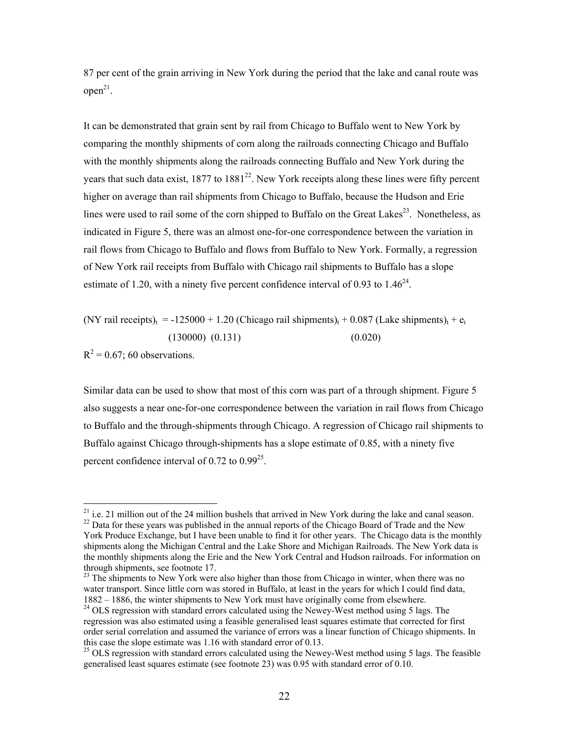87 per cent of the grain arriving in New York during the period that the lake and canal route was open[21].

It can be demonstrated that grain sent by rail from Chicago to Buffalo went to New York by comparing the monthly shipments of corn along the railroads connecting Chicago and Buffalo with the monthly shipments along the railroads connecting Buffalo and New York during the years that such data exist, 1877 to 1881[22]. New York receipts along these lines were fifty percent higher on average than rail shipments from Chicago to Buffalo, because the Hudson and Erie lines were used to rail some of the corn shipped to Buffalo on the Great Lakes[23]. Nonetheless, as indicated in Figure 5, there was an almost one-for-one correspondence between the variation in rail flows from Chicago to Buffalo and flows from Buffalo to New York. Formally, a regression of New York rail receipts from Buffalo with Chicago rail shipments to Buffalo has a slope estimate of 1.20, with a ninety five percent confidence interval of 0.93 to 1.46[24].

$$(\text{NY rail receipts})_t = \underset{(130000)}{-125000} + \underset{(0.131)}{1.20}\,(\text{Chicago rail shipments})_t + \underset{(0.020)}{0.087}\,(\text{Lake shipments})_t + e_t$$

$R^2 = 0.67$; 60 observations.

Similar data can be used to show that most of this corn was part of a through shipment. Figure 5 also suggests a near one-for-one correspondence between the variation in rail flows from Chicago to Buffalo and the through-shipments through Chicago. A regression of Chicago rail shipments to Buffalo against Chicago through-shipments has a slope estimate of 0.85, with a ninety five percent confidence interval of 0.72 to 0.99[25].

---

[21] i.e. 21 million out of the 24 million bushels that arrived in New York during the lake and canal season.

[22] Data for these years was published in the annual reports of the Chicago Board of Trade and the New York Produce Exchange, but I have been unable to find it for other years. The Chicago data is the monthly shipments along the Michigan Central and the Lake Shore and Michigan Railroads. The New York data is the monthly shipments along the Erie and the New York Central and Hudson railroads. For information on through shipments, see footnote 17.

[23] The shipments to New York were also higher than those from Chicago in winter, when there was no water transport. Since little corn was stored in Buffalo, at least in the years for which I could find data, 1882 – 1886, the winter shipments to New York must have originally come from elsewhere.

[24] OLS regression with standard errors calculated using the Newey-West method using 5 lags. The regression was also estimated using a feasible generalised least squares estimate that corrected for first order serial correlation and assumed the variance of errors was a linear function of Chicago shipments. In this case the slope estimate was 1.16 with standard error of 0.13.

[25] OLS regression with standard errors calculated using the Newey-West method using 5 lags. The feasible generalised least squares estimate (see footnote 23) was 0.95 with standard error of 0.10.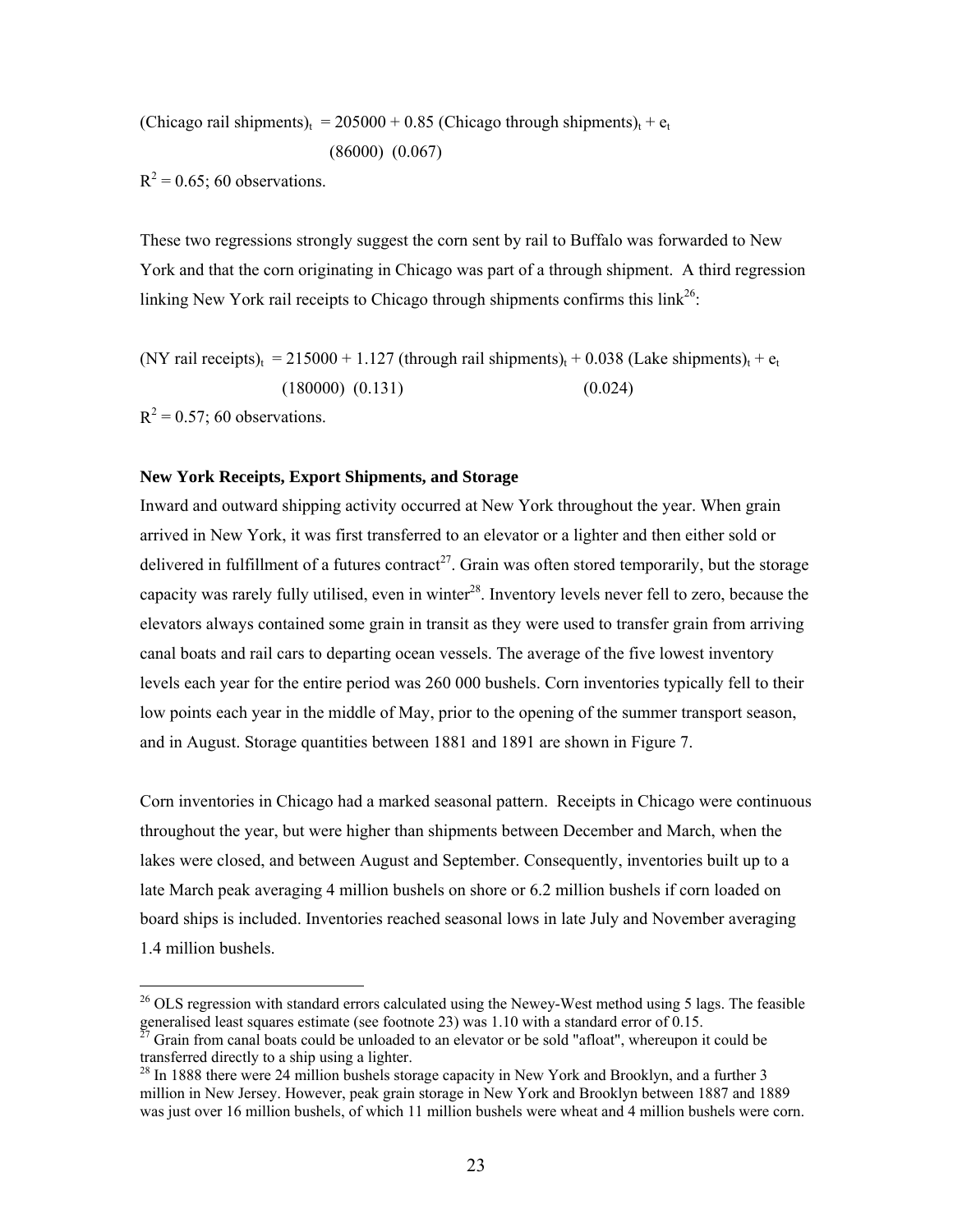$$(\text{Chicago rail shipments})_t = \underset{(86000)}{205000} + \underset{(0.067)}{0.85}\,(\text{Chicago through shipments})_t + e_t$$

$R^2 = 0.65$; 60 observations.

These two regressions strongly suggest the corn sent by rail to Buffalo was forwarded to New York and that the corn originating in Chicago was part of a through shipment. A third regression linking New York rail receipts to Chicago through shipments confirms this link[26]:

$$(\text{NY rail receipts})_t = \underset{(180000)}{215000} + \underset{(0.131)}{1.127}\,(\text{through rail shipments})_t + \underset{(0.024)}{0.038}\,(\text{Lake shipments})_t + e_t$$

$R^2 = 0.57$; 60 observations.

**New York Receipts, Export Shipments, and Storage**

Inward and outward shipping activity occurred at New York throughout the year. When grain arrived in New York, it was first transferred to an elevator or a lighter and then either sold or delivered in fulfillment of a futures contract[27]. Grain was often stored temporarily, but the storage capacity was rarely fully utilised, even in winter[28]. Inventory levels never fell to zero, because the elevators always contained some grain in transit as they were used to transfer grain from arriving canal boats and rail cars to departing ocean vessels. The average of the five lowest inventory levels each year for the entire period was 260 000 bushels. Corn inventories typically fell to their low points each year in the middle of May, prior to the opening of the summer transport season, and in August. Storage quantities between 1881 and 1891 are shown in Figure 7.

Corn inventories in Chicago had a marked seasonal pattern. Receipts in Chicago were continuous throughout the year, but were higher than shipments between December and March, when the lakes were closed, and between August and September. Consequently, inventories built up to a late March peak averaging 4 million bushels on shore or 6.2 million bushels if corn loaded on board ships is included. Inventories reached seasonal lows in late July and November averaging 1.4 million bushels.

---

[26] OLS regression with standard errors calculated using the Newey-West method using 5 lags. The feasible generalised least squares estimate (see footnote 23) was 1.10 with a standard error of 0.15.

[27] Grain from canal boats could be unloaded to an elevator or be sold "afloat", whereupon it could be transferred directly to a ship using a lighter.

[28] In 1888 there were 24 million bushels storage capacity in New York and Brooklyn, and a further 3 million in New Jersey. However, peak grain storage in New York and Brooklyn between 1887 and 1889 was just over 16 million bushels, of which 11 million bushels were wheat and 4 million bushels were corn.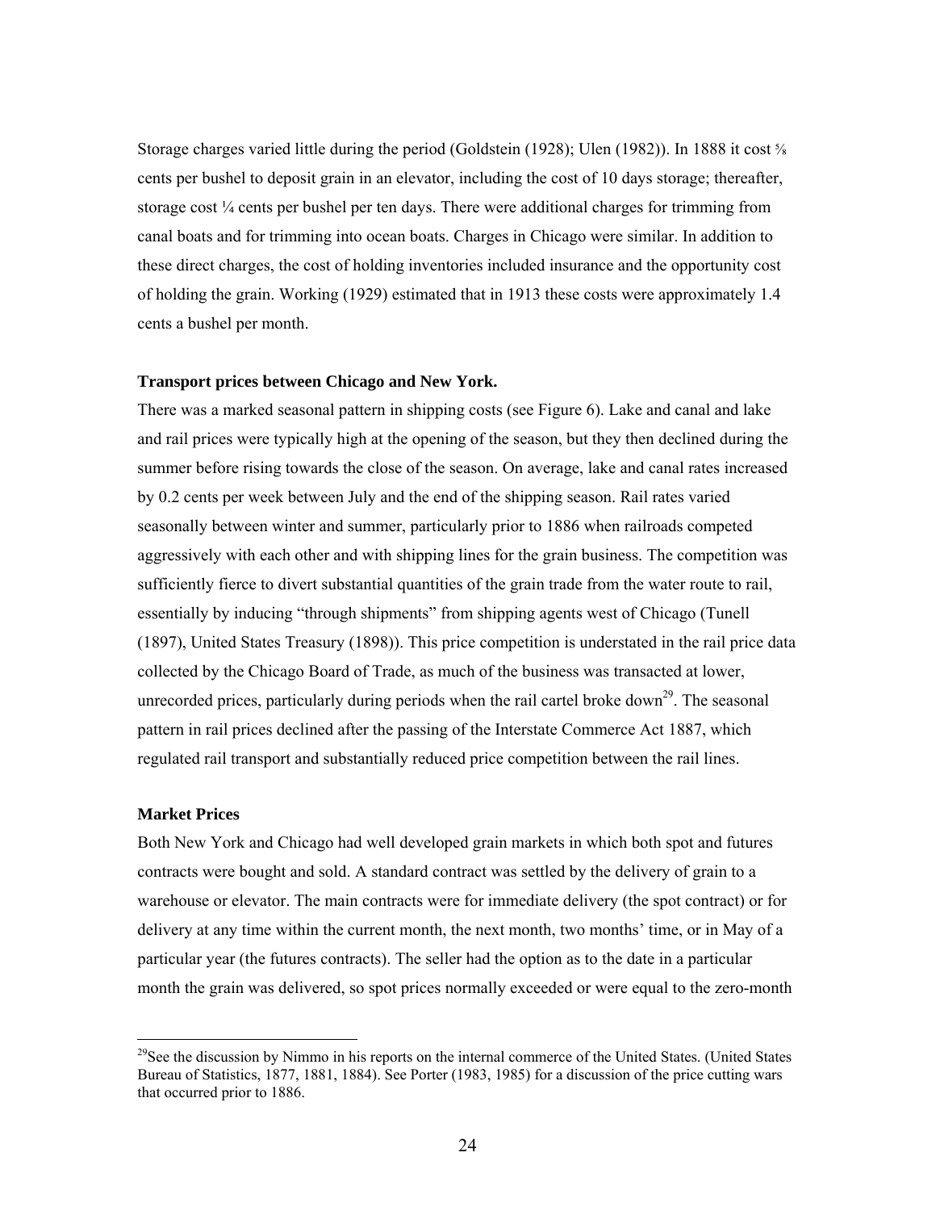Storage charges varied little during the period (Goldstein (1928); Ulen (1982)). In 1888 it cost ⅝ cents per bushel to deposit grain in an elevator, including the cost of 10 days storage; thereafter, storage cost ¼ cents per bushel per ten days. There were additional charges for trimming from canal boats and for trimming into ocean boats. Charges in Chicago were similar. In addition to these direct charges, the cost of holding inventories included insurance and the opportunity cost of holding the grain. Working (1929) estimated that in 1913 these costs were approximately 1.4 cents a bushel per month.

**Transport prices between Chicago and New York.**

There was a marked seasonal pattern in shipping costs (see Figure 6). Lake and canal and lake and rail prices were typically high at the opening of the season, but they then declined during the summer before rising towards the close of the season. On average, lake and canal rates increased by 0.2 cents per week between July and the end of the shipping season. Rail rates varied seasonally between winter and summer, particularly prior to 1886 when railroads competed aggressively with each other and with shipping lines for the grain business. The competition was sufficiently fierce to divert substantial quantities of the grain trade from the water route to rail, essentially by inducing "through shipments" from shipping agents west of Chicago (Tunell (1897), United States Treasury (1898)). This price competition is understated in the rail price data collected by the Chicago Board of Trade, as much of the business was transacted at lower, unrecorded prices, particularly during periods when the rail cartel broke down[29]. The seasonal pattern in rail prices declined after the passing of the Interstate Commerce Act 1887, which regulated rail transport and substantially reduced price competition between the rail lines.

**Market Prices**

Both New York and Chicago had well developed grain markets in which both spot and futures contracts were bought and sold. A standard contract was settled by the delivery of grain to a warehouse or elevator. The main contracts were for immediate delivery (the spot contract) or for delivery at any time within the current month, the next month, two months' time, or in May of a particular year (the futures contracts). The seller had the option as to the date in a particular month the grain was delivered, so spot prices normally exceeded or were equal to the zero-month

---

[29] See the discussion by Nimmo in his reports on the internal commerce of the United States. (United States Bureau of Statistics, 1877, 1881, 1884). See Porter (1983, 1985) for a discussion of the price cutting wars that occurred prior to 1886.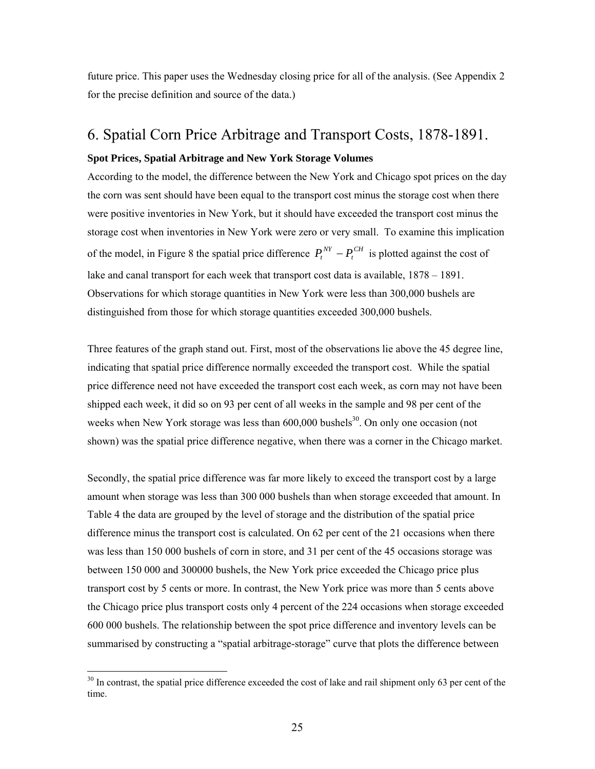future price. This paper uses the Wednesday closing price for all of the analysis. (See Appendix 2 for the precise definition and source of the data.)

## 6. Spatial Corn Price Arbitrage and Transport Costs, 1878-1891.

**Spot Prices, Spatial Arbitrage and New York Storage Volumes**

According to the model, the difference between the New York and Chicago spot prices on the day the corn was sent should have been equal to the transport cost minus the storage cost when there were positive inventories in New York, but it should have exceeded the transport cost minus the storage cost when inventories in New York were zero or very small. To examine this implication of the model, in Figure 8 the spatial price difference $P_t^{NY} - P_t^{CH}$ is plotted against the cost of lake and canal transport for each week that transport cost data is available, 1878 – 1891. Observations for which storage quantities in New York were less than 300,000 bushels are distinguished from those for which storage quantities exceeded 300,000 bushels.

Three features of the graph stand out. First, most of the observations lie above the 45 degree line, indicating that spatial price difference normally exceeded the transport cost. While the spatial price difference need not have exceeded the transport cost each week, as corn may not have been shipped each week, it did so on 93 per cent of all weeks in the sample and 98 per cent of the weeks when New York storage was less than 600,000 bushels[30]. On only one occasion (not shown) was the spatial price difference negative, when there was a corner in the Chicago market.

Secondly, the spatial price difference was far more likely to exceed the transport cost by a large amount when storage was less than 300 000 bushels than when storage exceeded that amount. In Table 4 the data are grouped by the level of storage and the distribution of the spatial price difference minus the transport cost is calculated. On 62 per cent of the 21 occasions when there was less than 150 000 bushels of corn in store, and 31 per cent of the 45 occasions storage was between 150 000 and 300000 bushels, the New York price exceeded the Chicago price plus transport cost by 5 cents or more. In contrast, the New York price was more than 5 cents above the Chicago price plus transport costs only 4 percent of the 224 occasions when storage exceeded 600 000 bushels. The relationship between the spot price difference and inventory levels can be summarised by constructing a "spatial arbitrage-storage" curve that plots the difference between

[30] In contrast, the spatial price difference exceeded the cost of lake and rail shipment only 63 per cent of the time.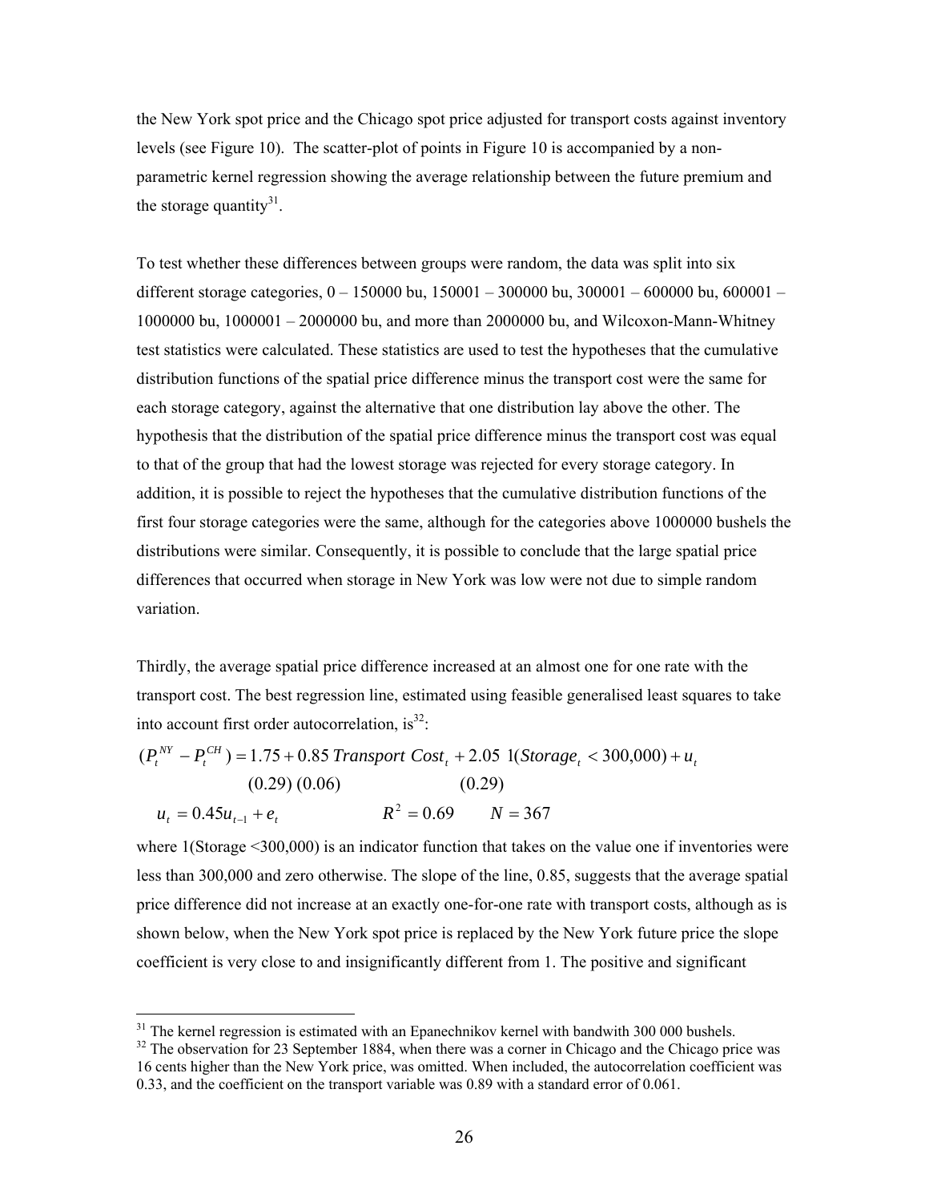the New York spot price and the Chicago spot price adjusted for transport costs against inventory levels (see Figure 10). The scatter-plot of points in Figure 10 is accompanied by a non-parametric kernel regression showing the average relationship between the future premium and the storage quantity[31].

To test whether these differences between groups were random, the data was split into six different storage categories, 0 – 150000 bu, 150001 – 300000 bu, 300001 – 600000 bu, 600001 – 1000000 bu, 1000001 – 2000000 bu, and more than 2000000 bu, and Wilcoxon-Mann-Whitney test statistics were calculated. These statistics are used to test the hypotheses that the cumulative distribution functions of the spatial price difference minus the transport cost were the same for each storage category, against the alternative that one distribution lay above the other. The hypothesis that the distribution of the spatial price difference minus the transport cost was equal to that of the group that had the lowest storage was rejected for every storage category. In addition, it is possible to reject the hypotheses that the cumulative distribution functions of the first four storage categories were the same, although for the categories above 1000000 bushels the distributions were similar. Consequently, it is possible to conclude that the large spatial price differences that occurred when storage in New York was low were not due to simple random variation.

Thirdly, the average spatial price difference increased at an almost one for one rate with the transport cost. The best regression line, estimated using feasible generalised least squares to take into account first order autocorrelation, is[32]:

$$(P_t^{NY} - P_t^{CH}) = \underset{(0.29)}{1.75} + \underset{(0.06)}{0.85}\, Transport\ Cost_t + \underset{(0.29)}{2.05}\ 1(Storage_t < 300{,}000) + u_t$$

$$u_t = 0.45 u_{t-1} + e_t \qquad R^2 = 0.69 \qquad N = 367$$

where 1(Storage <300,000) is an indicator function that takes on the value one if inventories were less than 300,000 and zero otherwise. The slope of the line, 0.85, suggests that the average spatial price difference did not increase at an exactly one-for-one rate with transport costs, although as is shown below, when the New York spot price is replaced by the New York future price the slope coefficient is very close to and insignificantly different from 1. The positive and significant

[31] The kernel regression is estimated with an Epanechnikov kernel with bandwith 300 000 bushels.

[32] The observation for 23 September 1884, when there was a corner in Chicago and the Chicago price was 16 cents higher than the New York price, was omitted. When included, the autocorrelation coefficient was 0.33, and the coefficient on the transport variable was 0.89 with a standard error of 0.061.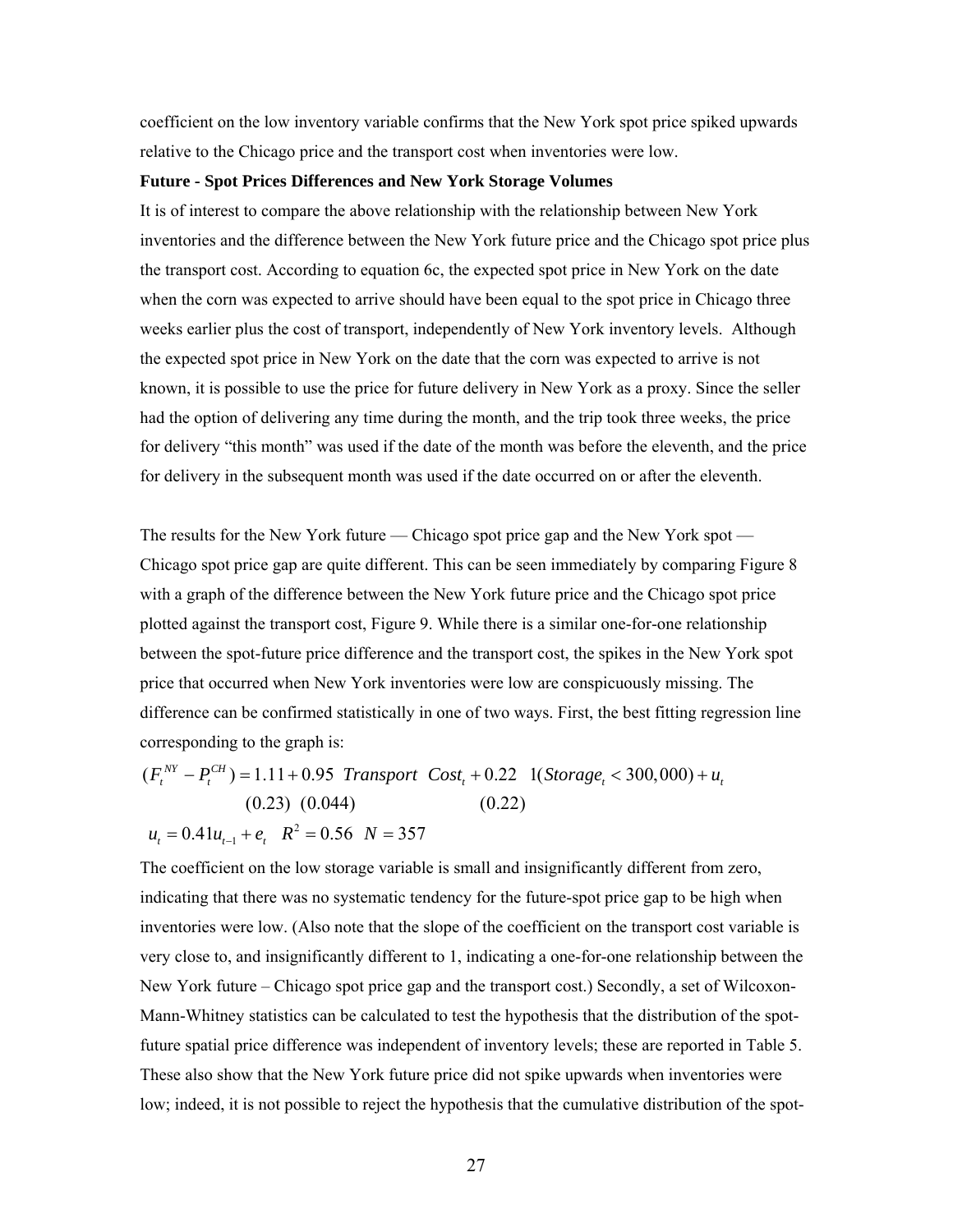coefficient on the low inventory variable confirms that the New York spot price spiked upwards relative to the Chicago price and the transport cost when inventories were low.

**Future - Spot Prices Differences and New York Storage Volumes**

It is of interest to compare the above relationship with the relationship between New York inventories and the difference between the New York future price and the Chicago spot price plus the transport cost. According to equation 6c, the expected spot price in New York on the date when the corn was expected to arrive should have been equal to the spot price in Chicago three weeks earlier plus the cost of transport, independently of New York inventory levels. Although the expected spot price in New York on the date that the corn was expected to arrive is not known, it is possible to use the price for future delivery in New York as a proxy. Since the seller had the option of delivering any time during the month, and the trip took three weeks, the price for delivery "this month" was used if the date of the month was before the eleventh, and the price for delivery in the subsequent month was used if the date occurred on or after the eleventh.

The results for the New York future — Chicago spot price gap and the New York spot — Chicago spot price gap are quite different. This can be seen immediately by comparing Figure 8 with a graph of the difference between the New York future price and the Chicago spot price plotted against the transport cost, Figure 9. While there is a similar one-for-one relationship between the spot-future price difference and the transport cost, the spikes in the New York spot price that occurred when New York inventories were low are conspicuously missing. The difference can be confirmed statistically in one of two ways. First, the best fitting regression line corresponding to the graph is:

$$(F_t^{NY} - P_t^{CH}) = \underset{(0.23)}{1.11} + \underset{(0.044)}{0.95}\ Transport\ \ Cost_t + \underset{(0.22)}{0.22}\ \ 1(Storage_t < 300{,}000) + u_t$$

$$u_t = 0.41 u_{t-1} + e_t \quad R^2 = 0.56 \quad N = 357$$

The coefficient on the low storage variable is small and insignificantly different from zero, indicating that there was no systematic tendency for the future-spot price gap to be high when inventories were low. (Also note that the slope of the coefficient on the transport cost variable is very close to, and insignificantly different to 1, indicating a one-for-one relationship between the New York future – Chicago spot price gap and the transport cost.) Secondly, a set of Wilcoxon-Mann-Whitney statistics can be calculated to test the hypothesis that the distribution of the spot-future spatial price difference was independent of inventory levels; these are reported in Table 5. These also show that the New York future price did not spike upwards when inventories were low; indeed, it is not possible to reject the hypothesis that the cumulative distribution of the spot-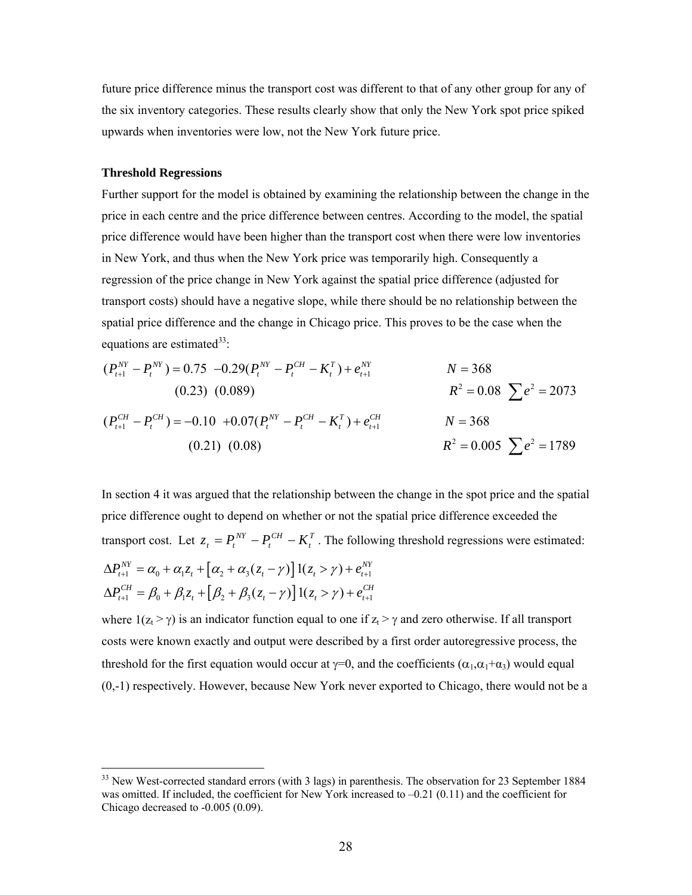future price difference minus the transport cost was different to that of any other group for any of the six inventory categories. These results clearly show that only the New York spot price spiked upwards when inventories were low, not the New York future price.

**Threshold Regressions**

Further support for the model is obtained by examining the relationship between the change in the price in each centre and the price difference between centres. According to the model, the spatial price difference would have been higher than the transport cost when there were low inventories in New York, and thus when the New York price was temporarily high. Consequently a regression of the price change in New York against the spatial price difference (adjusted for transport costs) should have a negative slope, while there should be no relationship between the spatial price difference and the change in Chicago price. This proves to be the case when the equations are estimated[33]:

$$
\begin{aligned}
(P_{t+1}^{NY} - P_t^{NY}) &= \underset{(0.23)}{0.75} \; \underset{(0.089)}{-0.29}(P_t^{NY} - P_t^{CH} - K_t^T) + e_{t+1}^{NY} \qquad & N = 368 \\
& & R^2 = 0.08 \;\; \textstyle\sum e^2 = 2073
\end{aligned}
$$

$$
\begin{aligned}
(P_{t+1}^{CH} - P_t^{CH}) &= \underset{(0.21)}{-0.10} \; \underset{(0.08)}{+0.07}(P_t^{NY} - P_t^{CH} - K_t^T) + e_{t+1}^{CH} \qquad & N = 368 \\
& & R^2 = 0.005 \;\; \textstyle\sum e^2 = 1789
\end{aligned}
$$

In section 4 it was argued that the relationship between the change in the spot price and the spatial price difference ought to depend on whether or not the spatial price difference exceeded the transport cost. Let $z_t = P_t^{NY} - P_t^{CH} - K_t^T$. The following threshold regressions were estimated:

$$
\Delta P_{t+1}^{NY} = \alpha_0 + \alpha_1 z_t + \left[\alpha_2 + \alpha_3 (z_t - \gamma)\right] 1(z_t > \gamma) + e_{t+1}^{NY}
$$

$$
\Delta P_{t+1}^{CH} = \beta_0 + \beta_1 z_t + \left[\beta_2 + \beta_3 (z_t - \gamma)\right] 1(z_t > \gamma) + e_{t+1}^{CH}
$$

where $1(z_t > \gamma)$ is an indicator function equal to one if $z_t > \gamma$ and zero otherwise. If all transport costs were known exactly and output were described by a first order autoregressive process, the threshold for the first equation would occur at $\gamma=0$, and the coefficients $(\alpha_1, \alpha_1+\alpha_3)$ would equal $(0,-1)$ respectively. However, because New York never exported to Chicago, there would not be a

[33] New West-corrected standard errors (with 3 lags) in parenthesis. The observation for 23 September 1884 was omitted. If included, the coefficient for New York increased to –0.21 (0.11) and the coefficient for Chicago decreased to -0.005 (0.09).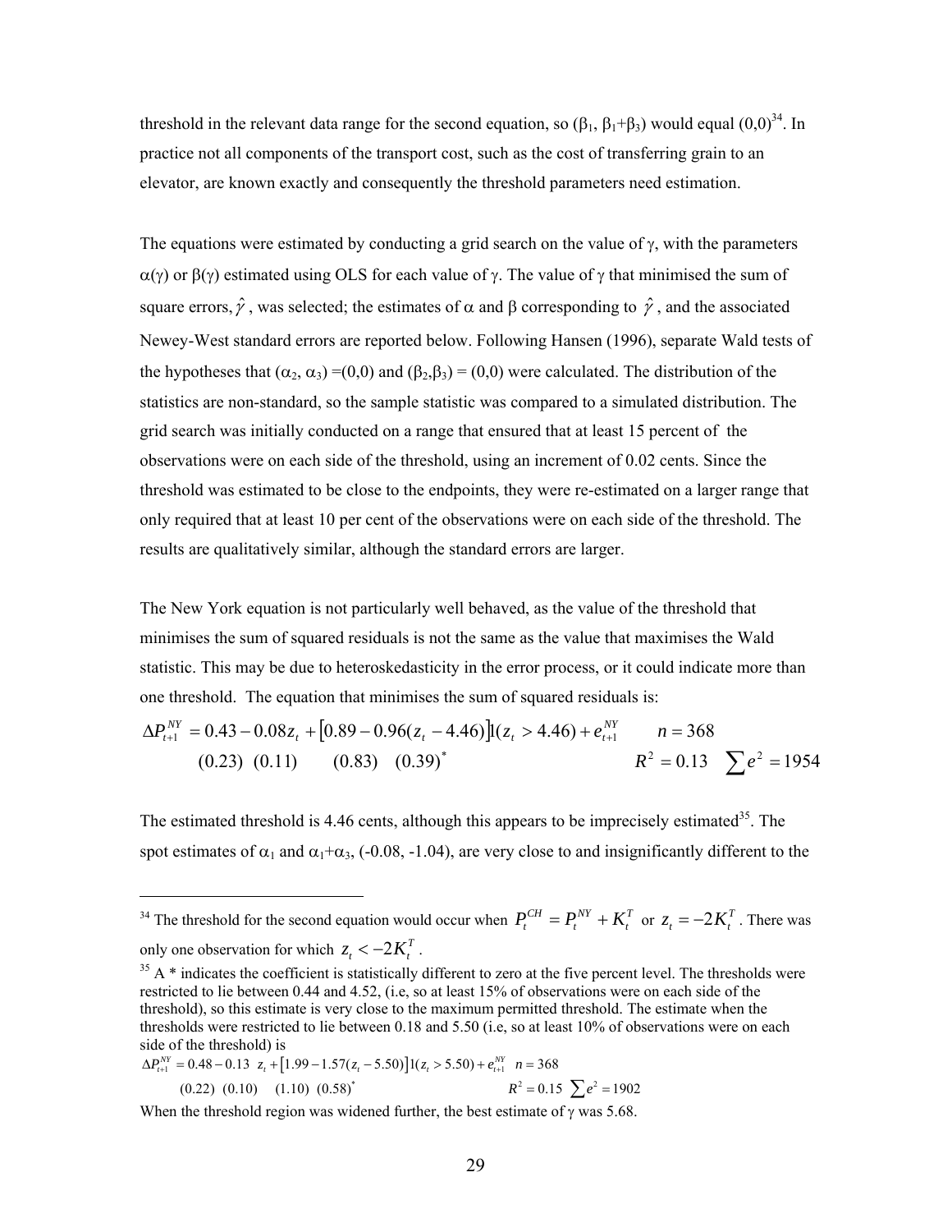threshold in the relevant data range for the second equation, so ($\beta_1$, $\beta_1+\beta_3$) would equal (0,0)[34]. In practice not all components of the transport cost, such as the cost of transferring grain to an elevator, are known exactly and consequently the threshold parameters need estimation.

The equations were estimated by conducting a grid search on the value of $\gamma$, with the parameters $\alpha(\gamma)$ or $\beta(\gamma)$ estimated using OLS for each value of $\gamma$. The value of $\gamma$ that minimised the sum of square errors, $\hat{\gamma}$, was selected; the estimates of $\alpha$ and $\beta$ corresponding to $\hat{\gamma}$, and the associated Newey-West standard errors are reported below. Following Hansen (1996), separate Wald tests of the hypotheses that ($\alpha_2$, $\alpha_3$) =(0,0) and ($\beta_2$,$\beta_3$) = (0,0) were calculated. The distribution of the statistics are non-standard, so the sample statistic was compared to a simulated distribution. The grid search was initially conducted on a range that ensured that at least 15 percent of the observations were on each side of the threshold, using an increment of 0.02 cents. Since the threshold was estimated to be close to the endpoints, they were re-estimated on a larger range that only required that at least 10 per cent of the observations were on each side of the threshold. The results are qualitatively similar, although the standard errors are larger.

The New York equation is not particularly well behaved, as the value of the threshold that minimises the sum of squared residuals is not the same as the value that maximises the Wald statistic. This may be due to heteroskedasticity in the error process, or it could indicate more than one threshold. The equation that minimises the sum of squared residuals is:

$$\underset{}{\Delta P_{t+1}^{NY}} = \underset{(0.23)}{0.43} - \underset{(0.11)}{0.08} z_t + \left[\underset{(0.83)}{0.89} - \underset{(0.39)^*}{0.96}(z_t - 4.46)\right] 1(z_t > 4.46) + e_{t+1}^{NY} \qquad n = 368$$

$$R^2 = 0.13 \qquad \sum e^2 = 1954$$

The estimated threshold is 4.46 cents, although this appears to be imprecisely estimated[35]. The spot estimates of $\alpha_1$ and $\alpha_1+\alpha_3$, (-0.08, -1.04), are very close to and insignificantly different to the

---

[34] The threshold for the second equation would occur when $P_t^{CH} = P_t^{NY} + K_t^T$ or $z_t = -2K_t^T$. There was only one observation for which $z_t < -2K_t^T$.

[35] A * indicates the coefficient is statistically different to zero at the five percent level. The thresholds were restricted to lie between 0.44 and 4.52, (i.e, so at least 15% of observations were on each side of the threshold), so this estimate is very close to the maximum permitted threshold. The estimate when the thresholds were restricted to lie between 0.18 and 5.50 (i.e, so at least 10% of observations were on each side of the threshold) is

$$\Delta P_{t+1}^{NY} = \underset{(0.22)}{0.48} - \underset{(0.10)}{0.13}\, z_t + \left[\underset{(1.10)}{1.99} - \underset{(0.58)^*}{1.57}(z_t - 5.50)\right] 1(z_t > 5.50) + e_{t+1}^{NY} \quad n = 368$$

$$R^2 = 0.15 \quad \sum e^2 = 1902$$

When the threshold region was widened further, the best estimate of $\gamma$ was 5.68.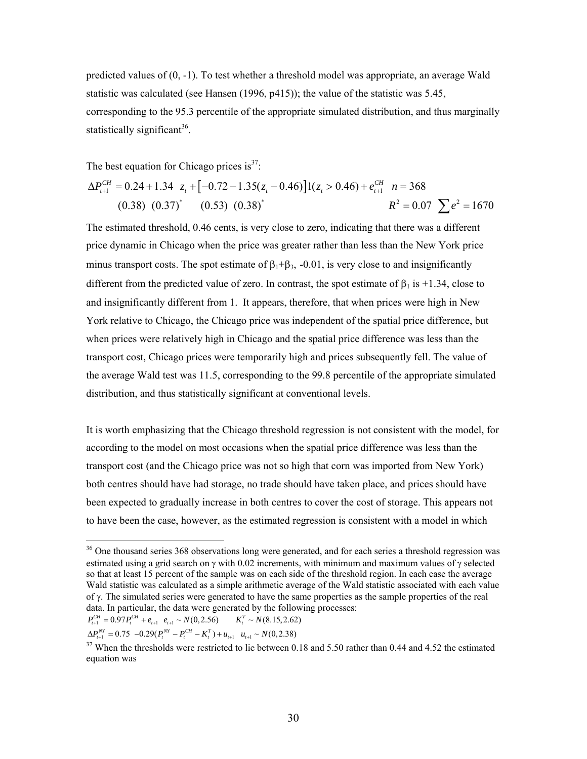predicted values of (0, -1). To test whether a threshold model was appropriate, an average Wald statistic was calculated (see Hansen (1996, p415)); the value of the statistic was 5.45, corresponding to the 95.3 percentile of the appropriate simulated distribution, and thus marginally statistically significant[36].

The best equation for Chicago prices is[37]:

$$\Delta P_{t+1}^{CH} = \underset{(0.38)}{0.24} + \underset{(0.37)^{*}}{1.34}\ z_t + \left[\underset{(0.53)}{-0.72} - \underset{(0.38)^{*}}{1.35}(z_t - 0.46)\right] 1(z_t > 0.46) + e_{t+1}^{CH} \quad n = 368 \quad R^2 = 0.07 \quad \sum e^2 = 1670$$

The estimated threshold, 0.46 cents, is very close to zero, indicating that there was a different price dynamic in Chicago when the price was greater rather than less than the New York price minus transport costs. The spot estimate of $\beta_1+\beta_3$, -0.01, is very close to and insignificantly different from the predicted value of zero. In contrast, the spot estimate of $\beta_1$ is +1.34, close to and insignificantly different from 1. It appears, therefore, that when prices were high in New York relative to Chicago, the Chicago price was independent of the spatial price difference, but when prices were relatively high in Chicago and the spatial price difference was less than the transport cost, Chicago prices were temporarily high and prices subsequently fell. The value of the average Wald test was 11.5, corresponding to the 99.8 percentile of the appropriate simulated distribution, and thus statistically significant at conventional levels.

It is worth emphasizing that the Chicago threshold regression is not consistent with the model, for according to the model on most occasions when the spatial price difference was less than the transport cost (and the Chicago price was not so high that corn was imported from New York) both centres should have had storage, no trade should have taken place, and prices should have been expected to gradually increase in both centres to cover the cost of storage. This appears not to have been the case, however, as the estimated regression is consistent with a model in which

---

[36] One thousand series 368 observations long were generated, and for each series a threshold regression was estimated using a grid search on $\gamma$ with 0.02 increments, with minimum and maximum values of $\gamma$ selected so that at least 15 percent of the sample was on each side of the threshold region. In each case the average Wald statistic was calculated as a simple arithmetic average of the Wald statistic associated with each value of $\gamma$. The simulated series were generated to have the same properties as the sample properties of the real data. In particular, the data were generated by the following processes:

$$P_{t+1}^{CH} = 0.97 P_t^{CH} + e_{t+1} \quad e_{t+1} \sim N(0, 2.56) \qquad K_t^T \sim N(8.15, 2.62)$$

$$\Delta P_{t+1}^{NY} = 0.75 \ -0.29(P_t^{NY} - P_t^{CH} - K_t^T) + u_{t+1} \quad u_{t+1} \sim N(0, 2.38)$$

[37] When the thresholds were restricted to lie between 0.18 and 5.50 rather than 0.44 and 4.52 the estimated equation was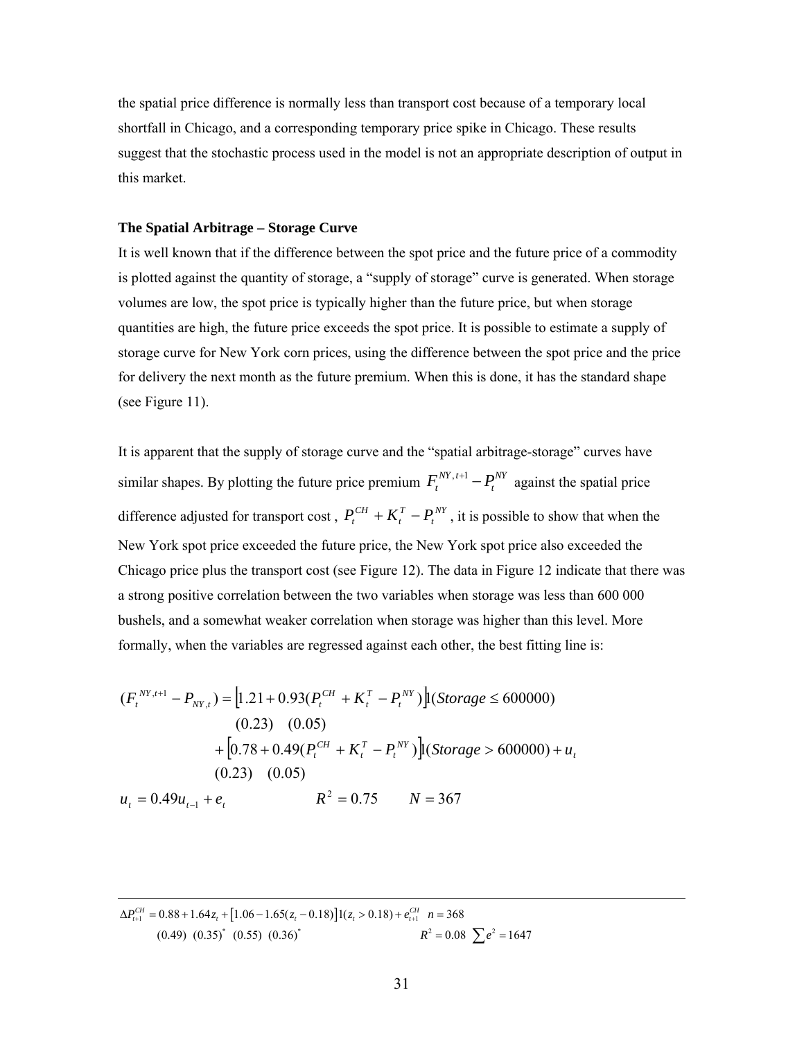the spatial price difference is normally less than transport cost because of a temporary local shortfall in Chicago, and a corresponding temporary price spike in Chicago. These results suggest that the stochastic process used in the model is not an appropriate description of output in this market.

**The Spatial Arbitrage – Storage Curve**

It is well known that if the difference between the spot price and the future price of a commodity is plotted against the quantity of storage, a "supply of storage" curve is generated. When storage volumes are low, the spot price is typically higher than the future price, but when storage quantities are high, the future price exceeds the spot price. It is possible to estimate a supply of storage curve for New York corn prices, using the difference between the spot price and the price for delivery the next month as the future premium. When this is done, it has the standard shape (see Figure 11).

It is apparent that the supply of storage curve and the "spatial arbitrage-storage" curves have similar shapes. By plotting the future price premium $F_t^{NY,t+1} - P_t^{NY}$ against the spatial price difference adjusted for transport cost, $P_t^{CH} + K_t^T - P_t^{NY}$, it is possible to show that when the New York spot price exceeded the future price, the New York spot price also exceeded the Chicago price plus the transport cost (see Figure 12). The data in Figure 12 indicate that there was a strong positive correlation between the two variables when storage was less than 600 000 bushels, and a somewhat weaker correlation when storage was higher than this level. More formally, when the variables are regressed against each other, the best fitting line is:

$$
\begin{aligned}
(F_t^{NY,t+1} - P_{NY,t}) = & \left[ \underset{(0.23)}{1.21} + \underset{(0.05)}{0.93}(P_t^{CH} + K_t^T - P_t^{NY}) \right] 1(Storage \leq 600000) \\
& + \left[ \underset{(0.23)}{0.78} + \underset{(0.05)}{0.49}(P_t^{CH} + K_t^T - P_t^{NY}) \right] 1(Storage > 600000) + u_t \\
u_t = 0.49 u_{t-1} + e_t \qquad & R^2 = 0.75 \qquad N = 367
\end{aligned}
$$

---

$$
\Delta P_{t+1}^{CH} = \underset{(0.49)}{0.88} + \underset{(0.35)^*}{1.64} z_t + \left[ \underset{(0.55)}{1.06} - \underset{(0.36)^*}{1.65}(z_t - 0.18) \right] 1(z_t > 0.18) + e_{t+1}^{CH} \quad n = 368 \qquad R^2 = 0.08 \quad \sum e^2 = 1647
$$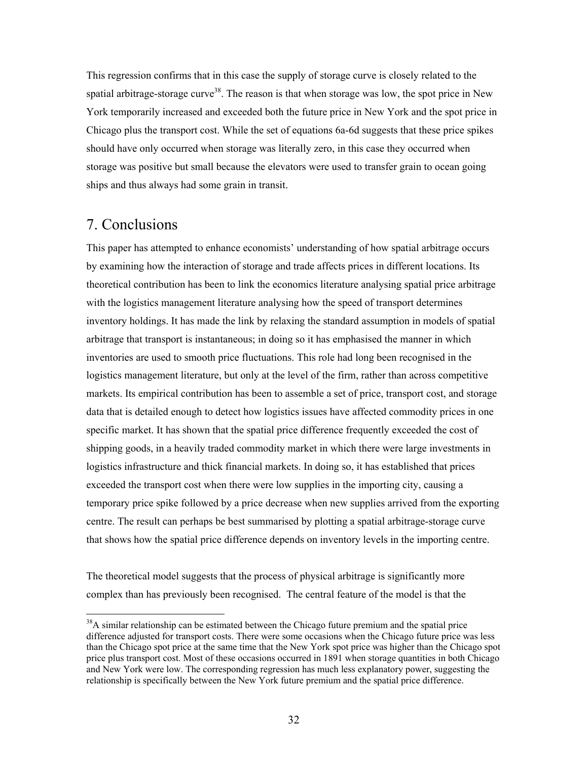This regression confirms that in this case the supply of storage curve is closely related to the spatial arbitrage-storage curve[38]. The reason is that when storage was low, the spot price in New York temporarily increased and exceeded both the future price in New York and the spot price in Chicago plus the transport cost. While the set of equations 6a-6d suggests that these price spikes should have only occurred when storage was literally zero, in this case they occurred when storage was positive but small because the elevators were used to transfer grain to ocean going ships and thus always had some grain in transit.

## 7. Conclusions

This paper has attempted to enhance economists' understanding of how spatial arbitrage occurs by examining how the interaction of storage and trade affects prices in different locations. Its theoretical contribution has been to link the economics literature analysing spatial price arbitrage with the logistics management literature analysing how the speed of transport determines inventory holdings. It has made the link by relaxing the standard assumption in models of spatial arbitrage that transport is instantaneous; in doing so it has emphasised the manner in which inventories are used to smooth price fluctuations. This role had long been recognised in the logistics management literature, but only at the level of the firm, rather than across competitive markets. Its empirical contribution has been to assemble a set of price, transport cost, and storage data that is detailed enough to detect how logistics issues have affected commodity prices in one specific market. It has shown that the spatial price difference frequently exceeded the cost of shipping goods, in a heavily traded commodity market in which there were large investments in logistics infrastructure and thick financial markets. In doing so, it has established that prices exceeded the transport cost when there were low supplies in the importing city, causing a temporary price spike followed by a price decrease when new supplies arrived from the exporting centre. The result can perhaps be best summarised by plotting a spatial arbitrage-storage curve that shows how the spatial price difference depends on inventory levels in the importing centre.

The theoretical model suggests that the process of physical arbitrage is significantly more complex than has previously been recognised. The central feature of the model is that the

[38]A similar relationship can be estimated between the Chicago future premium and the spatial price difference adjusted for transport costs. There were some occasions when the Chicago future price was less than the Chicago spot price at the same time that the New York spot price was higher than the Chicago spot price plus transport cost. Most of these occasions occurred in 1891 when storage quantities in both Chicago and New York were low. The corresponding regression has much less explanatory power, suggesting the relationship is specifically between the New York future premium and the spatial price difference.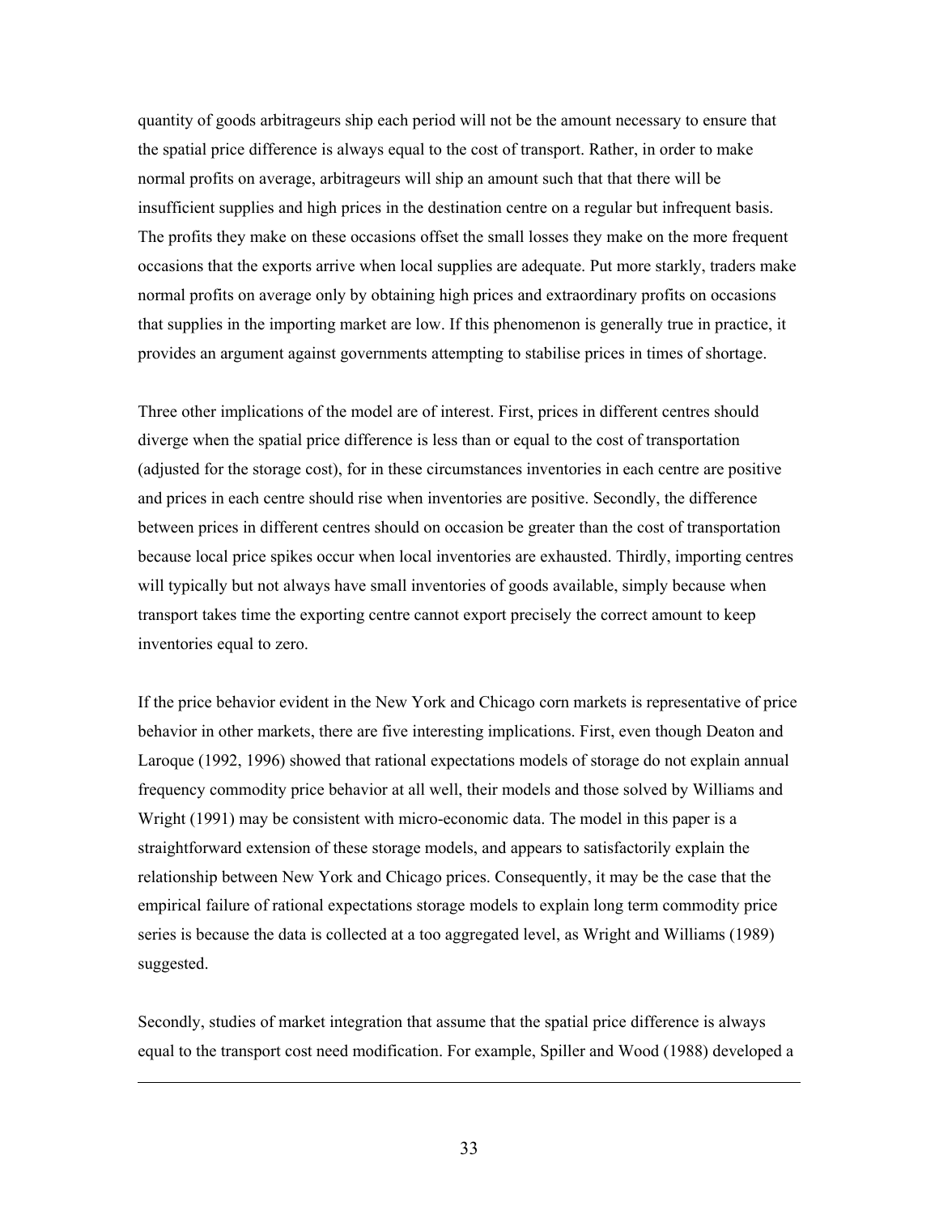quantity of goods arbitrageurs ship each period will not be the amount necessary to ensure that the spatial price difference is always equal to the cost of transport. Rather, in order to make normal profits on average, arbitrageurs will ship an amount such that that there will be insufficient supplies and high prices in the destination centre on a regular but infrequent basis. The profits they make on these occasions offset the small losses they make on the more frequent occasions that the exports arrive when local supplies are adequate. Put more starkly, traders make normal profits on average only by obtaining high prices and extraordinary profits on occasions that supplies in the importing market are low. If this phenomenon is generally true in practice, it provides an argument against governments attempting to stabilise prices in times of shortage.

Three other implications of the model are of interest. First, prices in different centres should diverge when the spatial price difference is less than or equal to the cost of transportation (adjusted for the storage cost), for in these circumstances inventories in each centre are positive and prices in each centre should rise when inventories are positive. Secondly, the difference between prices in different centres should on occasion be greater than the cost of transportation because local price spikes occur when local inventories are exhausted. Thirdly, importing centres will typically but not always have small inventories of goods available, simply because when transport takes time the exporting centre cannot export precisely the correct amount to keep inventories equal to zero.

If the price behavior evident in the New York and Chicago corn markets is representative of price behavior in other markets, there are five interesting implications. First, even though Deaton and Laroque (1992, 1996) showed that rational expectations models of storage do not explain annual frequency commodity price behavior at all well, their models and those solved by Williams and Wright (1991) may be consistent with micro-economic data. The model in this paper is a straightforward extension of these storage models, and appears to satisfactorily explain the relationship between New York and Chicago prices. Consequently, it may be the case that the empirical failure of rational expectations storage models to explain long term commodity price series is because the data is collected at a too aggregated level, as Wright and Williams (1989) suggested.

Secondly, studies of market integration that assume that the spatial price difference is always equal to the transport cost need modification. For example, Spiller and Wood (1988) developed a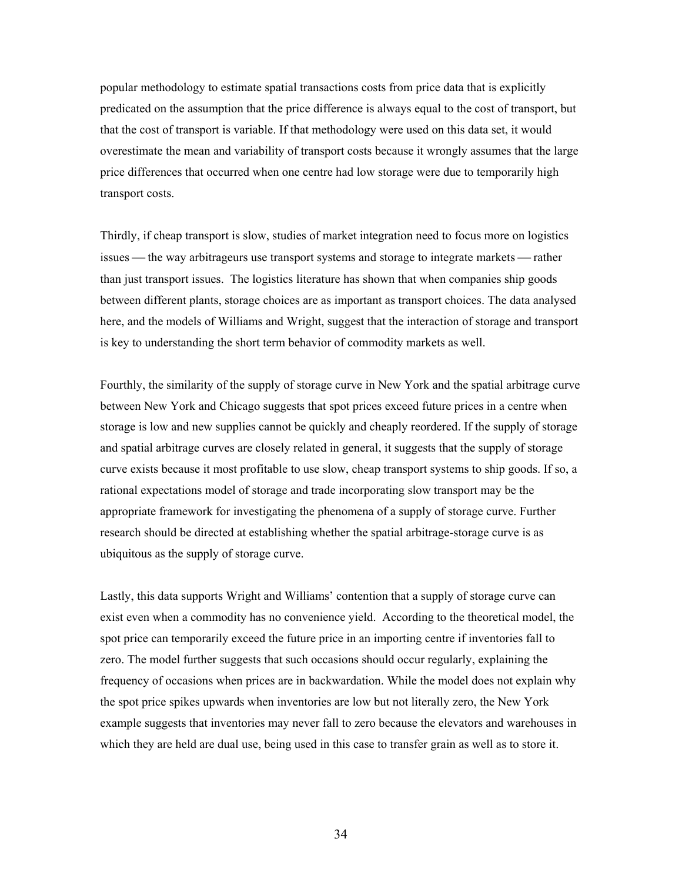popular methodology to estimate spatial transactions costs from price data that is explicitly predicated on the assumption that the price difference is always equal to the cost of transport, but that the cost of transport is variable. If that methodology were used on this data set, it would overestimate the mean and variability of transport costs because it wrongly assumes that the large price differences that occurred when one centre had low storage were due to temporarily high transport costs.

Thirdly, if cheap transport is slow, studies of market integration need to focus more on logistics issues — the way arbitrageurs use transport systems and storage to integrate markets — rather than just transport issues. The logistics literature has shown that when companies ship goods between different plants, storage choices are as important as transport choices. The data analysed here, and the models of Williams and Wright, suggest that the interaction of storage and transport is key to understanding the short term behavior of commodity markets as well.

Fourthly, the similarity of the supply of storage curve in New York and the spatial arbitrage curve between New York and Chicago suggests that spot prices exceed future prices in a centre when storage is low and new supplies cannot be quickly and cheaply reordered. If the supply of storage and spatial arbitrage curves are closely related in general, it suggests that the supply of storage curve exists because it most profitable to use slow, cheap transport systems to ship goods. If so, a rational expectations model of storage and trade incorporating slow transport may be the appropriate framework for investigating the phenomena of a supply of storage curve. Further research should be directed at establishing whether the spatial arbitrage-storage curve is as ubiquitous as the supply of storage curve.

Lastly, this data supports Wright and Williams' contention that a supply of storage curve can exist even when a commodity has no convenience yield. According to the theoretical model, the spot price can temporarily exceed the future price in an importing centre if inventories fall to zero. The model further suggests that such occasions should occur regularly, explaining the frequency of occasions when prices are in backwardation. While the model does not explain why the spot price spikes upwards when inventories are low but not literally zero, the New York example suggests that inventories may never fall to zero because the elevators and warehouses in which they are held are dual use, being used in this case to transfer grain as well as to store it.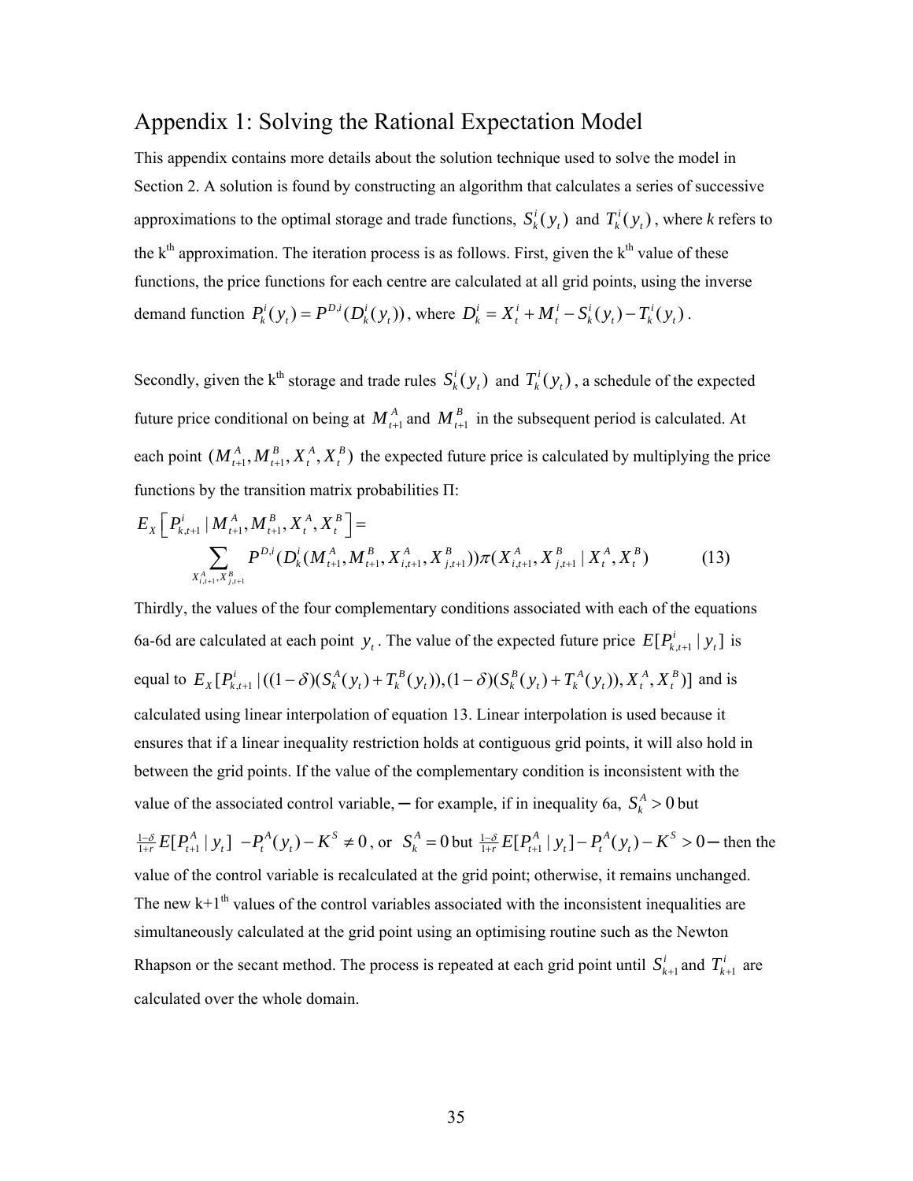# Appendix 1: Solving the Rational Expectation Model

This appendix contains more details about the solution technique used to solve the model in Section 2. A solution is found by constructing an algorithm that calculates a series of successive approximations to the optimal storage and trade functions, $S_k^i(y_t)$ and $T_k^i(y_t)$, where *k* refers to the k[th] approximation. The iteration process is as follows. First, given the k[th] value of these functions, the price functions for each centre are calculated at all grid points, using the inverse demand function $P_k^i(y_t) = P^{D,i}(D_k^i(y_t))$, where $D_k^i = X_t^i + M_t^i - S_k^i(y_t) - T_k^i(y_t)$.

Secondly, given the k[th] storage and trade rules $S_k^i(y_t)$ and $T_k^i(y_t)$, a schedule of the expected future price conditional on being at $M_{t+1}^A$ and $M_{t+1}^B$ in the subsequent period is calculated. At each point $(M_{t+1}^A, M_{t+1}^B, X_t^A, X_t^B)$ the expected future price is calculated by multiplying the price functions by the transition matrix probabilities $\Pi$:

$$E_X\left[P_{k,t+1}^i \mid M_{t+1}^A, M_{t+1}^B, X_t^A, X_t^B\right] = \sum_{X_{i,t+1}^A, X_{j,t+1}^B} P^{D,i}(D_k^i(M_{t+1}^A, M_{t+1}^B, X_{i,t+1}^A, X_{j,t+1}^B))\pi(X_{i,t+1}^A, X_{j,t+1}^B \mid X_t^A, X_t^B) \qquad (13)$$

Thirdly, the values of the four complementary conditions associated with each of the equations 6a-6d are calculated at each point $y_t$. The value of the expected future price $E[P_{k,t+1}^i \mid y_t]$ is equal to $E_X[P_{k,t+1}^i \mid ((1-\delta)(S_k^A(y_t) + T_k^B(y_t)), (1-\delta)(S_k^B(y_t) + T_k^A(y_t)), X_t^A, X_t^B)]$ and is calculated using linear interpolation of equation 13. Linear interpolation is used because it ensures that if a linear inequality restriction holds at contiguous grid points, it will also hold in between the grid points. If the value of the complementary condition is inconsistent with the value of the associated control variable, – for example, if in inequality 6a, $S_k^A > 0$ but $\frac{1-\delta}{1+r}E[P_{t+1}^A \mid y_t] - P_t^A(y_t) - K^S \neq 0$, or $S_k^A = 0$ but $\frac{1-\delta}{1+r}E[P_{t+1}^A \mid y_t] - P_t^A(y_t) - K^S > 0$ – then the value of the control variable is recalculated at the grid point; otherwise, it remains unchanged. The new k+1[th] values of the control variables associated with the inconsistent inequalities are simultaneously calculated at the grid point using an optimising routine such as the Newton Rhapson or the secant method. The process is repeated at each grid point until $S_{k+1}^i$ and $T_{k+1}^i$ are calculated over the whole domain.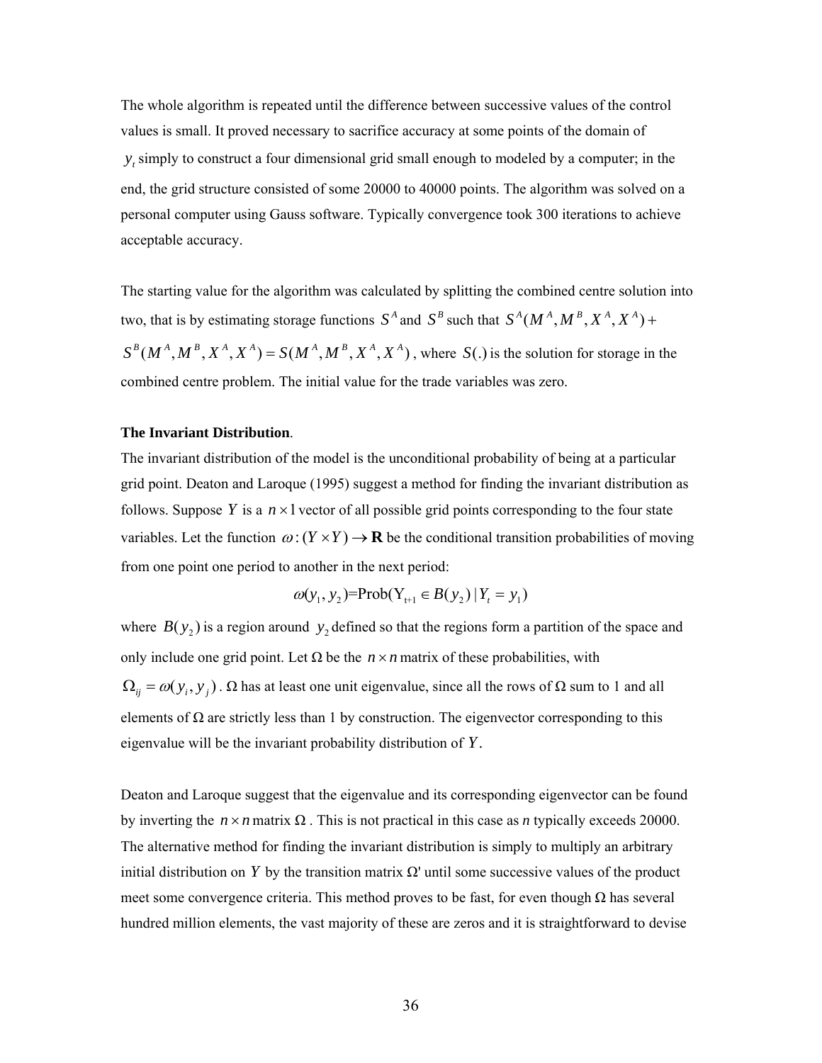The whole algorithm is repeated until the difference between successive values of the control values is small. It proved necessary to sacrifice accuracy at some points of the domain of $y_t$ simply to construct a four dimensional grid small enough to modeled by a computer; in the end, the grid structure consisted of some 20000 to 40000 points. The algorithm was solved on a personal computer using Gauss software. Typically convergence took 300 iterations to achieve acceptable accuracy.

The starting value for the algorithm was calculated by splitting the combined centre solution into two, that is by estimating storage functions $S^A$ and $S^B$ such that $S^A(M^A, M^B, X^A, X^A) + S^B(M^A, M^B, X^A, X^A) = S(M^A, M^B, X^A, X^A)$, where $S(.)$ is the solution for storage in the combined centre problem. The initial value for the trade variables was zero.

**The Invariant Distribution**.

The invariant distribution of the model is the unconditional probability of being at a particular grid point. Deaton and Laroque (1995) suggest a method for finding the invariant distribution as follows. Suppose $Y$ is a $n \times 1$ vector of all possible grid points corresponding to the four state variables. Let the function $\omega : (Y \times Y) \rightarrow \mathbf{R}$ be the conditional transition probabilities of moving from one point one period to another in the next period:

$$\omega(y_1, y_2) = \text{Prob}(\text{Y}_{t+1} \in B(y_2) \mid Y_t = y_1)$$

where $B(y_2)$ is a region around $y_2$ defined so that the regions form a partition of the space and only include one grid point. Let $\Omega$ be the $n \times n$ matrix of these probabilities, with $\Omega_{ij} = \omega(y_i, y_j)$. $\Omega$ has at least one unit eigenvalue, since all the rows of $\Omega$ sum to 1 and all elements of $\Omega$ are strictly less than 1 by construction. The eigenvector corresponding to this eigenvalue will be the invariant probability distribution of $Y$.

Deaton and Laroque suggest that the eigenvalue and its corresponding eigenvector can be found by inverting the $n \times n$ matrix $\Omega$. This is not practical in this case as $n$ typically exceeds 20000. The alternative method for finding the invariant distribution is simply to multiply an arbitrary initial distribution on $Y$ by the transition matrix $\Omega'$ until some successive values of the product meet some convergence criteria. This method proves to be fast, for even though $\Omega$ has several hundred million elements, the vast majority of these are zeros and it is straightforward to devise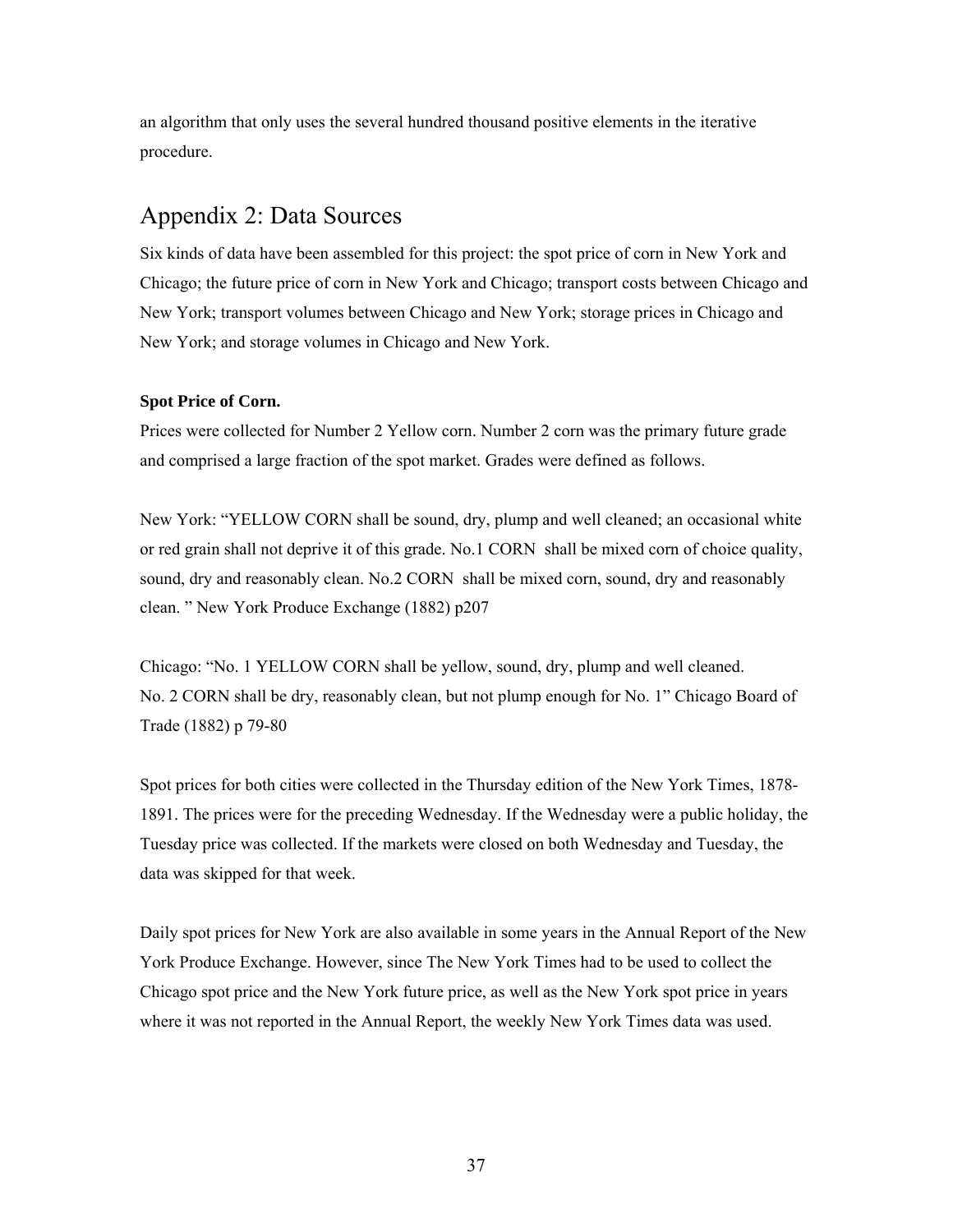an algorithm that only uses the several hundred thousand positive elements in the iterative procedure.

## Appendix 2: Data Sources

Six kinds of data have been assembled for this project: the spot price of corn in New York and Chicago; the future price of corn in New York and Chicago; transport costs between Chicago and New York; transport volumes between Chicago and New York; storage prices in Chicago and New York; and storage volumes in Chicago and New York.

**Spot Price of Corn.**

Prices were collected for Number 2 Yellow corn. Number 2 corn was the primary future grade and comprised a large fraction of the spot market. Grades were defined as follows.

New York: "YELLOW CORN shall be sound, dry, plump and well cleaned; an occasional white or red grain shall not deprive it of this grade. No.1 CORN shall be mixed corn of choice quality, sound, dry and reasonably clean. No.2 CORN shall be mixed corn, sound, dry and reasonably clean. " New York Produce Exchange (1882) p207

Chicago: "No. 1 YELLOW CORN shall be yellow, sound, dry, plump and well cleaned. No. 2 CORN shall be dry, reasonably clean, but not plump enough for No. 1" Chicago Board of Trade (1882) p 79-80

Spot prices for both cities were collected in the Thursday edition of the New York Times, 1878-1891. The prices were for the preceding Wednesday. If the Wednesday were a public holiday, the Tuesday price was collected. If the markets were closed on both Wednesday and Tuesday, the data was skipped for that week.

Daily spot prices for New York are also available in some years in the Annual Report of the New York Produce Exchange. However, since The New York Times had to be used to collect the Chicago spot price and the New York future price, as well as the New York spot price in years where it was not reported in the Annual Report, the weekly New York Times data was used.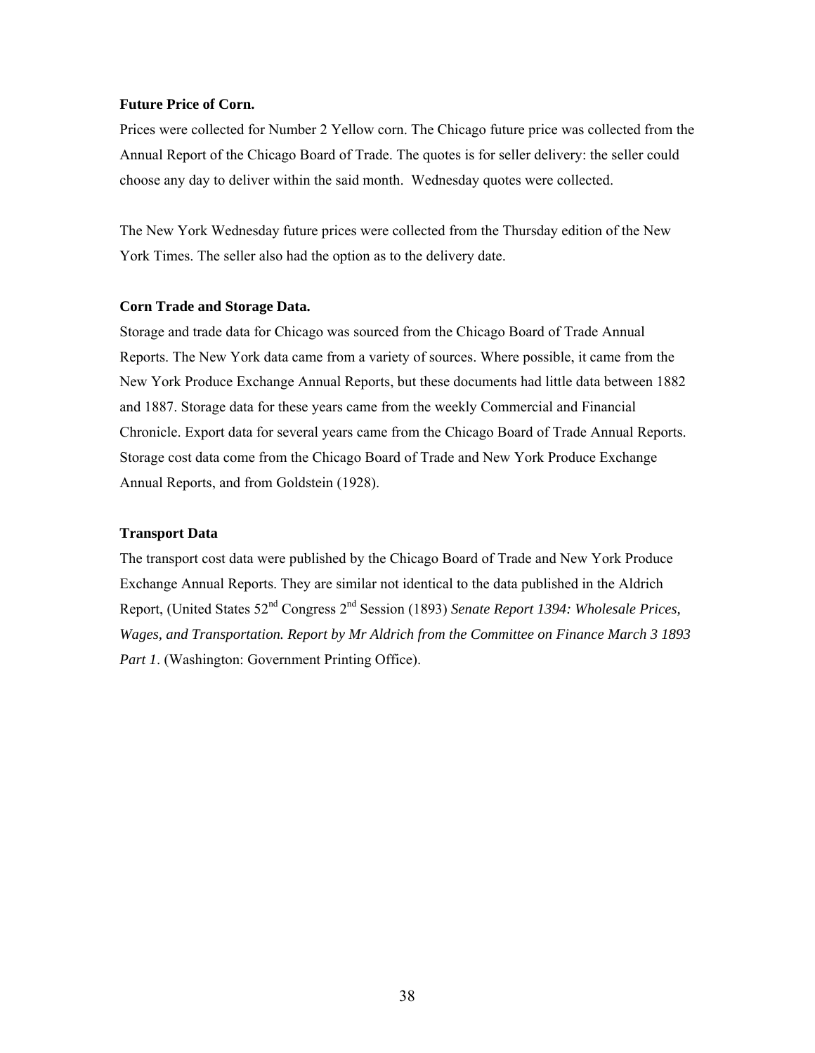**Future Price of Corn.**

Prices were collected for Number 2 Yellow corn. The Chicago future price was collected from the Annual Report of the Chicago Board of Trade. The quotes is for seller delivery: the seller could choose any day to deliver within the said month. Wednesday quotes were collected.

The New York Wednesday future prices were collected from the Thursday edition of the New York Times. The seller also had the option as to the delivery date.

**Corn Trade and Storage Data.**

Storage and trade data for Chicago was sourced from the Chicago Board of Trade Annual Reports. The New York data came from a variety of sources. Where possible, it came from the New York Produce Exchange Annual Reports, but these documents had little data between 1882 and 1887. Storage data for these years came from the weekly Commercial and Financial Chronicle. Export data for several years came from the Chicago Board of Trade Annual Reports. Storage cost data come from the Chicago Board of Trade and New York Produce Exchange Annual Reports, and from Goldstein (1928).

**Transport Data**

The transport cost data were published by the Chicago Board of Trade and New York Produce Exchange Annual Reports. They are similar not identical to the data published in the Aldrich Report, (United States 52nd Congress 2nd Session (1893) *Senate Report 1394: Wholesale Prices, Wages, and Transportation. Report by Mr Aldrich from the Committee on Finance March 3 1893 Part 1*. (Washington: Government Printing Office).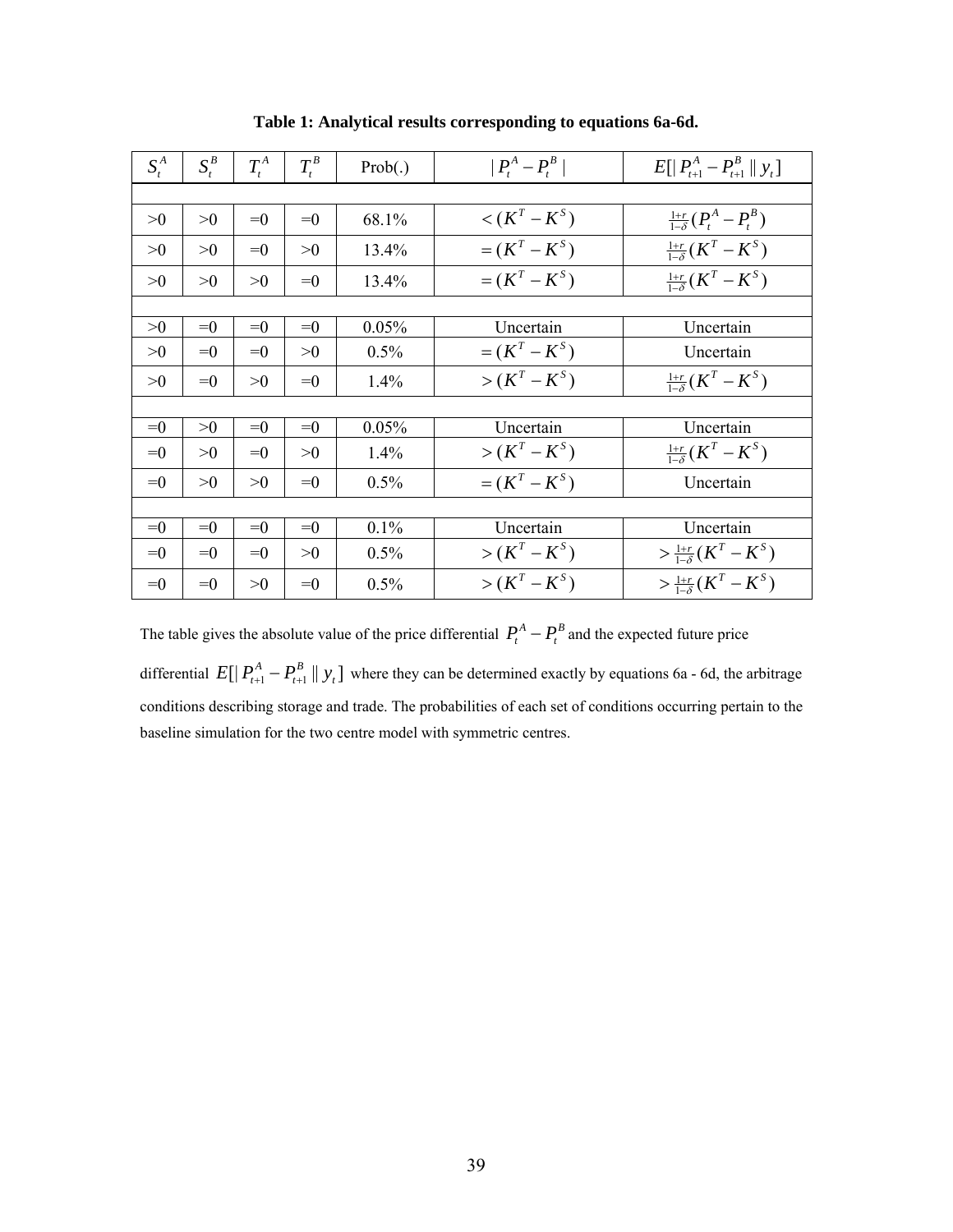**Table 1: Analytical results corresponding to equations 6a-6d.**

| $S_t^A$ | $S_t^B$ | $T_t^A$ | $T_t^B$ | Prob(.) | $\lvert P_t^A - P_t^B \rvert$ | $E[\lvert P_{t+1}^A - P_{t+1}^B \rvert \mid y_t]$ |
|---|---|---|---|---|---|---|
| | | | | | | |
| >0 | >0 | =0 | =0 | 68.1% | $< (K^T - K^S)$ | $\frac{1+r}{1-\delta}(P_t^A - P_t^B)$ |
| >0 | >0 | =0 | >0 | 13.4% | $= (K^T - K^S)$ | $\frac{1+r}{1-\delta}(K^T - K^S)$ |
| >0 | >0 | >0 | =0 | 13.4% | $= (K^T - K^S)$ | $\frac{1+r}{1-\delta}(K^T - K^S)$ |
| | | | | | | |
| >0 | =0 | =0 | =0 | 0.05% | Uncertain | Uncertain |
| >0 | =0 | =0 | >0 | 0.5% | $= (K^T - K^S)$ | Uncertain |
| >0 | =0 | >0 | =0 | 1.4% | $> (K^T - K^S)$ | $\frac{1+r}{1-\delta}(K^T - K^S)$ |
| | | | | | | |
| =0 | >0 | =0 | =0 | 0.05% | Uncertain | Uncertain |
| =0 | >0 | =0 | >0 | 1.4% | $> (K^T - K^S)$ | $\frac{1+r}{1-\delta}(K^T - K^S)$ |
| =0 | >0 | >0 | =0 | 0.5% | $= (K^T - K^S)$ | Uncertain |
| | | | | | | |
| =0 | =0 | =0 | =0 | 0.1% | Uncertain | Uncertain |
| =0 | =0 | =0 | >0 | 0.5% | $> (K^T - K^S)$ | $> \frac{1+r}{1-\delta}(K^T - K^S)$ |
| =0 | =0 | >0 | =0 | 0.5% | $> (K^T - K^S)$ | $> \frac{1+r}{1-\delta}(K^T - K^S)$ |

The table gives the absolute value of the price differential $P_t^A - P_t^B$ and the expected future price differential $E[\lvert P_{t+1}^A - P_{t+1}^B \rvert \mid y_t]$ where they can be determined exactly by equations 6a - 6d, the arbitrage conditions describing storage and trade. The probabilities of each set of conditions occurring pertain to the baseline simulation for the two centre model with symmetric centres.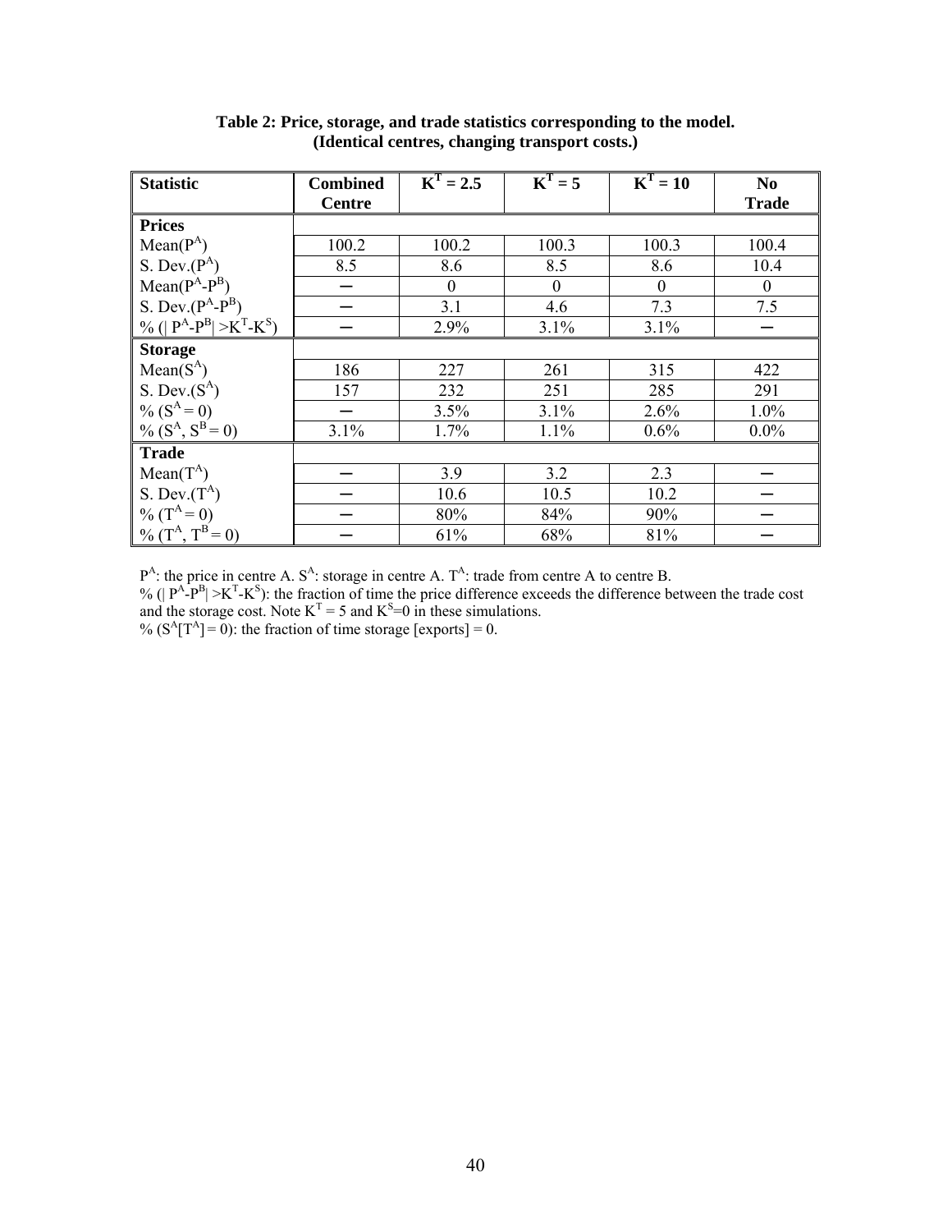**Table 2: Price, storage, and trade statistics corresponding to the model. (Identical centres, changing transport costs.)**

| Statistic | Combined Centre | $K^T = 2.5$ | $K^T = 5$ | $K^T = 10$ | No Trade |
|---|---|---|---|---|---|
| **Prices** | | | | | |
| Mean($P^A$) | 100.2 | 100.2 | 100.3 | 100.3 | 100.4 |
| S. Dev.($P^A$) | 8.5 | 8.6 | 8.5 | 8.6 | 10.4 |
| Mean($P^A$-$P^B$) | – | 0 | 0 | 0 | 0 |
| S. Dev.($P^A$-$P^B$) | – | 3.1 | 4.6 | 7.3 | 7.5 |
| % ($\|P^A-P^B\| > K^T-K^S$) | – | 2.9% | 3.1% | 3.1% | – |
| **Storage** | | | | | |
| Mean($S^A$) | 186 | 227 | 261 | 315 | 422 |
| S. Dev.($S^A$) | 157 | 232 | 251 | 285 | 291 |
| % ($S^A = 0$) | – | 3.5% | 3.1% | 2.6% | 1.0% |
| % ($S^A$, $S^B = 0$) | 3.1% | 1.7% | 1.1% | 0.6% | 0.0% |
| **Trade** | | | | | |
| Mean($T^A$) | – | 3.9 | 3.2 | 2.3 | – |
| S. Dev.($T^A$) | – | 10.6 | 10.5 | 10.2 | – |
| % ($T^A = 0$) | – | 80% | 84% | 90% | – |
| % ($T^A$, $T^B = 0$) | – | 61% | 68% | 81% | – |

$P^A$: the price in centre A. $S^A$: storage in centre A. $T^A$: trade from centre A to centre B.
% ($|P^A-P^B| > K^T-K^S$): the fraction of time the price difference exceeds the difference between the trade cost and the storage cost. Note $K^T = 5$ and $K^S=0$ in these simulations.
% ($S^A[T^A] = 0$): the fraction of time storage [exports] = 0.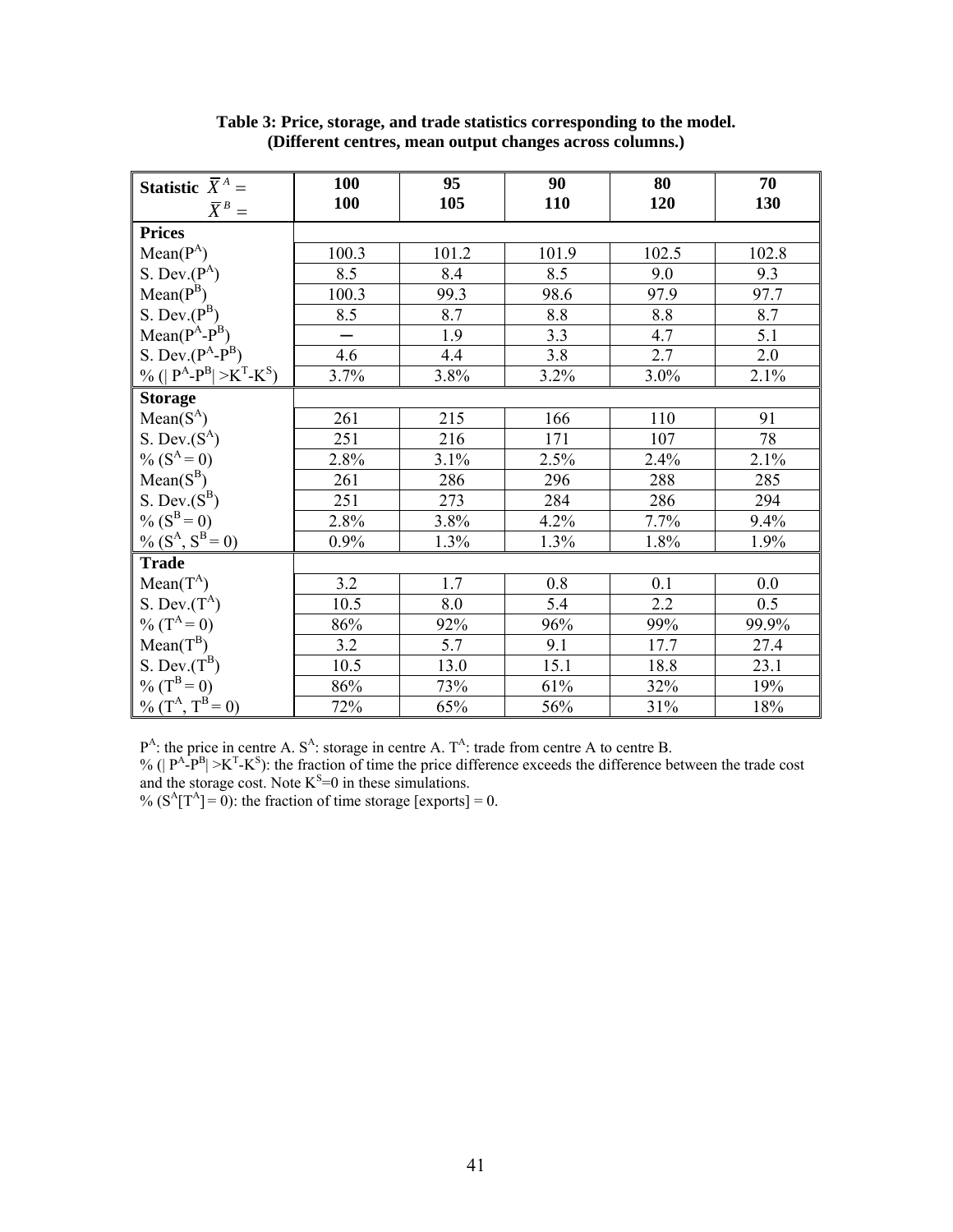**Table 3: Price, storage, and trade statistics corresponding to the model. (Different centres, mean output changes across columns.)**

| Statistic $\bar{X}^A =$ <br> $\bar{X}^B =$ | **100** <br> **100** | **95** <br> **105** | **90** <br> **110** | **80** <br> **120** | **70** <br> **130** |
|---|---|---|---|---|---|
| **Prices** | | | | | |
| Mean($P^A$) | 100.3 | 101.2 | 101.9 | 102.5 | 102.8 |
| S. Dev.($P^A$) | 8.5 | 8.4 | 8.5 | 9.0 | 9.3 |
| Mean($P^B$) | 100.3 | 99.3 | 98.6 | 97.9 | 97.7 |
| S. Dev.($P^B$) | 8.5 | 8.7 | 8.8 | 8.8 | 8.7 |
| Mean($P^A$-$P^B$) | – | 1.9 | 3.3 | 4.7 | 5.1 |
| S. Dev.($P^A$-$P^B$) | 4.6 | 4.4 | 3.8 | 2.7 | 2.0 |
| % ($\lvert P^A-P^B \rvert > K^T-K^S$) | 3.7% | 3.8% | 3.2% | 3.0% | 2.1% |
| **Storage** | | | | | |
| Mean($S^A$) | 261 | 215 | 166 | 110 | 91 |
| S. Dev.($S^A$) | 251 | 216 | 171 | 107 | 78 |
| % ($S^A = 0$) | 2.8% | 3.1% | 2.5% | 2.4% | 2.1% |
| Mean($S^B$) | 261 | 286 | 296 | 288 | 285 |
| S. Dev.($S^B$) | 251 | 273 | 284 | 286 | 294 |
| % ($S^B = 0$) | 2.8% | 3.8% | 4.2% | 7.7% | 9.4% |
| % ($S^A$, $S^B = 0$) | 0.9% | 1.3% | 1.3% | 1.8% | 1.9% |
| **Trade** | | | | | |
| Mean($T^A$) | 3.2 | 1.7 | 0.8 | 0.1 | 0.0 |
| S. Dev.($T^A$) | 10.5 | 8.0 | 5.4 | 2.2 | 0.5 |
| % ($T^A = 0$) | 86% | 92% | 96% | 99% | 99.9% |
| Mean($T^B$) | 3.2 | 5.7 | 9.1 | 17.7 | 27.4 |
| S. Dev.($T^B$) | 10.5 | 13.0 | 15.1 | 18.8 | 23.1 |
| % ($T^B = 0$) | 86% | 73% | 61% | 32% | 19% |
| % ($T^A$, $T^B = 0$) | 72% | 65% | 56% | 31% | 18% |

$P^A$: the price in centre A. $S^A$: storage in centre A. $T^A$: trade from centre A to centre B.
% ($\lvert P^A-P^B \rvert > K^T-K^S$): the fraction of time the price difference exceeds the difference between the trade cost and the storage cost. Note $K^S$=0 in these simulations.
% ($S^A$[$T^A$] = 0): the fraction of time storage [exports] = 0.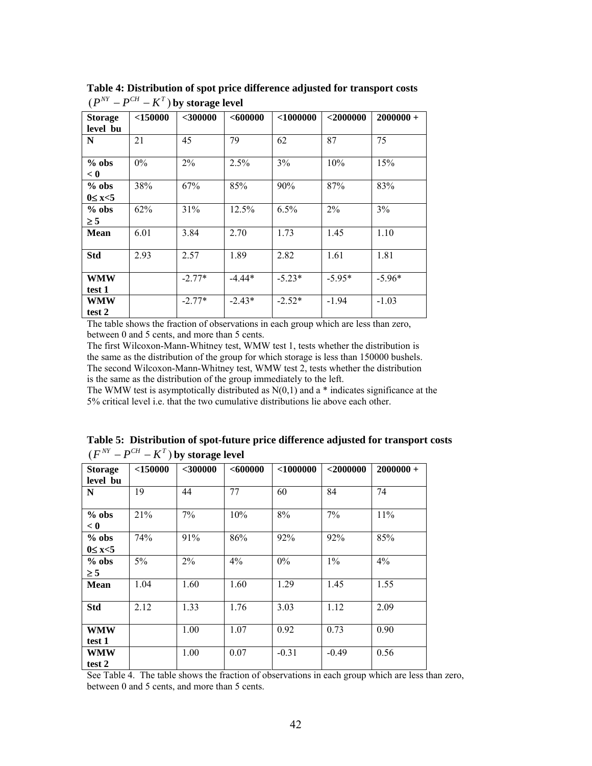**Table 4: Distribution of spot price difference adjusted for transport costs $(P^{NY} - P^{CH} - K^{T})$ by storage level**

| Storage level bu | <150000 | <300000 | <600000 | <1000000 | <2000000 | 2000000 + |
|---|---|---|---|---|---|---|
| N | 21 | 45 | 79 | 62 | 87 | 75 |
| % obs < 0 | 0% | 2% | 2.5% | 3% | 10% | 15% |
| % obs 0≤ x<5 | 38% | 67% | 85% | 90% | 87% | 83% |
| % obs ≥ 5 | 62% | 31% | 12.5% | 6.5% | 2% | 3% |
| Mean | 6.01 | 3.84 | 2.70 | 1.73 | 1.45 | 1.10 |
| Std | 2.93 | 2.57 | 1.89 | 2.82 | 1.61 | 1.81 |
| WMW test 1 | | -2.77* | -4.44* | -5.23* | -5.95* | -5.96* |
| WMW test 2 | | -2.77* | -2.43* | -2.52* | -1.94 | -1.03 |

The table shows the fraction of observations in each group which are less than zero, between 0 and 5 cents, and more than 5 cents.
The first Wilcoxon-Mann-Whitney test, WMW test 1, tests whether the distribution is the same as the distribution of the group for which storage is less than 150000 bushels.
The second Wilcoxon-Mann-Whitney test, WMW test 2, tests whether the distribution is the same as the distribution of the group immediately to the left.
The WMW test is asymptotically distributed as N(0,1) and a * indicates significance at the 5% critical level i.e. that the two cumulative distributions lie above each other.

**Table 5: Distribution of spot-future price difference adjusted for transport costs $(F^{NY} - P^{CH} - K^{T})$ by storage level**

| Storage level bu | <150000 | <300000 | <600000 | <1000000 | <2000000 | 2000000 + |
|---|---|---|---|---|---|---|
| N | 19 | 44 | 77 | 60 | 84 | 74 |
| % obs < 0 | 21% | 7% | 10% | 8% | 7% | 11% |
| % obs 0≤ x<5 | 74% | 91% | 86% | 92% | 92% | 85% |
| % obs ≥ 5 | 5% | 2% | 4% | 0% | 1% | 4% |
| Mean | 1.04 | 1.60 | 1.60 | 1.29 | 1.45 | 1.55 |
| Std | 2.12 | 1.33 | 1.76 | 3.03 | 1.12 | 2.09 |
| WMW test 1 | | 1.00 | 1.07 | 0.92 | 0.73 | 0.90 |
| WMW test 2 | | 1.00 | 0.07 | -0.31 | -0.49 | 0.56 |

See Table 4. The table shows the fraction of observations in each group which are less than zero, between 0 and 5 cents, and more than 5 cents.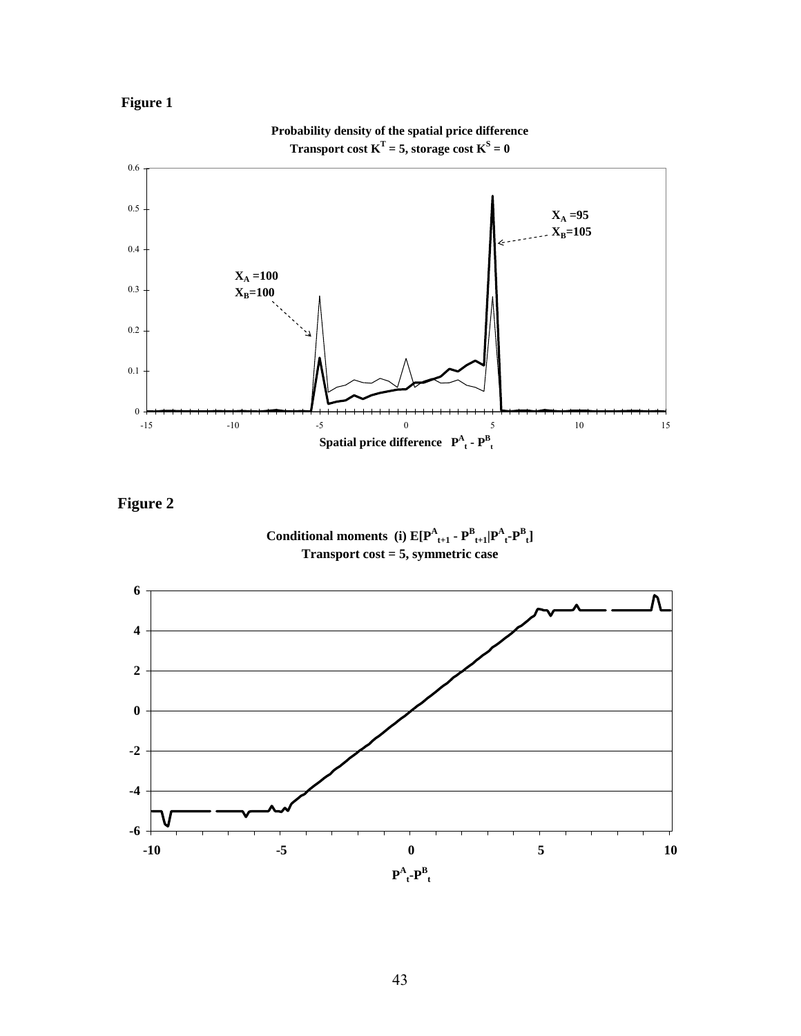**Figure 1**

**Probability density of the spatial price difference**
**Transport cost $K^T = 5$, storage cost $K^S = 0$**

**Figure 2**

**Conditional moments (i) $E[P^A_{t+1} - P^B_{t+1}|P^A_t - P^B_t]$**
**Transport cost = 5, symmetric case**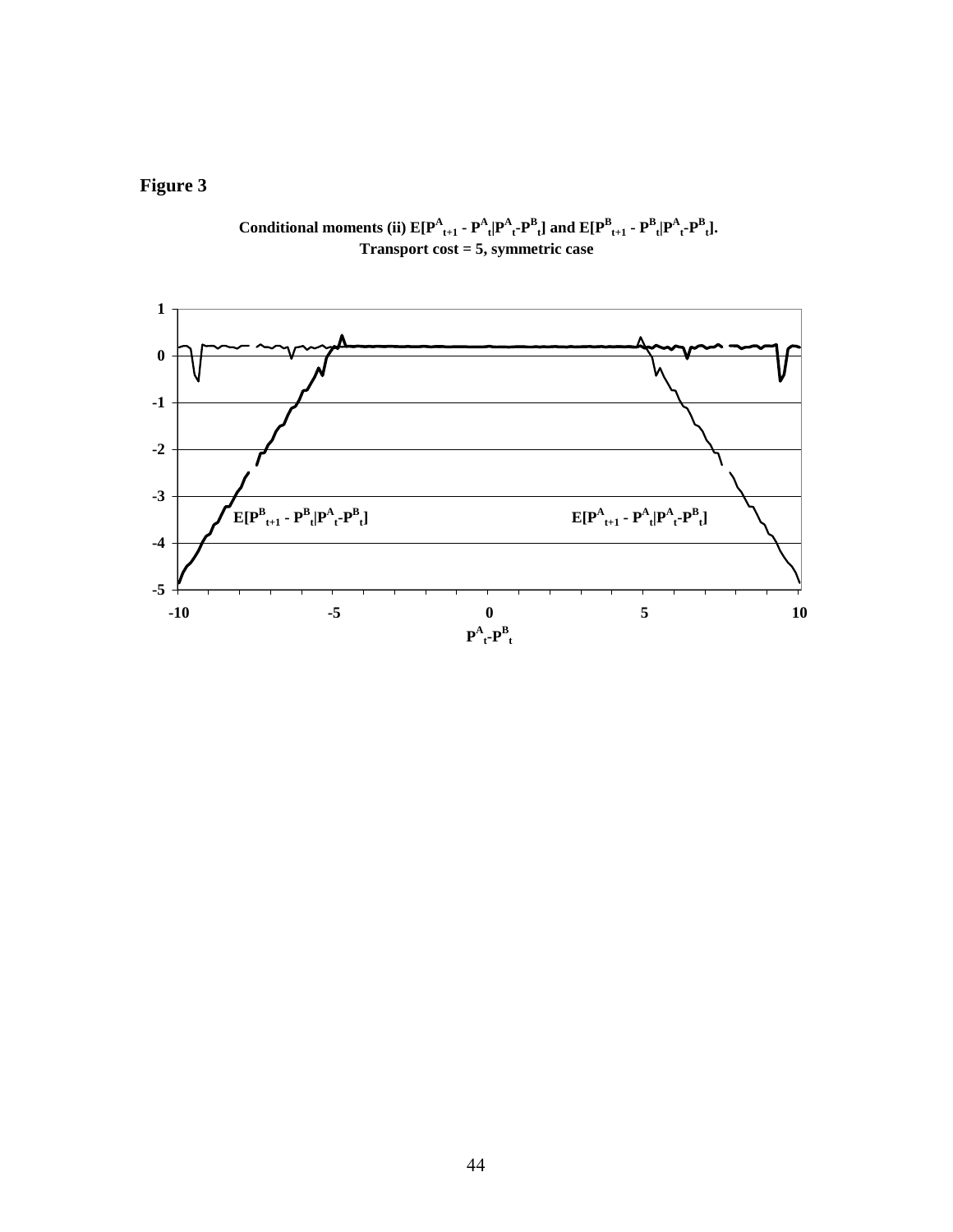**Figure 3**

**Conditional moments (ii) $E[P^A_{t+1} - P^A_t|P^A_t - P^B_t]$ and $E[P^B_{t+1} - P^B_t|P^A_t - P^B_t]$. Transport cost = 5, symmetric case**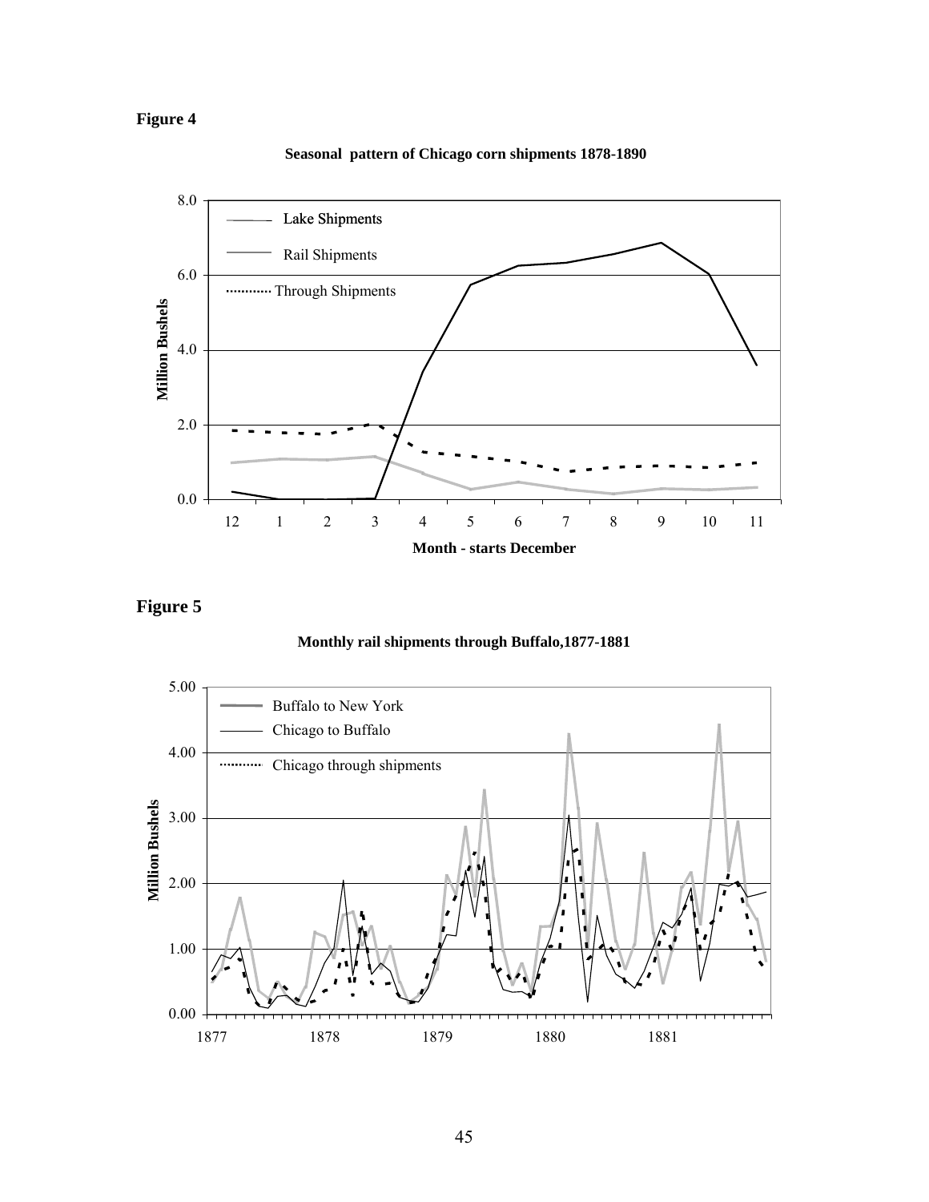**Figure 4**

**Seasonal pattern of Chicago corn shipments 1878-1890**

**Figure 5**

**Monthly rail shipments through Buffalo,1877-1881**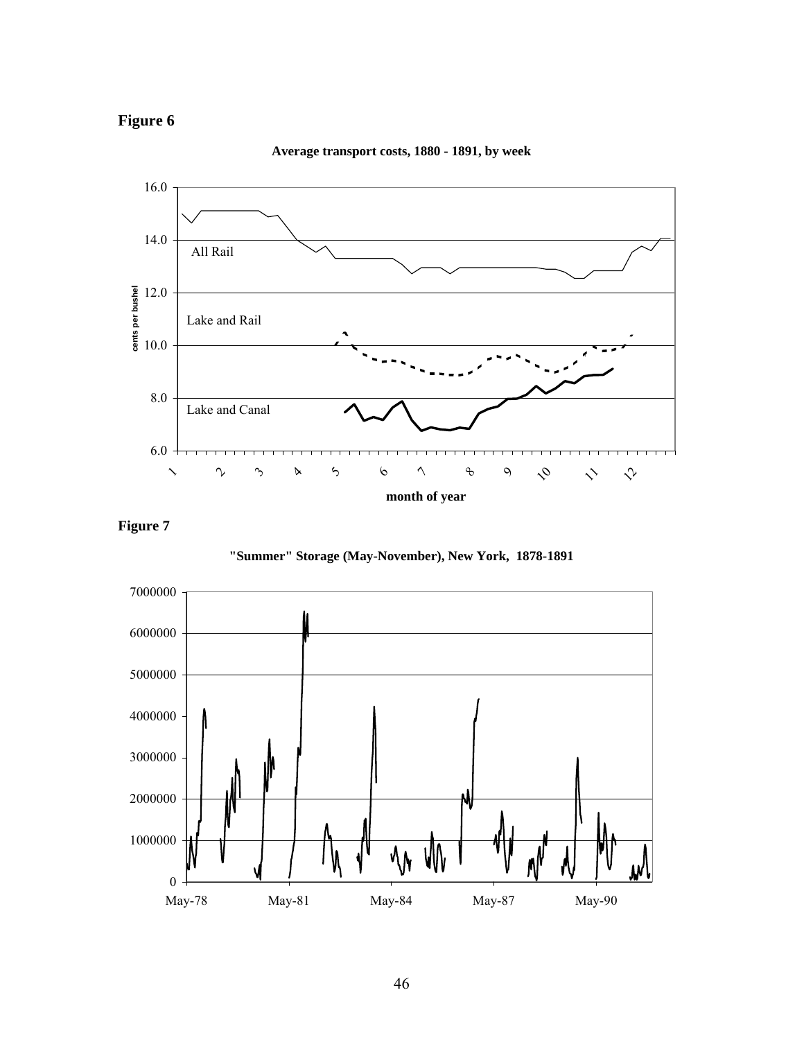**Figure 6**

**Average transport costs, 1880 - 1891, by week**

**Figure 7**

**"Summer" Storage (May-November), New York, 1878-1891**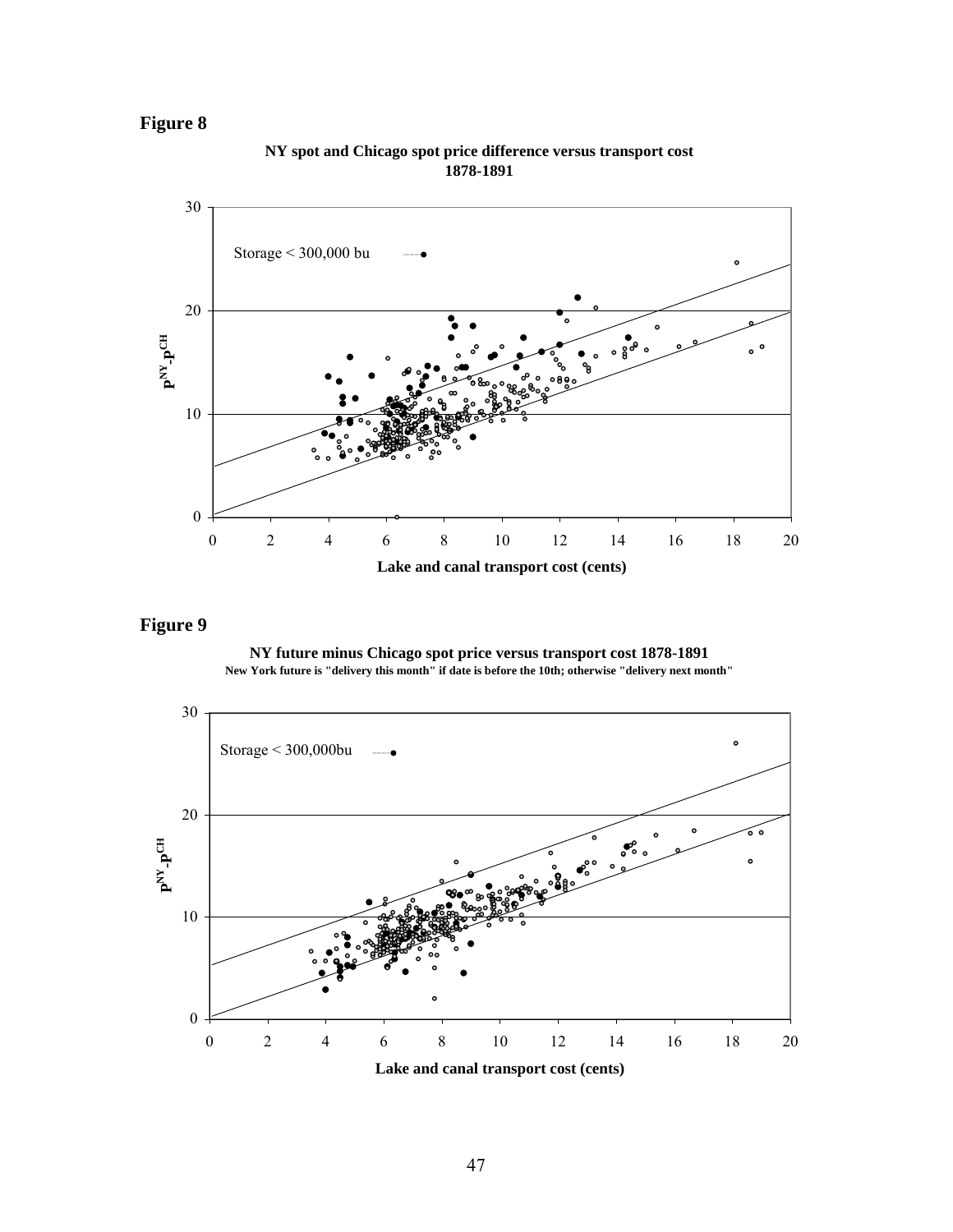**Figure 8**

**NY spot and Chicago spot price difference versus transport cost 1878-1891**

**Figure 9**

**NY future minus Chicago spot price versus transport cost 1878-1891**

**New York future is "delivery this month" if date is before the 10th; otherwise "delivery next month"**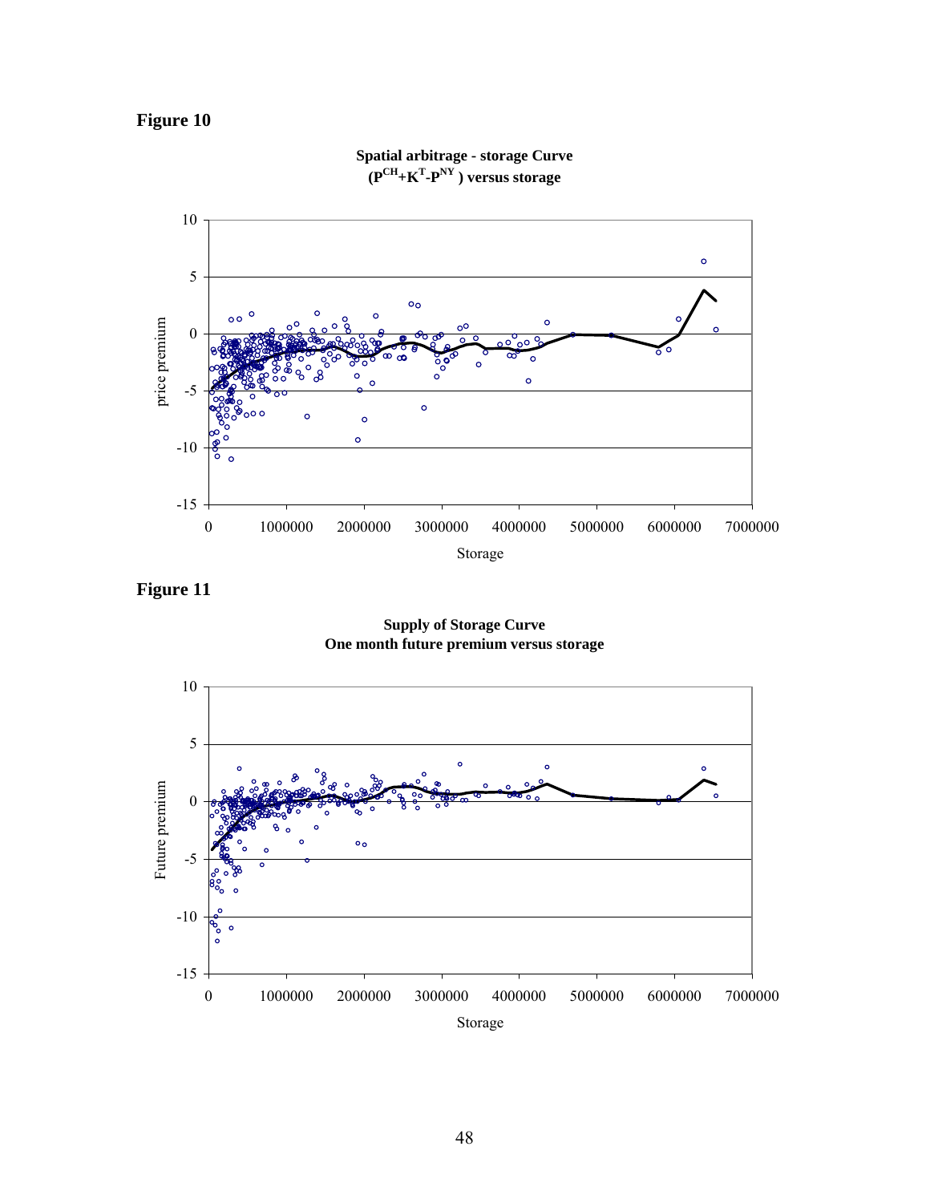**Figure 10**

**Spatial arbitrage - storage Curve**
**($P^{CH}+K^{T}-P^{NY}$) versus storage**

**Figure 11**

**Supply of Storage Curve**
**One month future premium versus storage**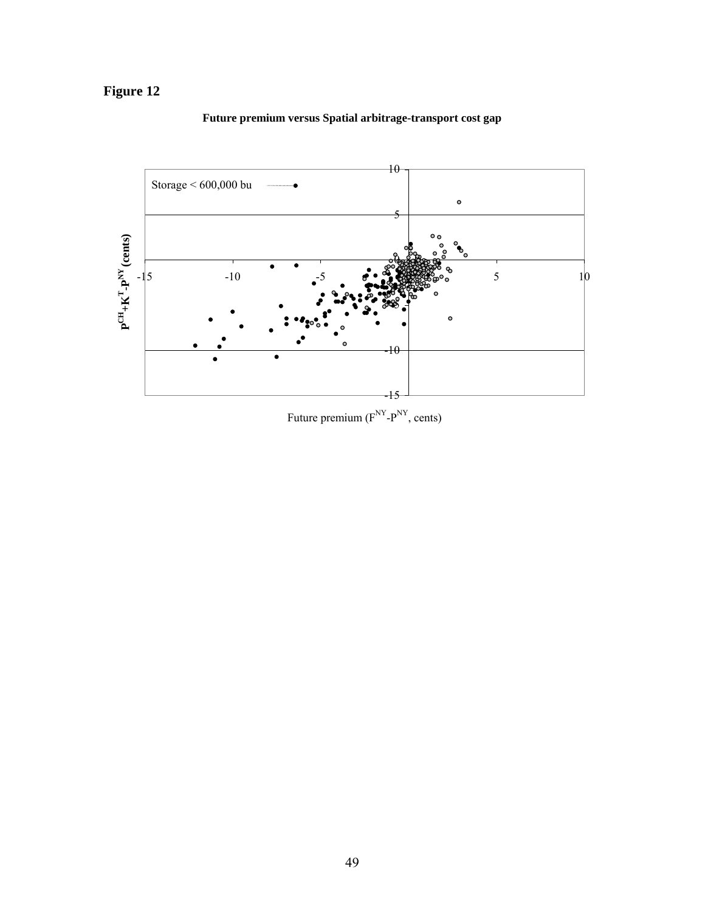**Figure 12**

**Future premium versus Spatial arbitrage-transport cost gap**

Storage < 600,000 bu

$P^{CH}+K^{T}-P^{NY}$ (cents)

Future premium ($F^{NY}$-$P^{NY}$, cents)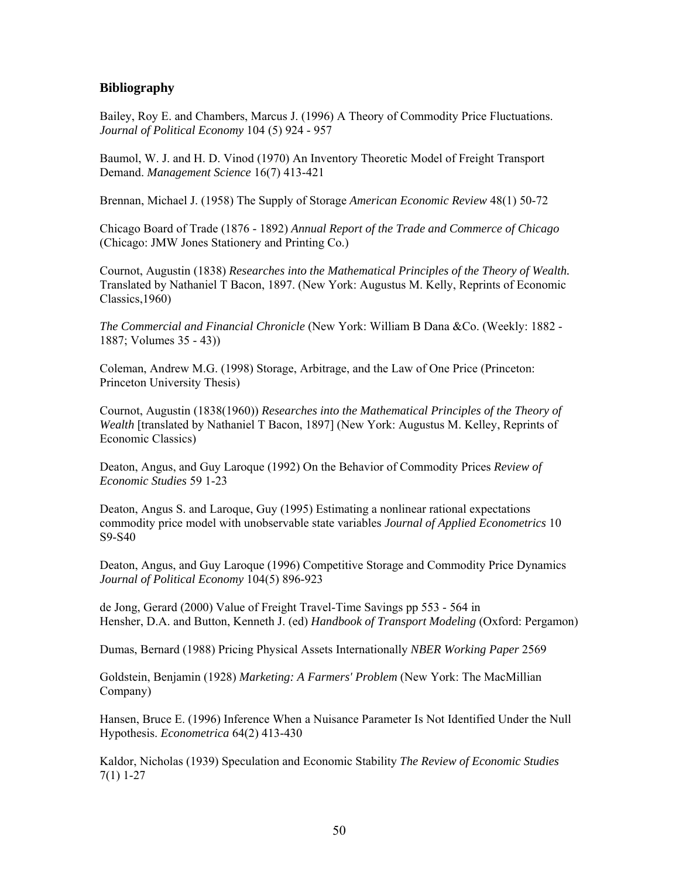## Bibliography

Bailey, Roy E. and Chambers, Marcus J. (1996) A Theory of Commodity Price Fluctuations. *Journal of Political Economy* 104 (5) 924 - 957

Baumol, W. J. and H. D. Vinod (1970) An Inventory Theoretic Model of Freight Transport Demand. *Management Science* 16(7) 413-421

Brennan, Michael J. (1958) The Supply of Storage *American Economic Review* 48(1) 50-72

Chicago Board of Trade (1876 - 1892) *Annual Report of the Trade and Commerce of Chicago* (Chicago: JMW Jones Stationery and Printing Co.)

Cournot, Augustin (1838) *Researches into the Mathematical Principles of the Theory of Wealth.* Translated by Nathaniel T Bacon, 1897. (New York: Augustus M. Kelly, Reprints of Economic Classics,1960)

*The Commercial and Financial Chronicle* (New York: William B Dana &Co. (Weekly: 1882 - 1887; Volumes 35 - 43))

Coleman, Andrew M.G. (1998) Storage, Arbitrage, and the Law of One Price (Princeton: Princeton University Thesis)

Cournot, Augustin (1838(1960)) *Researches into the Mathematical Principles of the Theory of Wealth* [translated by Nathaniel T Bacon, 1897] (New York: Augustus M. Kelley, Reprints of Economic Classics)

Deaton, Angus, and Guy Laroque (1992) On the Behavior of Commodity Prices *Review of Economic Studies* 59 1-23

Deaton, Angus S. and Laroque, Guy (1995) Estimating a nonlinear rational expectations commodity price model with unobservable state variables *Journal of Applied Econometrics* 10 S9-S40

Deaton, Angus, and Guy Laroque (1996) Competitive Storage and Commodity Price Dynamics *Journal of Political Economy* 104(5) 896-923

de Jong, Gerard (2000) Value of Freight Travel-Time Savings pp 553 - 564 in Hensher, D.A. and Button, Kenneth J. (ed) *Handbook of Transport Modeling* (Oxford: Pergamon)

Dumas, Bernard (1988) Pricing Physical Assets Internationally *NBER Working Paper* 2569

Goldstein, Benjamin (1928) *Marketing: A Farmers' Problem* (New York: The MacMillian Company)

Hansen, Bruce E. (1996) Inference When a Nuisance Parameter Is Not Identified Under the Null Hypothesis. *Econometrica* 64(2) 413-430

Kaldor, Nicholas (1939) Speculation and Economic Stability *The Review of Economic Studies* 7(1) 1-27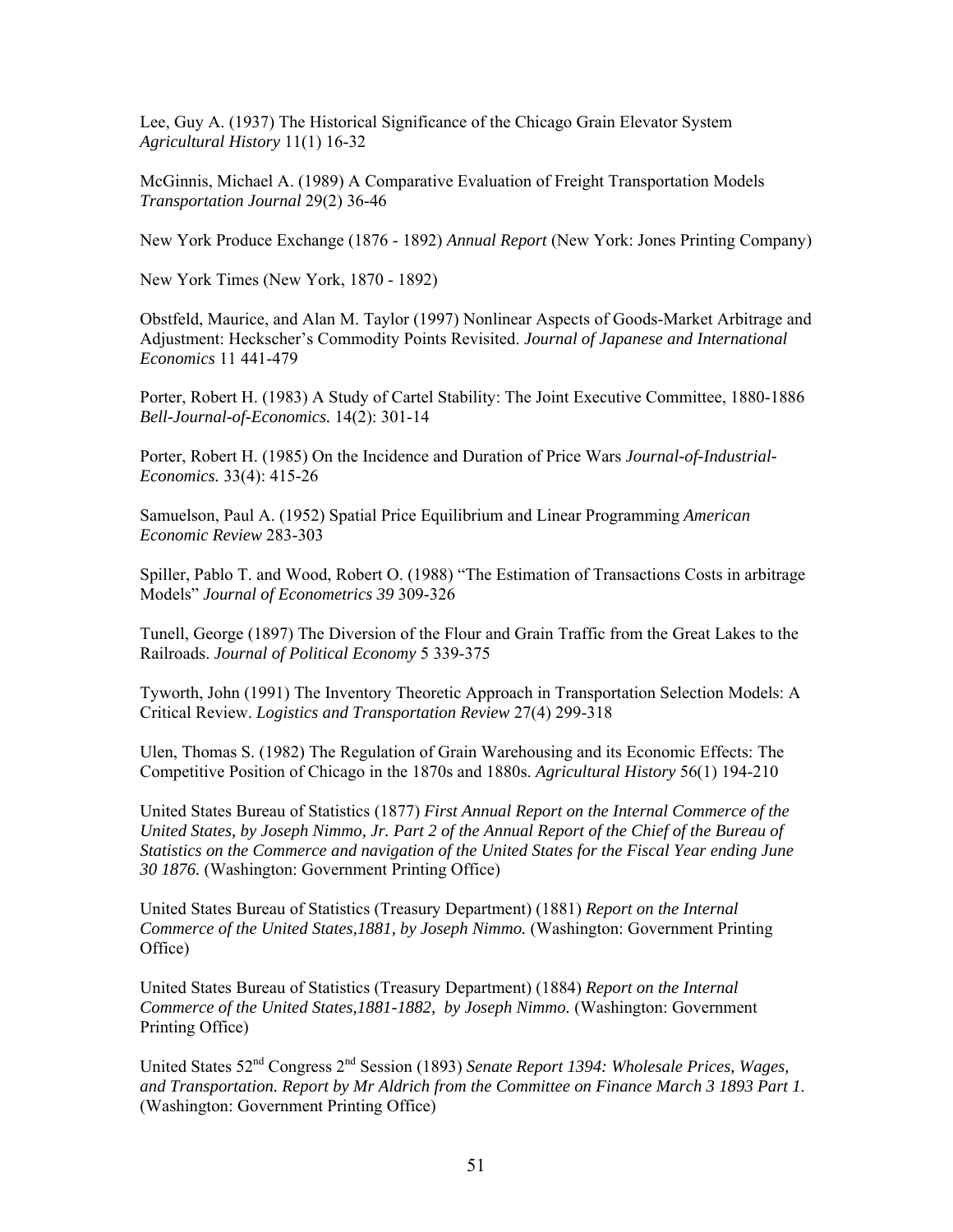Lee, Guy A. (1937) The Historical Significance of the Chicago Grain Elevator System *Agricultural History* 11(1) 16-32

McGinnis, Michael A. (1989) A Comparative Evaluation of Freight Transportation Models *Transportation Journal* 29(2) 36-46

New York Produce Exchange (1876 - 1892) *Annual Report* (New York: Jones Printing Company)

New York Times (New York, 1870 - 1892)

Obstfeld, Maurice, and Alan M. Taylor (1997) Nonlinear Aspects of Goods-Market Arbitrage and Adjustment: Heckscher's Commodity Points Revisited. *Journal of Japanese and International Economics* 11 441-479

Porter, Robert H. (1983) A Study of Cartel Stability: The Joint Executive Committee, 1880-1886 *Bell-Journal-of-Economics.* 14(2): 301-14

Porter, Robert H. (1985) On the Incidence and Duration of Price Wars *Journal-of-Industrial-Economics.* 33(4): 415-26

Samuelson, Paul A. (1952) Spatial Price Equilibrium and Linear Programming *American Economic Review* 283-303

Spiller, Pablo T. and Wood, Robert O. (1988) "The Estimation of Transactions Costs in arbitrage Models" *Journal of Econometrics 39* 309-326

Tunell, George (1897) The Diversion of the Flour and Grain Traffic from the Great Lakes to the Railroads. *Journal of Political Economy* 5 339-375

Tyworth, John (1991) The Inventory Theoretic Approach in Transportation Selection Models: A Critical Review. *Logistics and Transportation Review* 27(4) 299-318

Ulen, Thomas S. (1982) The Regulation of Grain Warehousing and its Economic Effects: The Competitive Position of Chicago in the 1870s and 1880s. *Agricultural History* 56(1) 194-210

United States Bureau of Statistics (1877) *First Annual Report on the Internal Commerce of the United States, by Joseph Nimmo, Jr. Part 2 of the Annual Report of the Chief of the Bureau of Statistics on the Commerce and navigation of the United States for the Fiscal Year ending June 30 1876.* (Washington: Government Printing Office)

United States Bureau of Statistics (Treasury Department) (1881) *Report on the Internal Commerce of the United States,1881, by Joseph Nimmo.* (Washington: Government Printing Office)

United States Bureau of Statistics (Treasury Department) (1884) *Report on the Internal Commerce of the United States,1881-1882, by Joseph Nimmo.* (Washington: Government Printing Office)

United States 52nd Congress 2nd Session (1893) *Senate Report 1394: Wholesale Prices, Wages, and Transportation. Report by Mr Aldrich from the Committee on Finance March 3 1893 Part 1.* (Washington: Government Printing Office)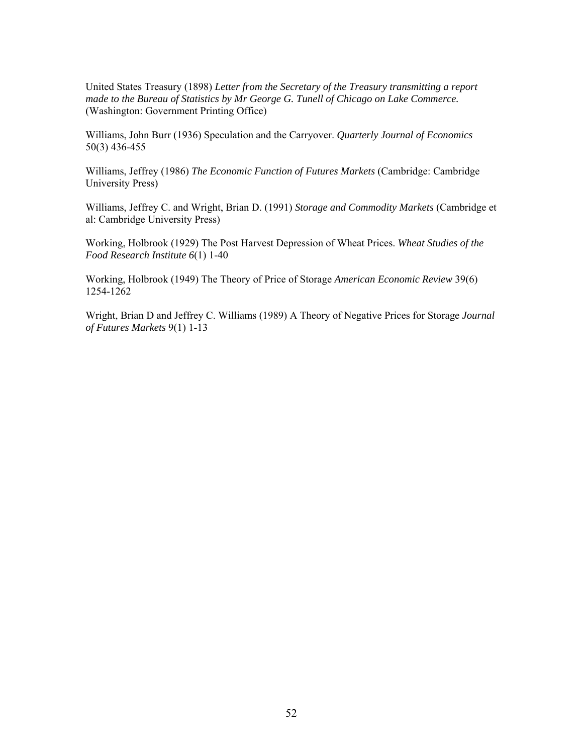United States Treasury (1898) *Letter from the Secretary of the Treasury transmitting a report made to the Bureau of Statistics by Mr George G. Tunell of Chicago on Lake Commerce.* (Washington: Government Printing Office)

Williams, John Burr (1936) Speculation and the Carryover. *Quarterly Journal of Economics* 50(3) 436-455

Williams, Jeffrey (1986) *The Economic Function of Futures Markets* (Cambridge: Cambridge University Press)

Williams, Jeffrey C. and Wright, Brian D. (1991) *Storage and Commodity Markets* (Cambridge et al: Cambridge University Press)

Working, Holbrook (1929) The Post Harvest Depression of Wheat Prices. *Wheat Studies of the Food Research Institute 6*(1) 1-40

Working, Holbrook (1949) The Theory of Price of Storage *American Economic Review* 39(6) 1254-1262

Wright, Brian D and Jeffrey C. Williams (1989) A Theory of Negative Prices for Storage *Journal of Futures Markets* 9(1) 1-13